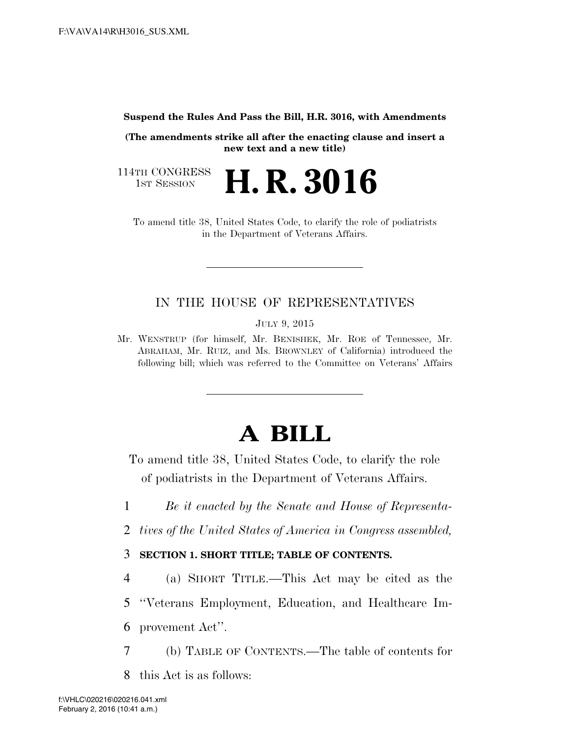**Suspend the Rules And Pass the Bill, H.R. 3016, with Amendments**

**(The amendments strike all after the enacting clause and insert a new text and a new title)**

114TH CONGRESS
1ST SESSION

# H. R. 3016

To amend title 38, United States Code, to clarify the role of podiatrists in the Department of Veterans Affairs.

---

IN THE HOUSE OF REPRESENTATIVES

JULY 9, 2015

Mr. WENSTRUP (for himself, Mr. BENISHEK, Mr. ROE of Tennessee, Mr. ABRAHAM, Mr. RUIZ, and Ms. BROWNLEY of California) introduced the following bill; which was referred to the Committee on Veterans' Affairs

---

# A BILL

To amend title 38, United States Code, to clarify the role of podiatrists in the Department of Veterans Affairs.

1 *Be it enacted by the Senate and House of Representa-*
2 *tives of the United States of America in Congress assembled,*

3 **SECTION 1. SHORT TITLE; TABLE OF CONTENTS.**

4 (a) SHORT TITLE.—This Act may be cited as the
5 "Veterans Employment, Education, and Healthcare Im-
6 provement Act".

7 (b) TABLE OF CONTENTS.—The table of contents for
8 this Act is as follows:

f:\VHLC\020216\020216.041.xml
February 2, 2016 (10:41 a.m.)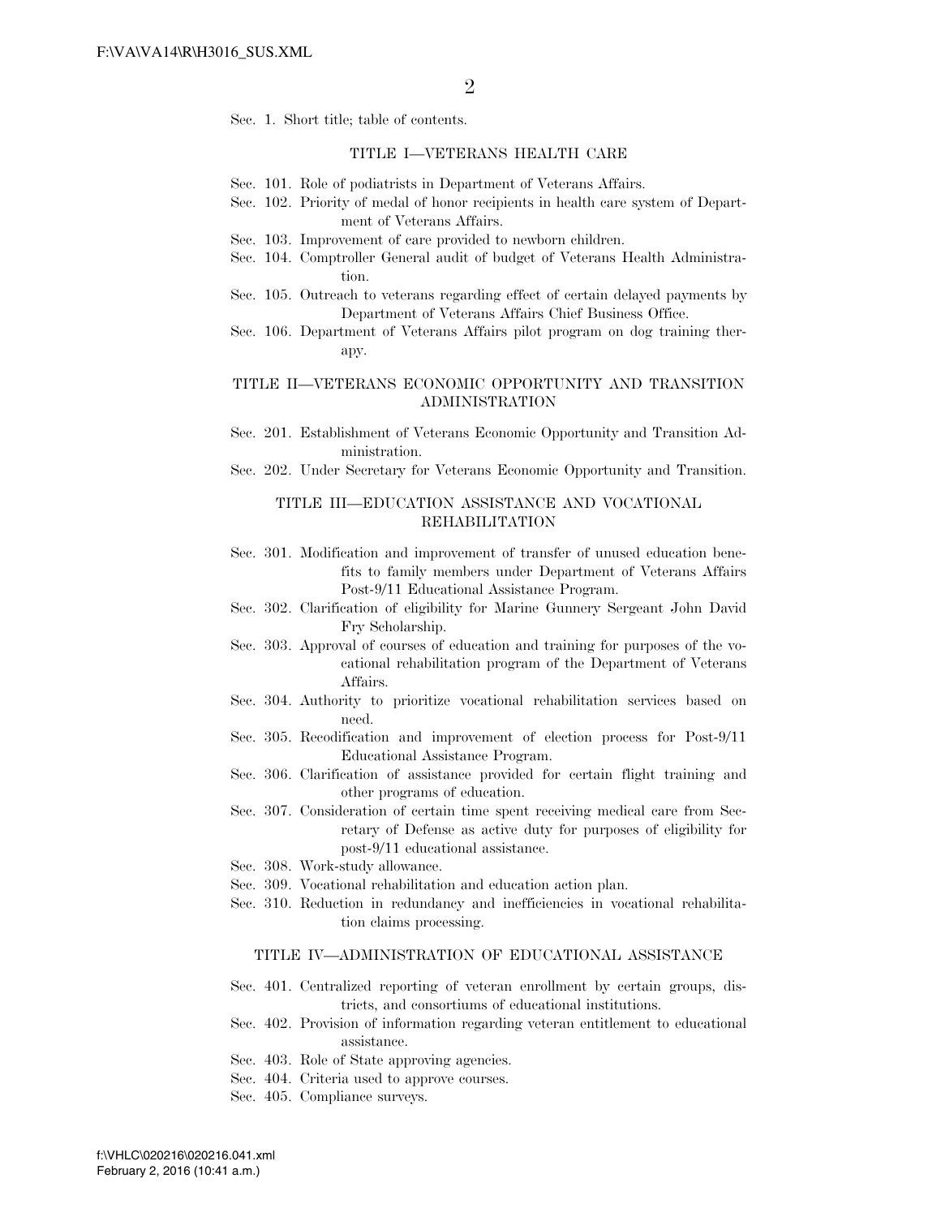Sec. 1. Short title; table of contents.

TITLE I—VETERANS HEALTH CARE

Sec. 101. Role of podiatrists in Department of Veterans Affairs.
Sec. 102. Priority of medal of honor recipients in health care system of Department of Veterans Affairs.
Sec. 103. Improvement of care provided to newborn children.
Sec. 104. Comptroller General audit of budget of Veterans Health Administration.
Sec. 105. Outreach to veterans regarding effect of certain delayed payments by Department of Veterans Affairs Chief Business Office.
Sec. 106. Department of Veterans Affairs pilot program on dog training therapy.

TITLE II—VETERANS ECONOMIC OPPORTUNITY AND TRANSITION ADMINISTRATION

Sec. 201. Establishment of Veterans Economic Opportunity and Transition Administration.
Sec. 202. Under Secretary for Veterans Economic Opportunity and Transition.

TITLE III—EDUCATION ASSISTANCE AND VOCATIONAL REHABILITATION

Sec. 301. Modification and improvement of transfer of unused education benefits to family members under Department of Veterans Affairs Post-9/11 Educational Assistance Program.
Sec. 302. Clarification of eligibility for Marine Gunnery Sergeant John David Fry Scholarship.
Sec. 303. Approval of courses of education and training for purposes of the vocational rehabilitation program of the Department of Veterans Affairs.
Sec. 304. Authority to prioritize vocational rehabilitation services based on need.
Sec. 305. Recodification and improvement of election process for Post-9/11 Educational Assistance Program.
Sec. 306. Clarification of assistance provided for certain flight training and other programs of education.
Sec. 307. Consideration of certain time spent receiving medical care from Secretary of Defense as active duty for purposes of eligibility for post-9/11 educational assistance.
Sec. 308. Work-study allowance.
Sec. 309. Vocational rehabilitation and education action plan.
Sec. 310. Reduction in redundancy and inefficiencies in vocational rehabilitation claims processing.

TITLE IV—ADMINISTRATION OF EDUCATIONAL ASSISTANCE

Sec. 401. Centralized reporting of veteran enrollment by certain groups, districts, and consortiums of educational institutions.
Sec. 402. Provision of information regarding veteran entitlement to educational assistance.
Sec. 403. Role of State approving agencies.
Sec. 404. Criteria used to approve courses.
Sec. 405. Compliance surveys.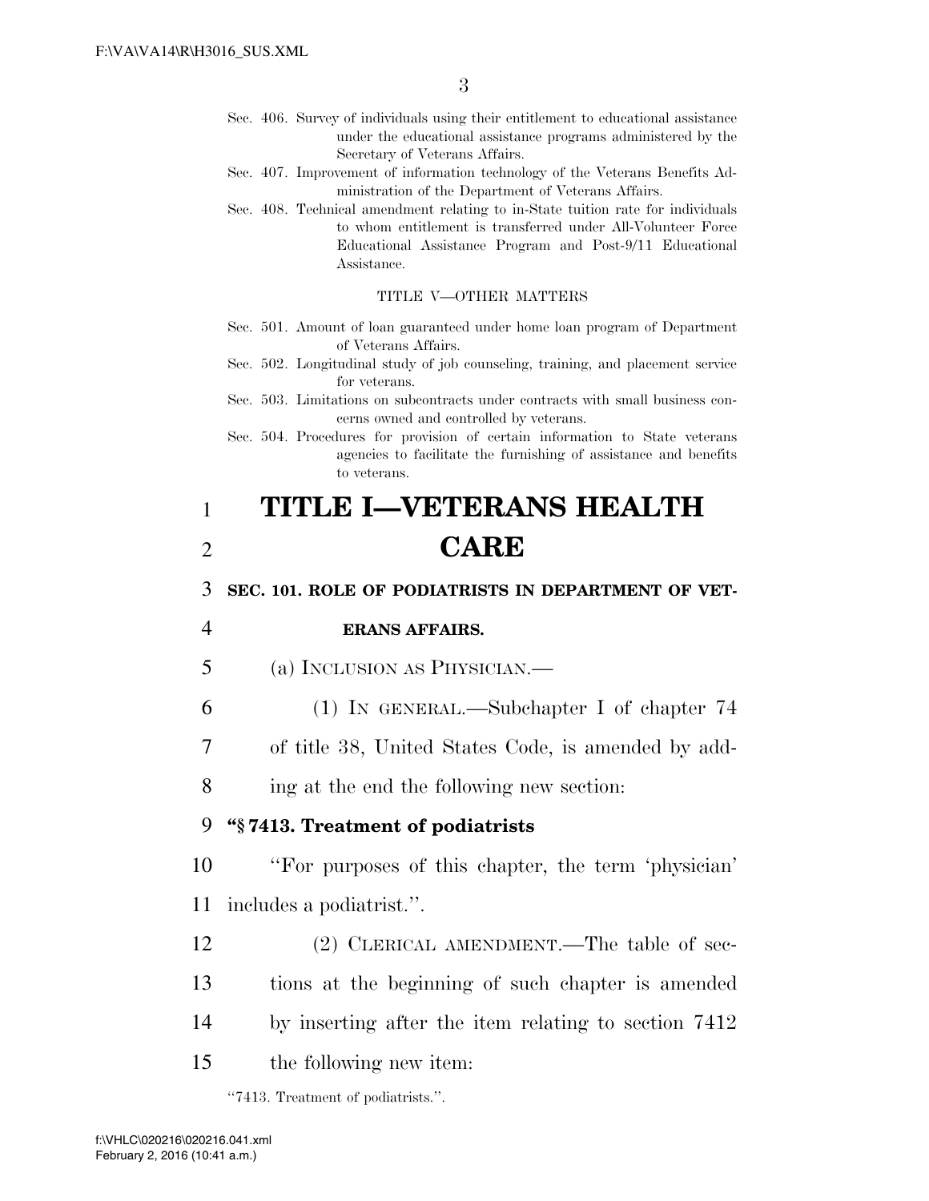Sec. 406. Survey of individuals using their entitlement to educational assistance under the educational assistance programs administered by the Secretary of Veterans Affairs.

Sec. 407. Improvement of information technology of the Veterans Benefits Administration of the Department of Veterans Affairs.

Sec. 408. Technical amendment relating to in-State tuition rate for individuals to whom entitlement is transferred under All-Volunteer Force Educational Assistance Program and Post-9/11 Educational Assistance.

TITLE V—OTHER MATTERS

Sec. 501. Amount of loan guaranteed under home loan program of Department of Veterans Affairs.

Sec. 502. Longitudinal study of job counseling, training, and placement service for veterans.

Sec. 503. Limitations on subcontracts under contracts with small business concerns owned and controlled by veterans.

Sec. 504. Procedures for provision of certain information to State veterans agencies to facilitate the furnishing of assistance and benefits to veterans.

# TITLE I—VETERANS HEALTH CARE

**SEC. 101. ROLE OF PODIATRISTS IN DEPARTMENT OF VETERANS AFFAIRS.**

(a) INCLUSION AS PHYSICIAN.—

(1) IN GENERAL.—Subchapter I of chapter 74 of title 38, United States Code, is amended by adding at the end the following new section:

**"§ 7413. Treatment of podiatrists**

"For purposes of this chapter, the term 'physician' includes a podiatrist.".

(2) CLERICAL AMENDMENT.—The table of sections at the beginning of such chapter is amended by inserting after the item relating to section 7412 the following new item:

"7413. Treatment of podiatrists.".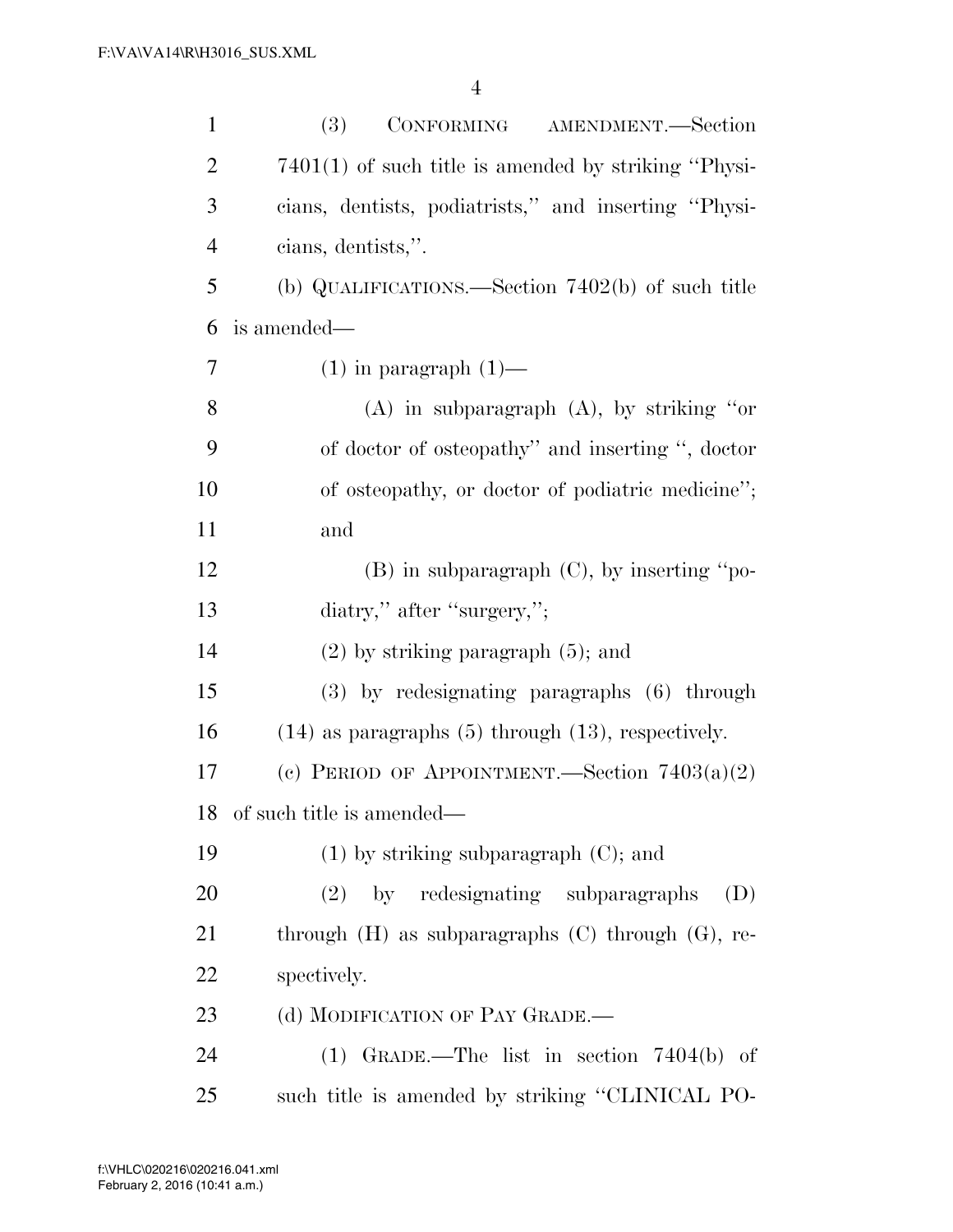(3) CONFORMING AMENDMENT.—Section 7401(1) of such title is amended by striking ''Physicians, dentists, podiatrists,'' and inserting ''Physicians, dentists,''.

(b) QUALIFICATIONS.—Section 7402(b) of such title is amended—

(1) in paragraph (1)—

(A) in subparagraph (A), by striking ''or of doctor of osteopathy'' and inserting '', doctor of osteopathy, or doctor of podiatric medicine''; and

(B) in subparagraph (C), by inserting ''podiatry,'' after ''surgery,'';

(2) by striking paragraph (5); and

(3) by redesignating paragraphs (6) through (14) as paragraphs (5) through (13), respectively.

(c) PERIOD OF APPOINTMENT.—Section 7403(a)(2) of such title is amended—

(1) by striking subparagraph (C); and

(2) by redesignating subparagraphs (D) through (H) as subparagraphs (C) through (G), respectively.

(d) MODIFICATION OF PAY GRADE.—

(1) GRADE.—The list in section 7404(b) of such title is amended by striking ''CLINICAL PO-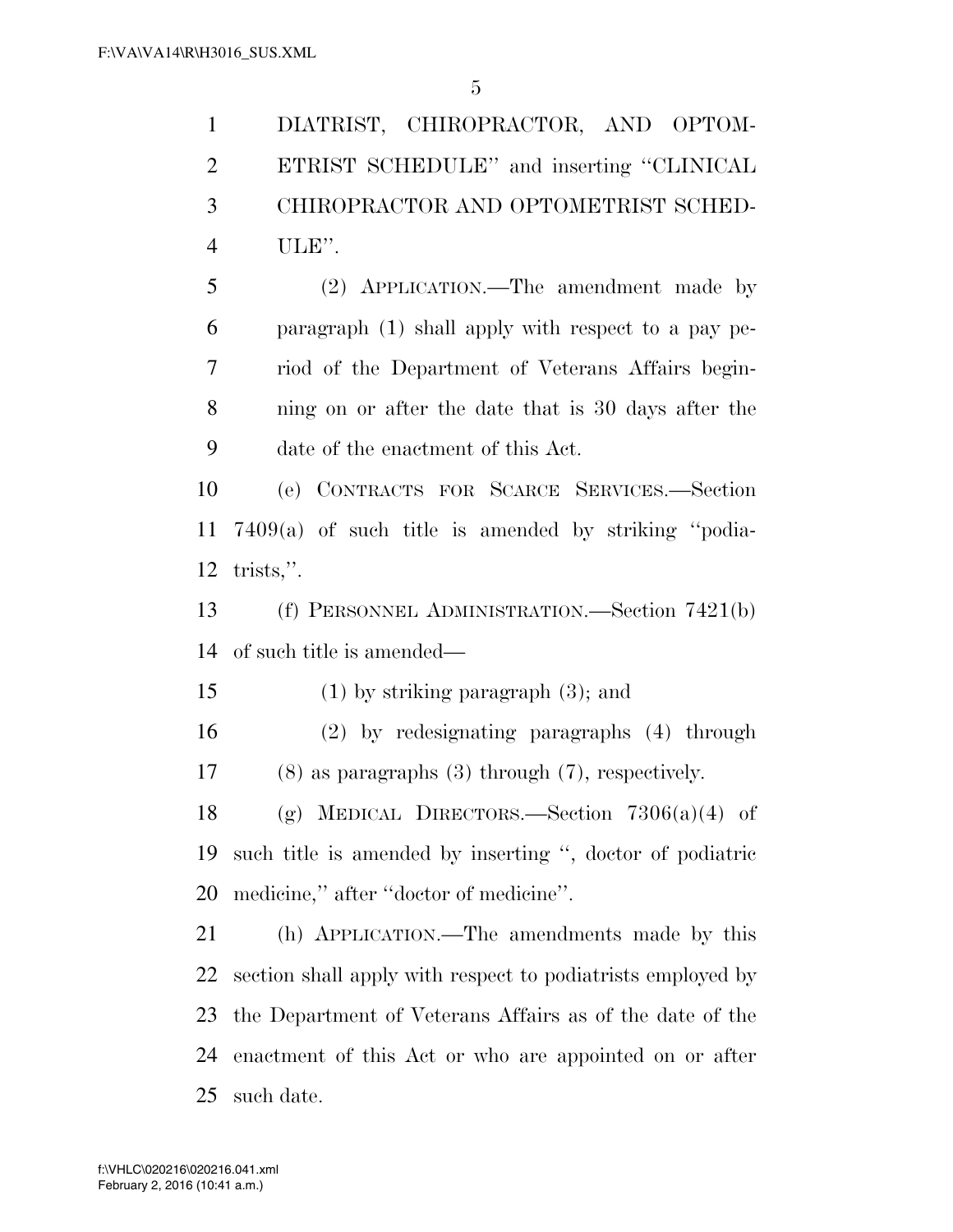DIATRIST, CHIROPRACTOR, AND OPTOMETRIST SCHEDULE'' and inserting ''CLINICAL CHIROPRACTOR AND OPTOMETRIST SCHEDULE''.

(2) APPLICATION.—The amendment made by paragraph (1) shall apply with respect to a pay period of the Department of Veterans Affairs beginning on or after the date that is 30 days after the date of the enactment of this Act.

(e) CONTRACTS FOR SCARCE SERVICES.—Section 7409(a) of such title is amended by striking ''podiatrists,''.

(f) PERSONNEL ADMINISTRATION.—Section 7421(b) of such title is amended—

(1) by striking paragraph (3); and

(2) by redesignating paragraphs (4) through (8) as paragraphs (3) through (7), respectively.

(g) MEDICAL DIRECTORS.—Section 7306(a)(4) of such title is amended by inserting '', doctor of podiatric medicine,'' after ''doctor of medicine''.

(h) APPLICATION.—The amendments made by this section shall apply with respect to podiatrists employed by the Department of Veterans Affairs as of the date of the enactment of this Act or who are appointed on or after such date.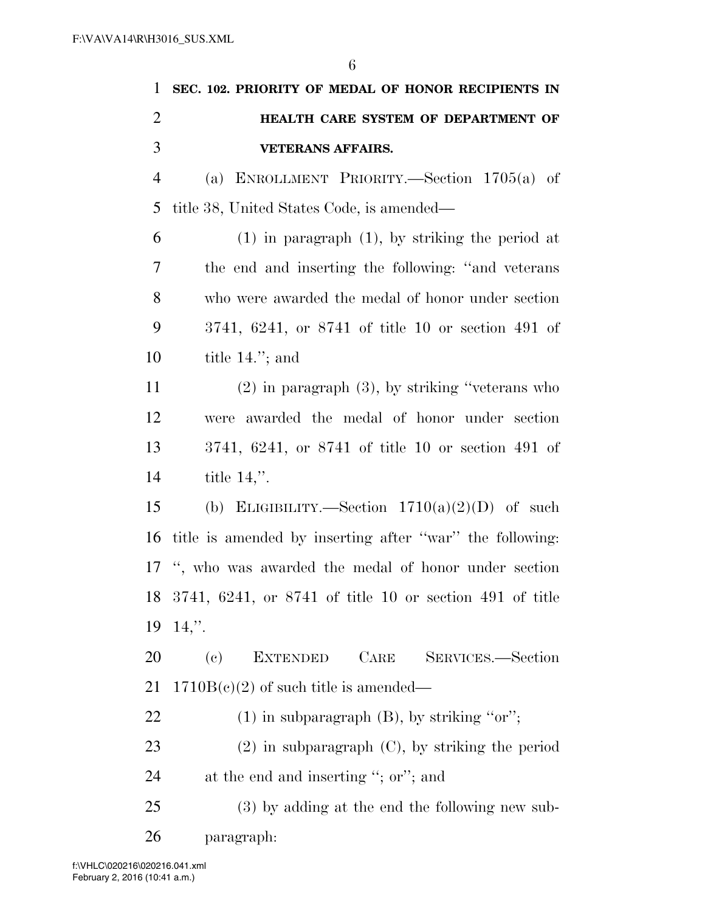**SEC. 102. PRIORITY OF MEDAL OF HONOR RECIPIENTS IN HEALTH CARE SYSTEM OF DEPARTMENT OF VETERANS AFFAIRS.**

(a) ENROLLMENT PRIORITY.—Section 1705(a) of title 38, United States Code, is amended—

(1) in paragraph (1), by striking the period at the end and inserting the following: "and veterans who were awarded the medal of honor under section 3741, 6241, or 8741 of title 10 or section 491 of title 14."; and

(2) in paragraph (3), by striking "veterans who were awarded the medal of honor under section 3741, 6241, or 8741 of title 10 or section 491 of title 14,".

(b) ELIGIBILITY.—Section 1710(a)(2)(D) of such title is amended by inserting after "war" the following: ", who was awarded the medal of honor under section 3741, 6241, or 8741 of title 10 or section 491 of title 14,".

(c) EXTENDED CARE SERVICES.—Section 1710B(c)(2) of such title is amended—

(1) in subparagraph (B), by striking "or";

(2) in subparagraph (C), by striking the period at the end and inserting "; or"; and

(3) by adding at the end the following new subparagraph: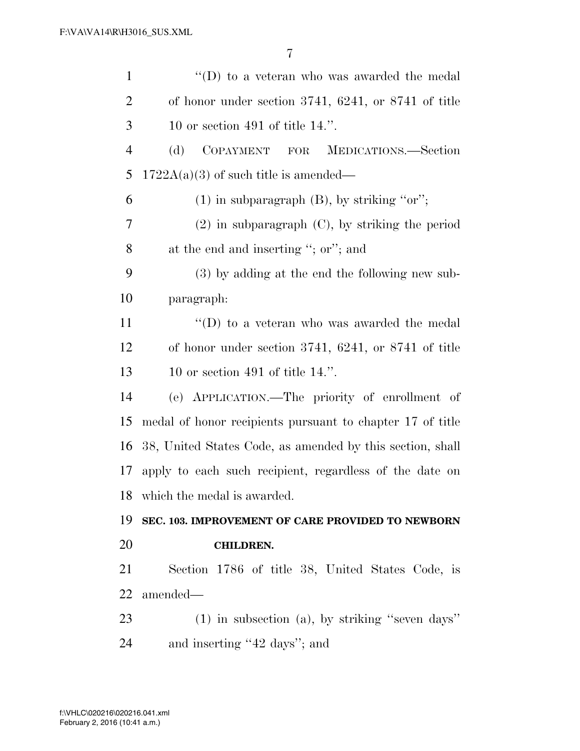"(D) to a veteran who was awarded the medal of honor under section 3741, 6241, or 8741 of title 10 or section 491 of title 14.".

(d) COPAYMENT FOR MEDICATIONS.—Section 1722A(a)(3) of such title is amended—

(1) in subparagraph (B), by striking "or";

(2) in subparagraph (C), by striking the period at the end and inserting "; or"; and

(3) by adding at the end the following new subparagraph:

"(D) to a veteran who was awarded the medal of honor under section 3741, 6241, or 8741 of title 10 or section 491 of title 14.".

(e) APPLICATION.—The priority of enrollment of medal of honor recipients pursuant to chapter 17 of title 38, United States Code, as amended by this section, shall apply to each such recipient, regardless of the date on which the medal is awarded.

**SEC. 103. IMPROVEMENT OF CARE PROVIDED TO NEWBORN CHILDREN.**

Section 1786 of title 38, United States Code, is amended—

(1) in subsection (a), by striking "seven days" and inserting "42 days"; and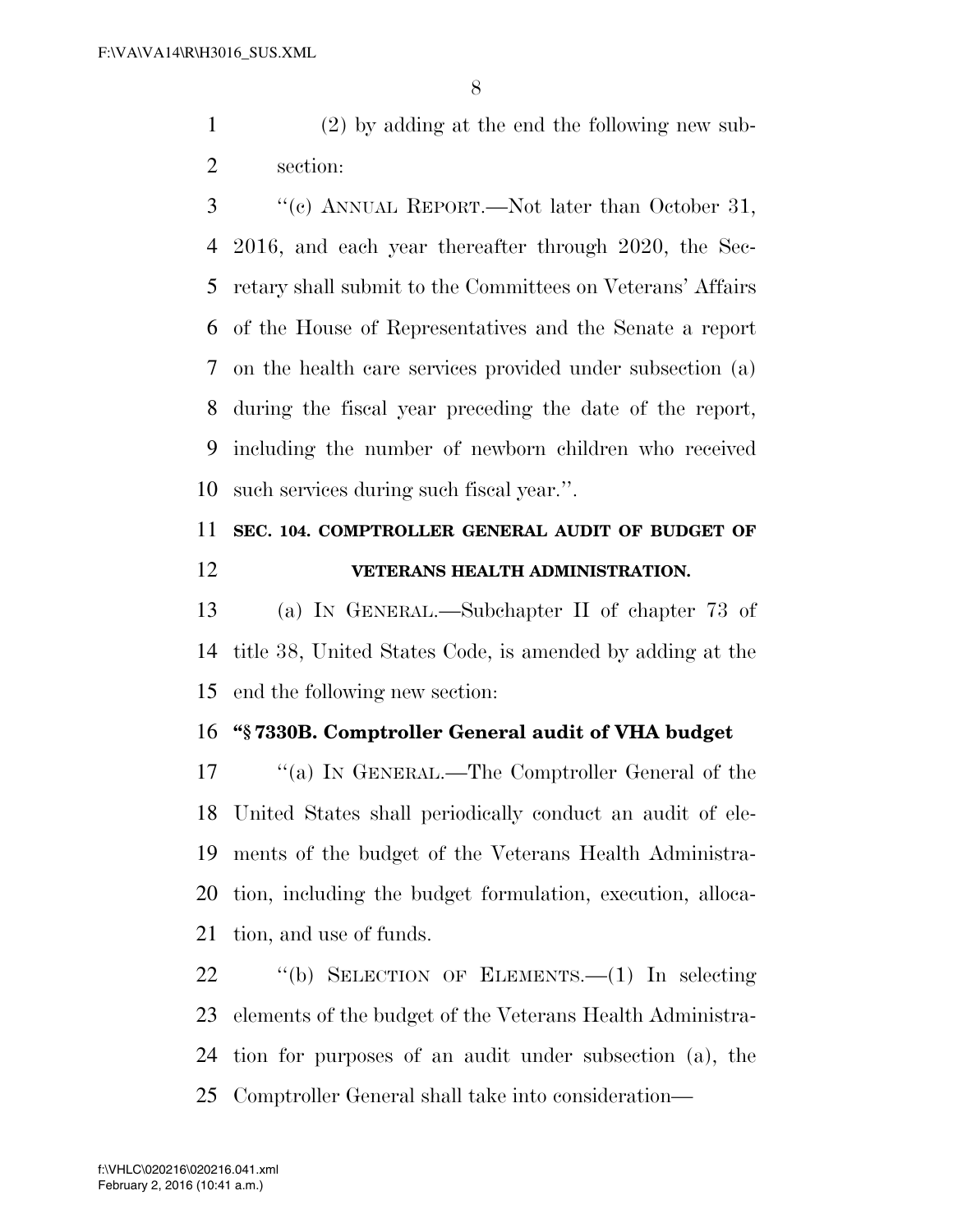(2) by adding at the end the following new subsection:

"(c) ANNUAL REPORT.—Not later than October 31, 2016, and each year thereafter through 2020, the Secretary shall submit to the Committees on Veterans' Affairs of the House of Representatives and the Senate a report on the health care services provided under subsection (a) during the fiscal year preceding the date of the report, including the number of newborn children who received such services during such fiscal year.".

**SEC. 104. COMPTROLLER GENERAL AUDIT OF BUDGET OF VETERANS HEALTH ADMINISTRATION.**

(a) IN GENERAL.—Subchapter II of chapter 73 of title 38, United States Code, is amended by adding at the end the following new section:

**"§ 7330B. Comptroller General audit of VHA budget**

"(a) IN GENERAL.—The Comptroller General of the United States shall periodically conduct an audit of elements of the budget of the Veterans Health Administration, including the budget formulation, execution, allocation, and use of funds.

"(b) SELECTION OF ELEMENTS.—(1) In selecting elements of the budget of the Veterans Health Administration for purposes of an audit under subsection (a), the Comptroller General shall take into consideration—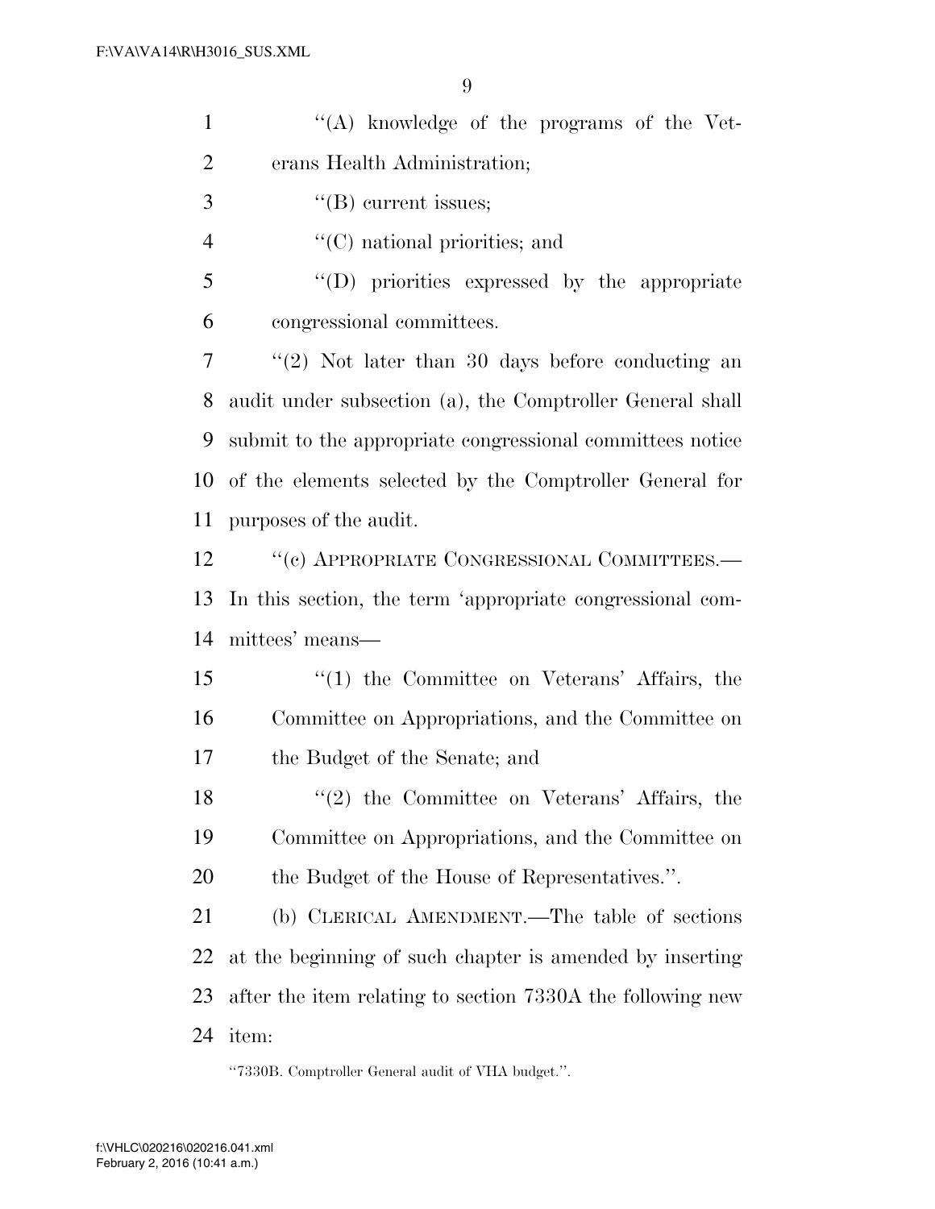''(A) knowledge of the programs of the Veterans Health Administration;

''(B) current issues;

''(C) national priorities; and

''(D) priorities expressed by the appropriate congressional committees.

''(2) Not later than 30 days before conducting an audit under subsection (a), the Comptroller General shall submit to the appropriate congressional committees notice of the elements selected by the Comptroller General for purposes of the audit.

''(c) APPROPRIATE CONGRESSIONAL COMMITTEES.—In this section, the term 'appropriate congressional committees' means—

''(1) the Committee on Veterans' Affairs, the Committee on Appropriations, and the Committee on the Budget of the Senate; and

''(2) the Committee on Veterans' Affairs, the Committee on Appropriations, and the Committee on the Budget of the House of Representatives.''.

(b) CLERICAL AMENDMENT.—The table of sections at the beginning of such chapter is amended by inserting after the item relating to section 7330A the following new item:

''7330B. Comptroller General audit of VHA budget.''.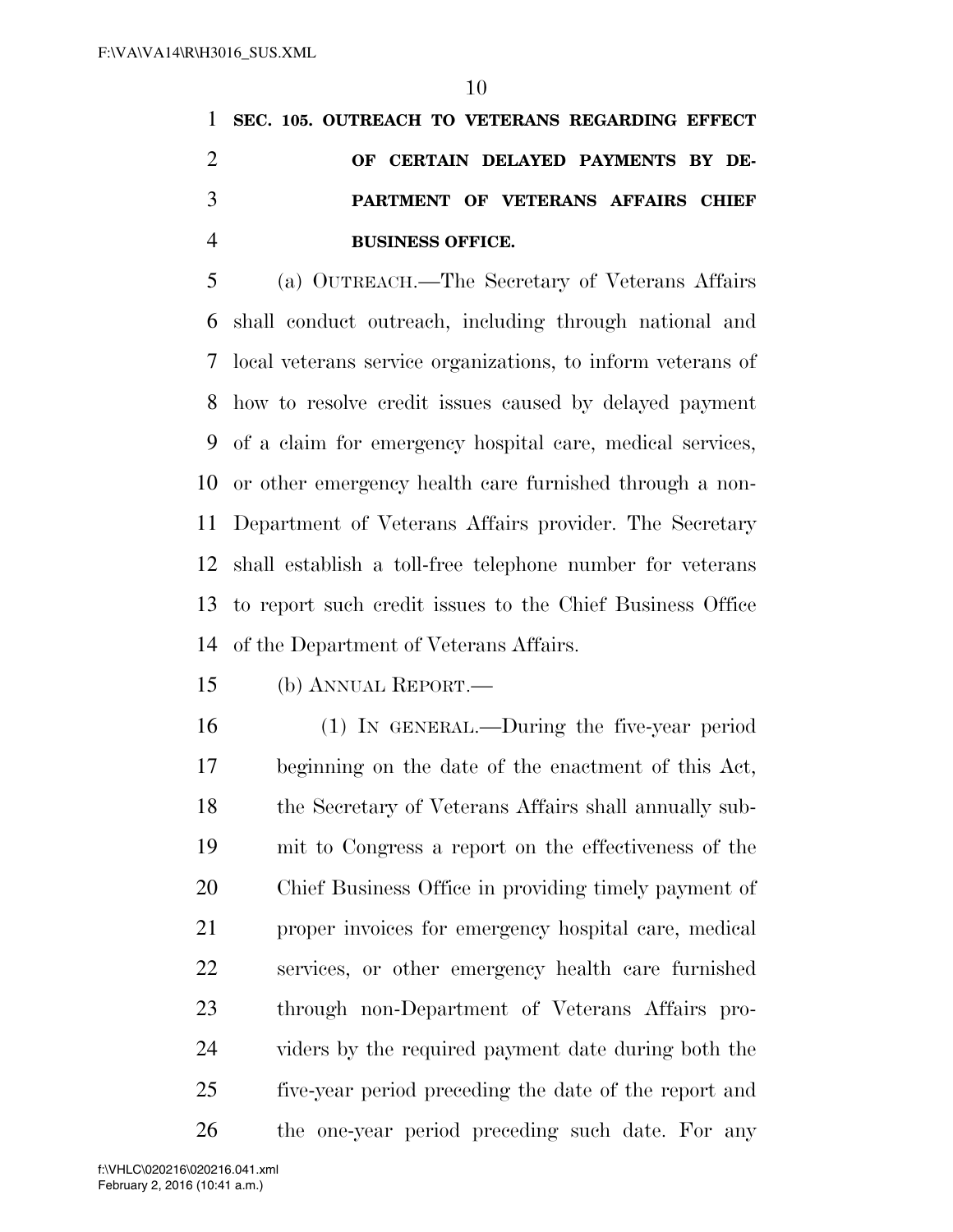**SEC. 105. OUTREACH TO VETERANS REGARDING EFFECT OF CERTAIN DELAYED PAYMENTS BY DEPARTMENT OF VETERANS AFFAIRS CHIEF BUSINESS OFFICE.**

(a) OUTREACH.—The Secretary of Veterans Affairs shall conduct outreach, including through national and local veterans service organizations, to inform veterans of how to resolve credit issues caused by delayed payment of a claim for emergency hospital care, medical services, or other emergency health care furnished through a non-Department of Veterans Affairs provider. The Secretary shall establish a toll-free telephone number for veterans to report such credit issues to the Chief Business Office of the Department of Veterans Affairs.

(b) ANNUAL REPORT.—

(1) IN GENERAL.—During the five-year period beginning on the date of the enactment of this Act, the Secretary of Veterans Affairs shall annually submit to Congress a report on the effectiveness of the Chief Business Office in providing timely payment of proper invoices for emergency hospital care, medical services, or other emergency health care furnished through non-Department of Veterans Affairs providers by the required payment date during both the five-year period preceding the date of the report and the one-year period preceding such date. For any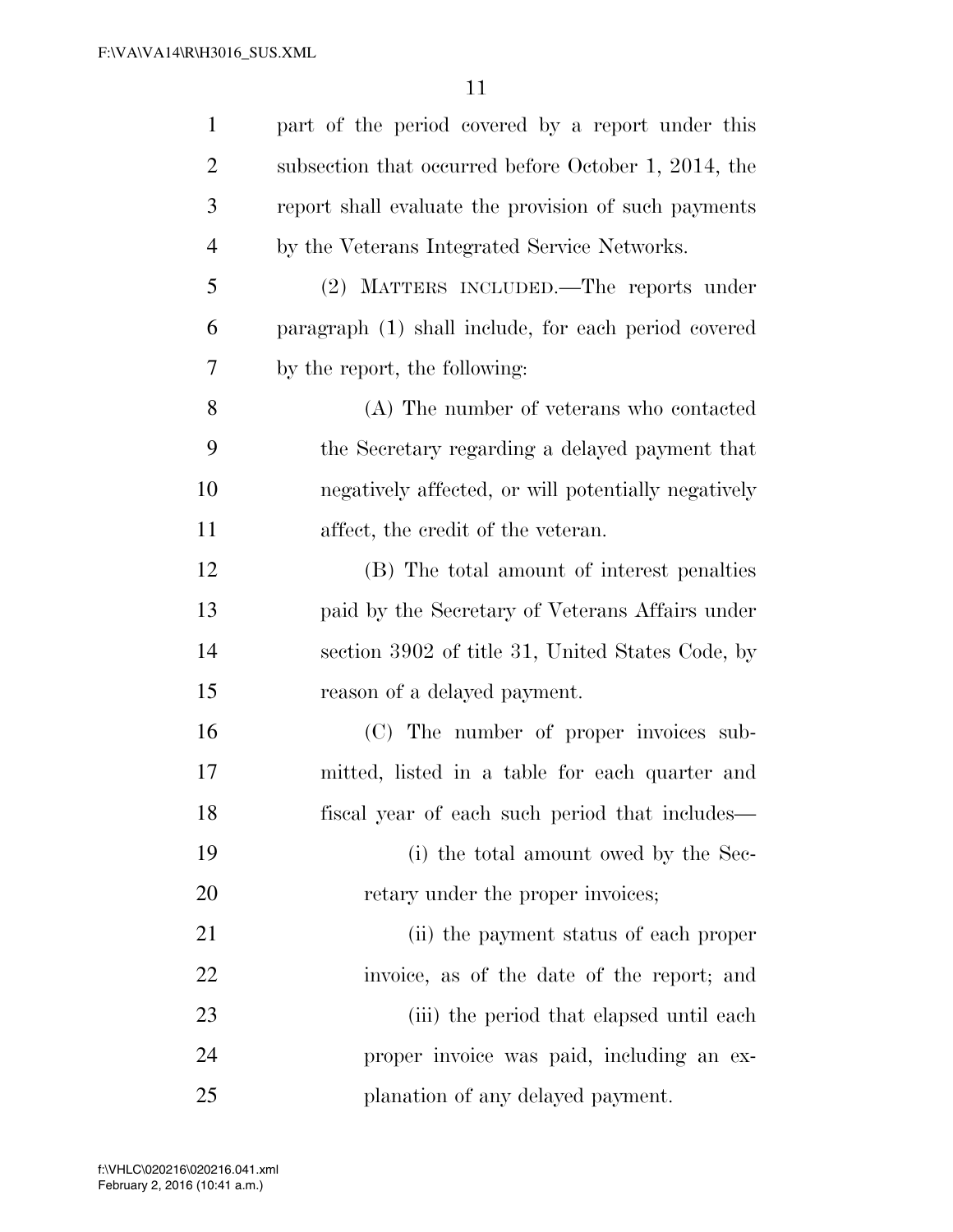part of the period covered by a report under this subsection that occurred before October 1, 2014, the report shall evaluate the provision of such payments by the Veterans Integrated Service Networks.

(2) MATTERS INCLUDED.—The reports under paragraph (1) shall include, for each period covered by the report, the following:

(A) The number of veterans who contacted the Secretary regarding a delayed payment that negatively affected, or will potentially negatively affect, the credit of the veteran.

(B) The total amount of interest penalties paid by the Secretary of Veterans Affairs under section 3902 of title 31, United States Code, by reason of a delayed payment.

(C) The number of proper invoices submitted, listed in a table for each quarter and fiscal year of each such period that includes—

(i) the total amount owed by the Secretary under the proper invoices;

(ii) the payment status of each proper invoice, as of the date of the report; and

(iii) the period that elapsed until each proper invoice was paid, including an explanation of any delayed payment.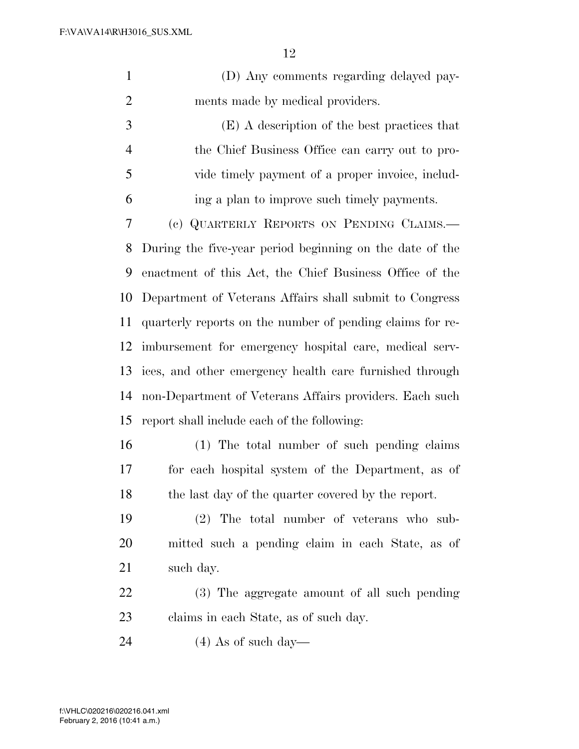(D) Any comments regarding delayed payments made by medical providers.

(E) A description of the best practices that the Chief Business Office can carry out to provide timely payment of a proper invoice, including a plan to improve such timely payments.

(c) QUARTERLY REPORTS ON PENDING CLAIMS.—During the five-year period beginning on the date of the enactment of this Act, the Chief Business Office of the Department of Veterans Affairs shall submit to Congress quarterly reports on the number of pending claims for reimbursement for emergency hospital care, medical services, and other emergency health care furnished through non-Department of Veterans Affairs providers. Each such report shall include each of the following:

(1) The total number of such pending claims for each hospital system of the Department, as of the last day of the quarter covered by the report.

(2) The total number of veterans who submitted such a pending claim in each State, as of such day.

(3) The aggregate amount of all such pending claims in each State, as of such day.

(4) As of such day—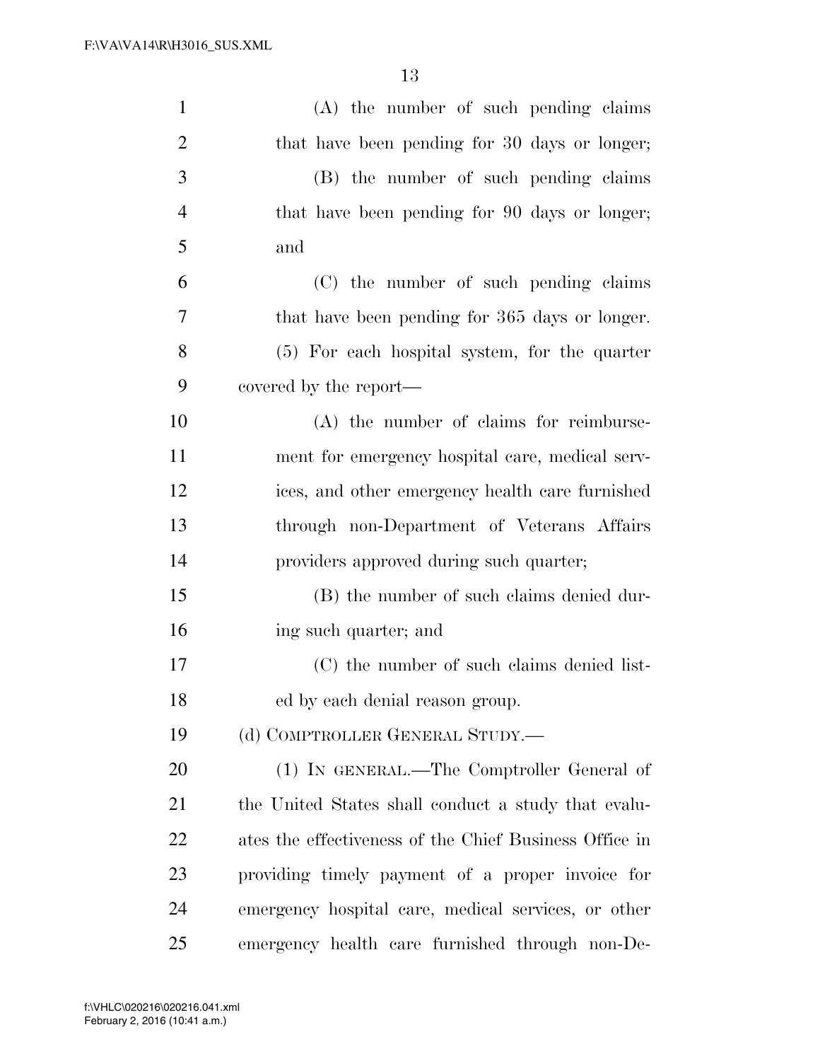(A) the number of such pending claims that have been pending for 30 days or longer;

(B) the number of such pending claims that have been pending for 90 days or longer; and

(C) the number of such pending claims that have been pending for 365 days or longer.

(5) For each hospital system, for the quarter covered by the report—

(A) the number of claims for reimbursement for emergency hospital care, medical services, and other emergency health care furnished through non-Department of Veterans Affairs providers approved during such quarter;

(B) the number of such claims denied during such quarter; and

(C) the number of such claims denied listed by each denial reason group.

(d) COMPTROLLER GENERAL STUDY.—

(1) IN GENERAL.—The Comptroller General of the United States shall conduct a study that evaluates the effectiveness of the Chief Business Office in providing timely payment of a proper invoice for emergency hospital care, medical services, or other emergency health care furnished through non-De-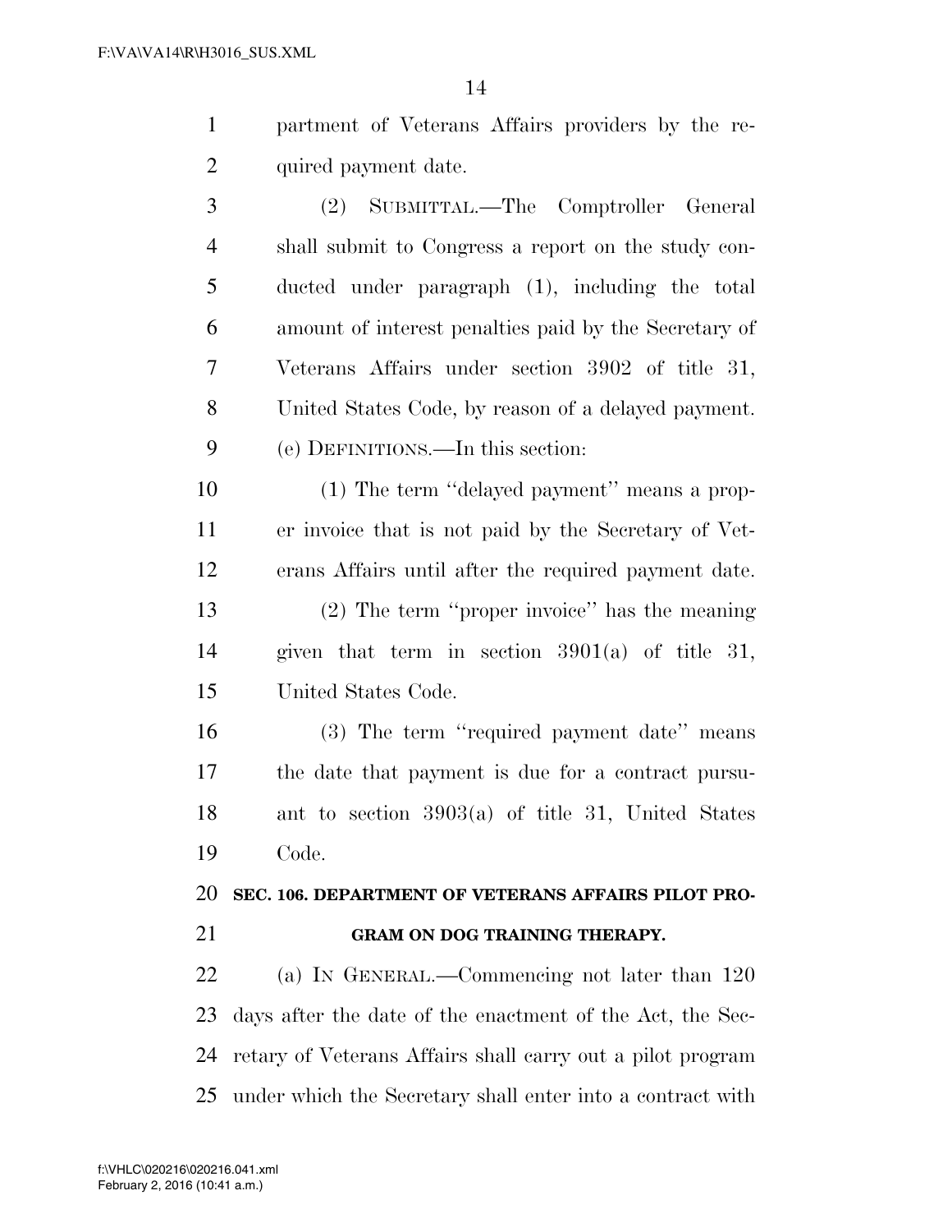partment of Veterans Affairs providers by the required payment date.

(2) SUBMITTAL.—The Comptroller General shall submit to Congress a report on the study conducted under paragraph (1), including the total amount of interest penalties paid by the Secretary of Veterans Affairs under section 3902 of title 31, United States Code, by reason of a delayed payment.

(e) DEFINITIONS.—In this section:

(1) The term ''delayed payment'' means a proper invoice that is not paid by the Secretary of Veterans Affairs until after the required payment date.

(2) The term ''proper invoice'' has the meaning given that term in section 3901(a) of title 31, United States Code.

(3) The term ''required payment date'' means the date that payment is due for a contract pursuant to section 3903(a) of title 31, United States Code.

## SEC. 106. DEPARTMENT OF VETERANS AFFAIRS PILOT PROGRAM ON DOG TRAINING THERAPY.

(a) IN GENERAL.—Commencing not later than 120 days after the date of the enactment of the Act, the Secretary of Veterans Affairs shall carry out a pilot program under which the Secretary shall enter into a contract with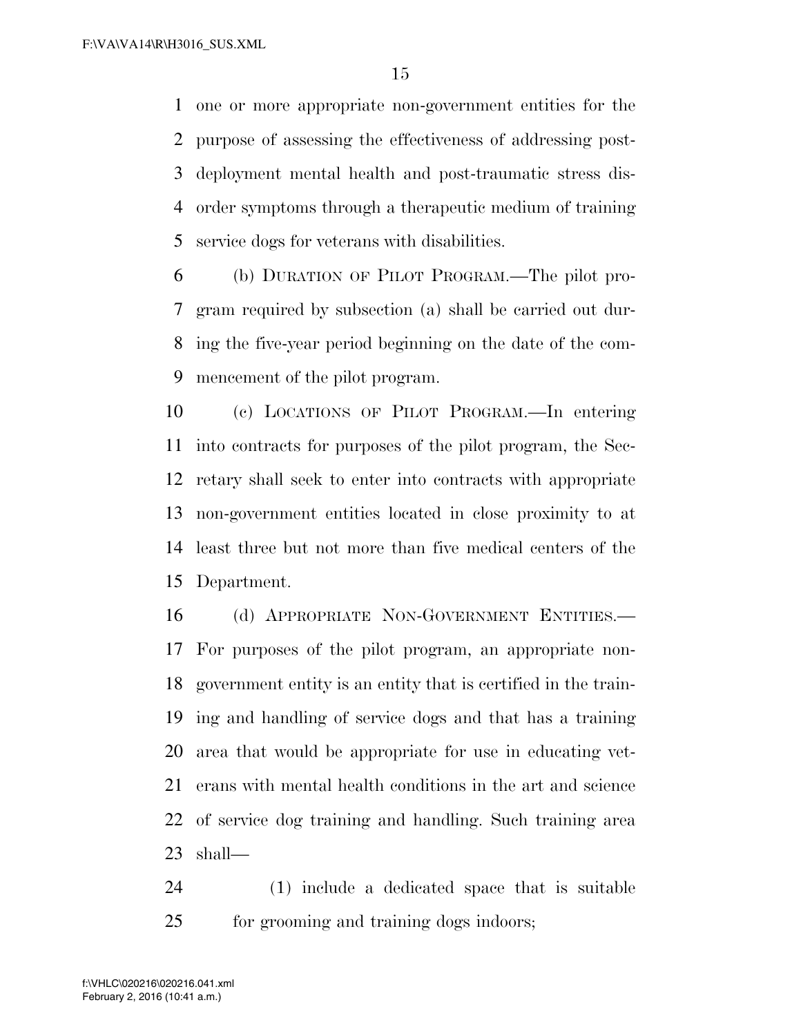one or more appropriate non-government entities for the purpose of assessing the effectiveness of addressing post-deployment mental health and post-traumatic stress disorder symptoms through a therapeutic medium of training service dogs for veterans with disabilities.

(b) DURATION OF PILOT PROGRAM.—The pilot program required by subsection (a) shall be carried out during the five-year period beginning on the date of the commencement of the pilot program.

(c) LOCATIONS OF PILOT PROGRAM.—In entering into contracts for purposes of the pilot program, the Secretary shall seek to enter into contracts with appropriate non-government entities located in close proximity to at least three but not more than five medical centers of the Department.

(d) APPROPRIATE NON-GOVERNMENT ENTITIES.— For purposes of the pilot program, an appropriate non-government entity is an entity that is certified in the training and handling of service dogs and that has a training area that would be appropriate for use in educating veterans with mental health conditions in the art and science of service dog training and handling. Such training area shall—

(1) include a dedicated space that is suitable for grooming and training dogs indoors;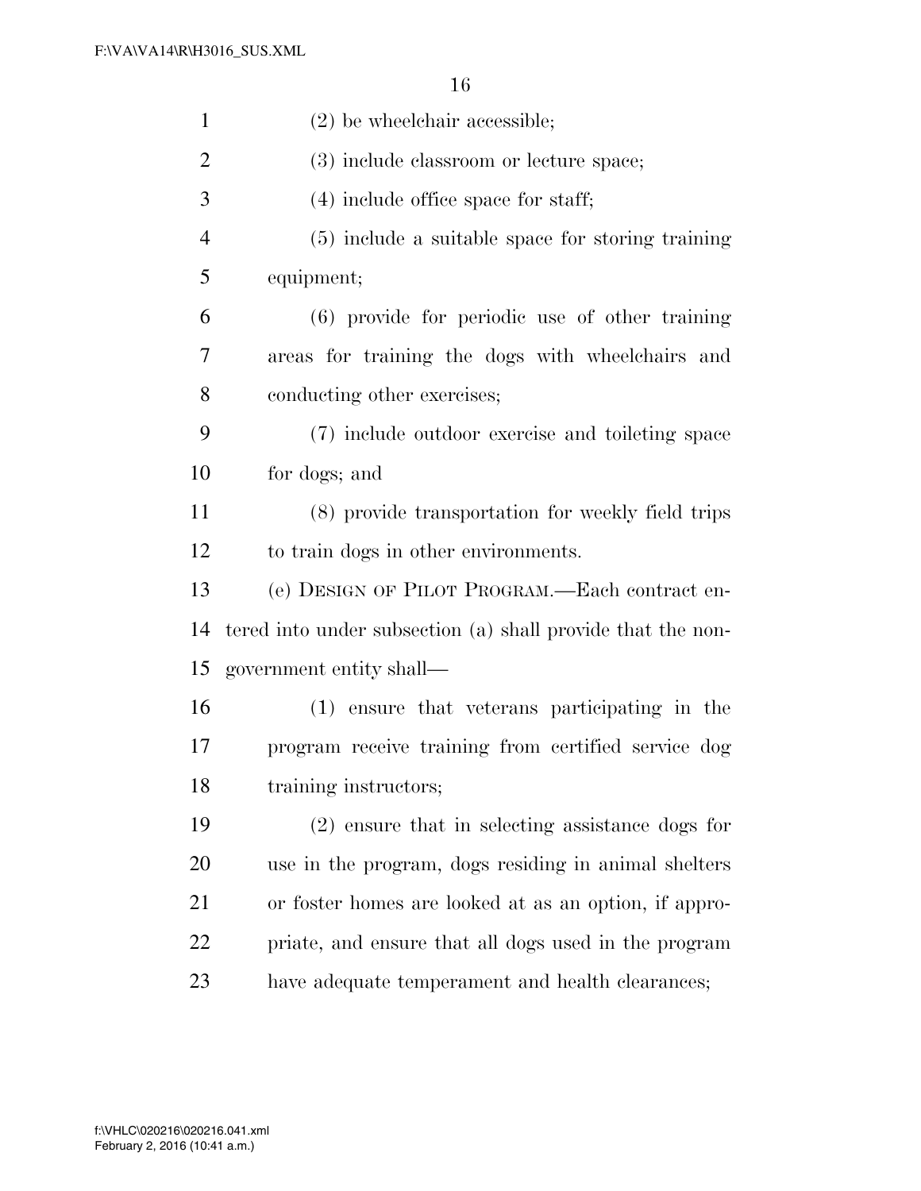(2) be wheelchair accessible;

(3) include classroom or lecture space;

(4) include office space for staff;

(5) include a suitable space for storing training equipment;

(6) provide for periodic use of other training areas for training the dogs with wheelchairs and conducting other exercises;

(7) include outdoor exercise and toileting space for dogs; and

(8) provide transportation for weekly field trips to train dogs in other environments.

(e) DESIGN OF PILOT PROGRAM.—Each contract entered into under subsection (a) shall provide that the nongovernment entity shall—

(1) ensure that veterans participating in the program receive training from certified service dog training instructors;

(2) ensure that in selecting assistance dogs for use in the program, dogs residing in animal shelters or foster homes are looked at as an option, if appropriate, and ensure that all dogs used in the program have adequate temperament and health clearances;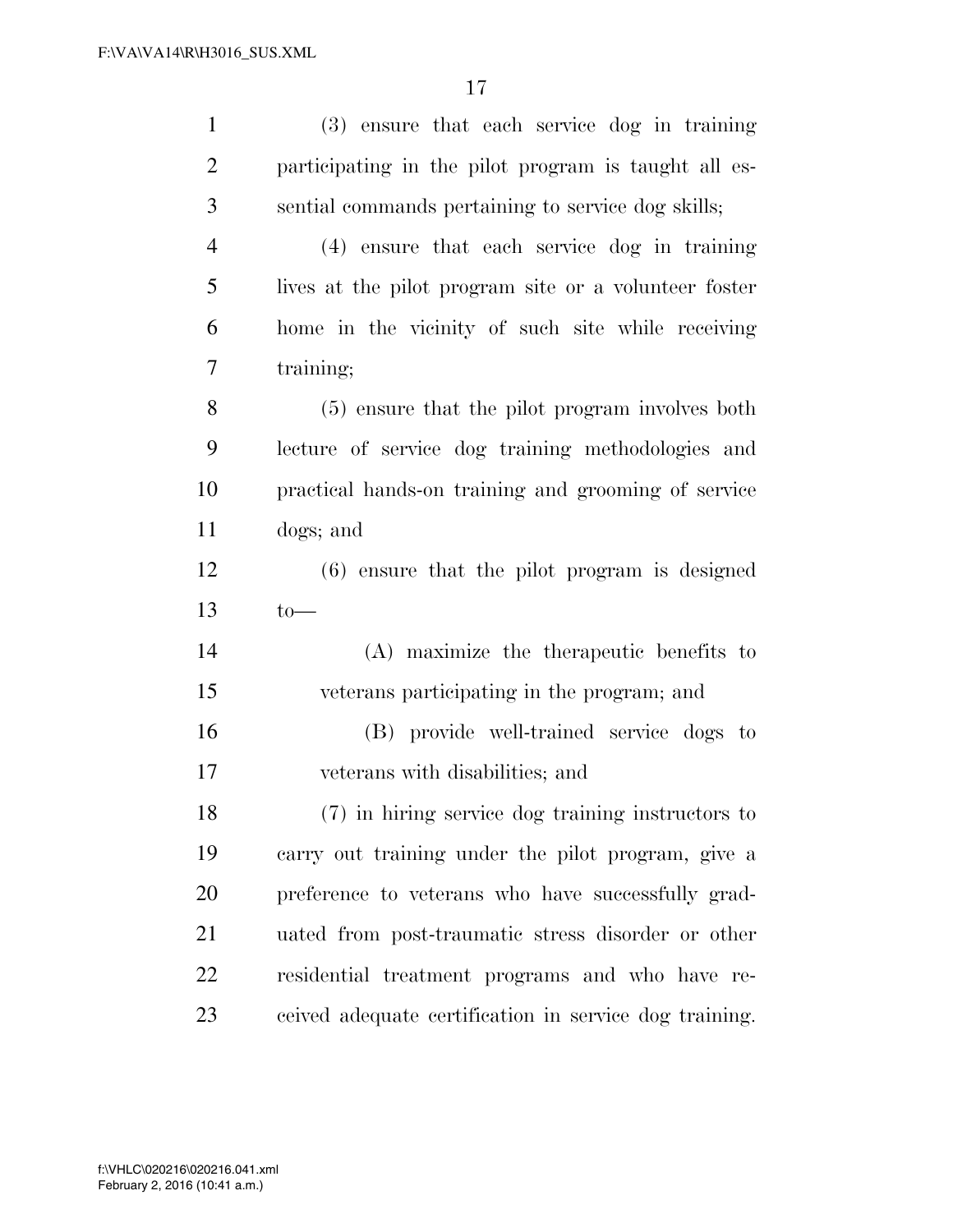(3) ensure that each service dog in training participating in the pilot program is taught all essential commands pertaining to service dog skills;

(4) ensure that each service dog in training lives at the pilot program site or a volunteer foster home in the vicinity of such site while receiving training;

(5) ensure that the pilot program involves both lecture of service dog training methodologies and practical hands-on training and grooming of service dogs; and

(6) ensure that the pilot program is designed to—

(A) maximize the therapeutic benefits to veterans participating in the program; and

(B) provide well-trained service dogs to veterans with disabilities; and

(7) in hiring service dog training instructors to carry out training under the pilot program, give a preference to veterans who have successfully graduated from post-traumatic stress disorder or other residential treatment programs and who have received adequate certification in service dog training.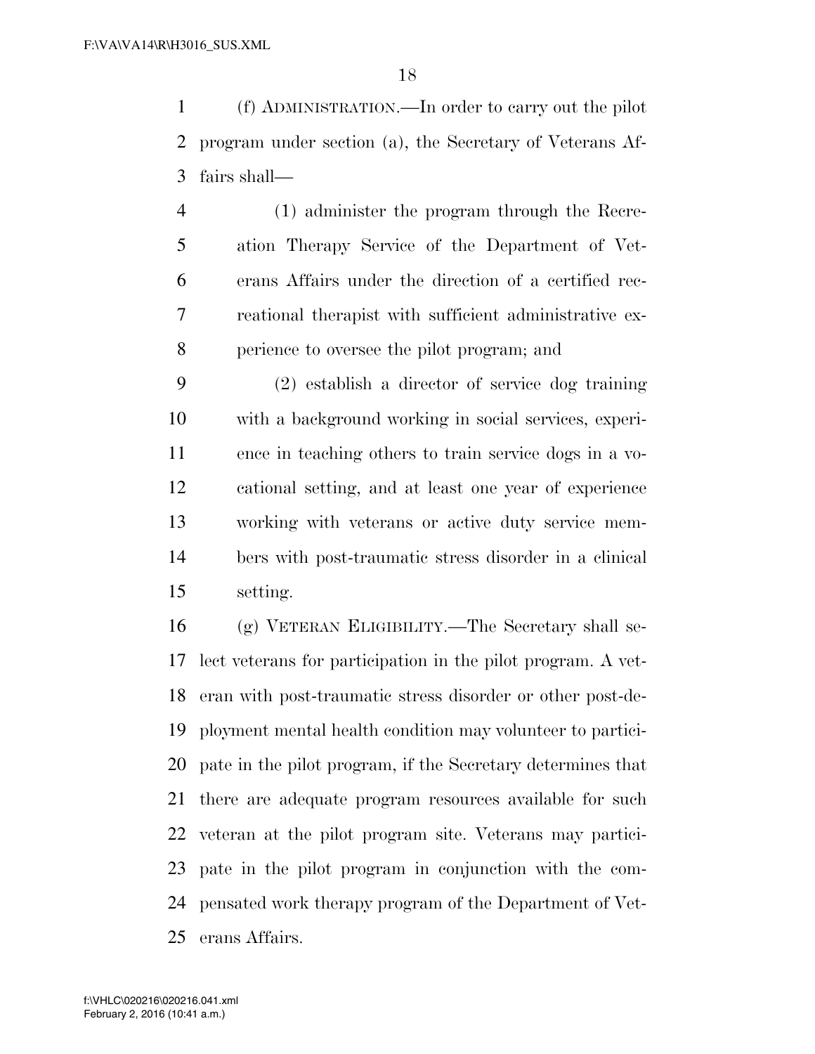(f) ADMINISTRATION.—In order to carry out the pilot program under section (a), the Secretary of Veterans Affairs shall—

(1) administer the program through the Recreation Therapy Service of the Department of Veterans Affairs under the direction of a certified recreational therapist with sufficient administrative experience to oversee the pilot program; and

(2) establish a director of service dog training with a background working in social services, experience in teaching others to train service dogs in a vocational setting, and at least one year of experience working with veterans or active duty service members with post-traumatic stress disorder in a clinical setting.

(g) VETERAN ELIGIBILITY.—The Secretary shall select veterans for participation in the pilot program. A veteran with post-traumatic stress disorder or other post-deployment mental health condition may volunteer to participate in the pilot program, if the Secretary determines that there are adequate program resources available for such veteran at the pilot program site. Veterans may participate in the pilot program in conjunction with the compensated work therapy program of the Department of Veterans Affairs.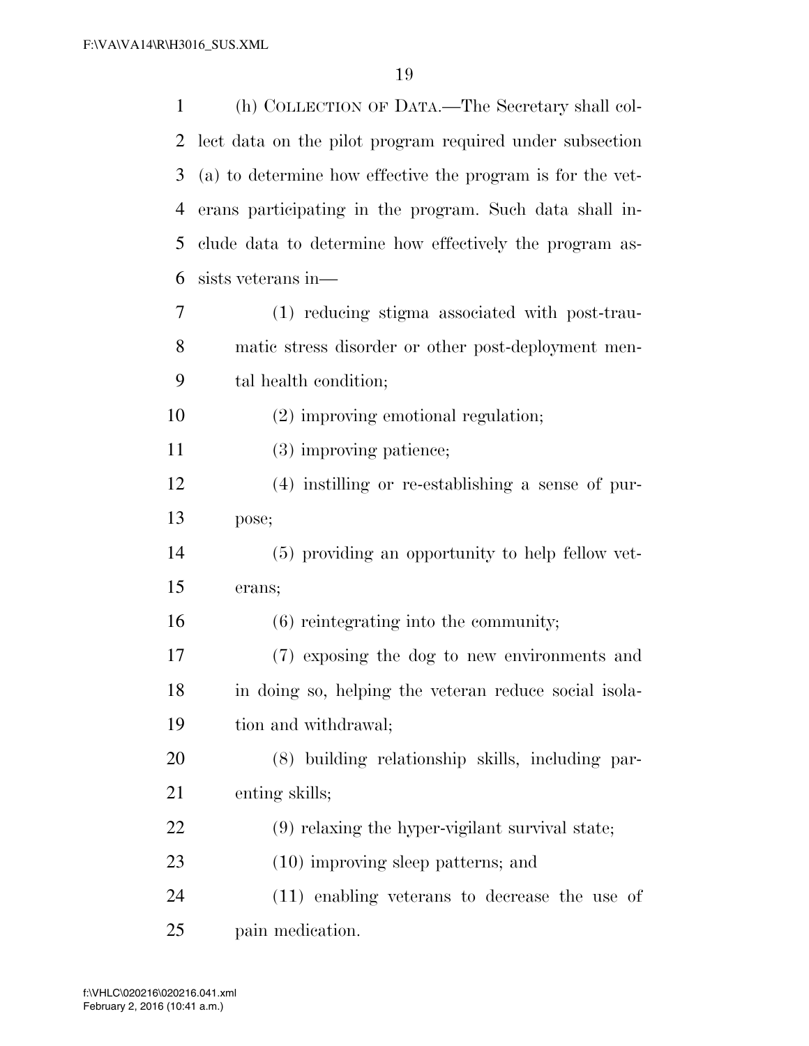(h) COLLECTION OF DATA.—The Secretary shall collect data on the pilot program required under subsection (a) to determine how effective the program is for the veterans participating in the program. Such data shall include data to determine how effectively the program assists veterans in—

(1) reducing stigma associated with post-traumatic stress disorder or other post-deployment mental health condition;

(2) improving emotional regulation;

(3) improving patience;

(4) instilling or re-establishing a sense of purpose;

(5) providing an opportunity to help fellow veterans;

(6) reintegrating into the community;

(7) exposing the dog to new environments and in doing so, helping the veteran reduce social isolation and withdrawal;

(8) building relationship skills, including parenting skills;

(9) relaxing the hyper-vigilant survival state;

(10) improving sleep patterns; and

(11) enabling veterans to decrease the use of pain medication.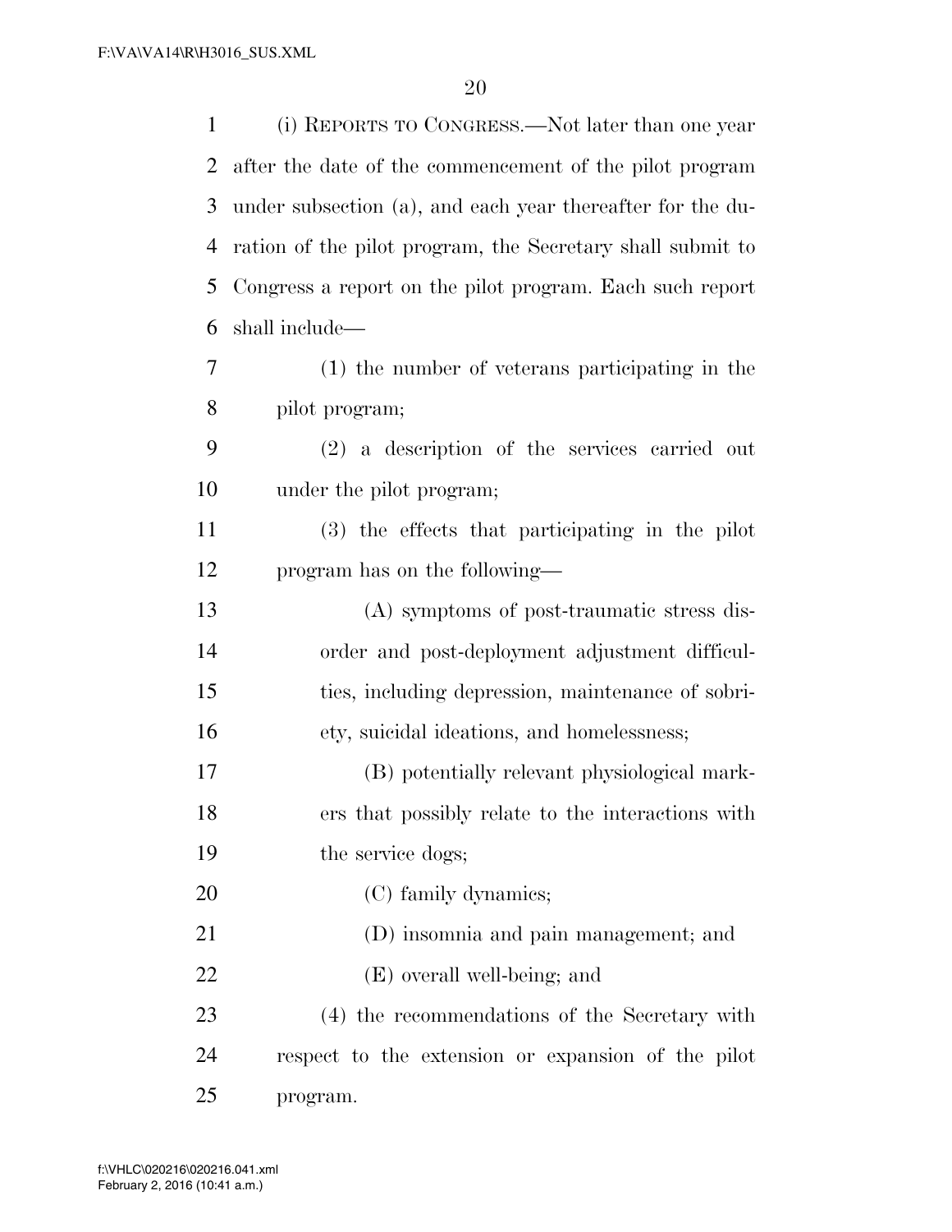(i) REPORTS TO CONGRESS.—Not later than one year after the date of the commencement of the pilot program under subsection (a), and each year thereafter for the duration of the pilot program, the Secretary shall submit to Congress a report on the pilot program. Each such report shall include—

(1) the number of veterans participating in the pilot program;

(2) a description of the services carried out under the pilot program;

(3) the effects that participating in the pilot program has on the following—

(A) symptoms of post-traumatic stress disorder and post-deployment adjustment difficulties, including depression, maintenance of sobriety, suicidal ideations, and homelessness;

(B) potentially relevant physiological markers that possibly relate to the interactions with the service dogs;

(C) family dynamics;

(D) insomnia and pain management; and

(E) overall well-being; and

(4) the recommendations of the Secretary with respect to the extension or expansion of the pilot program.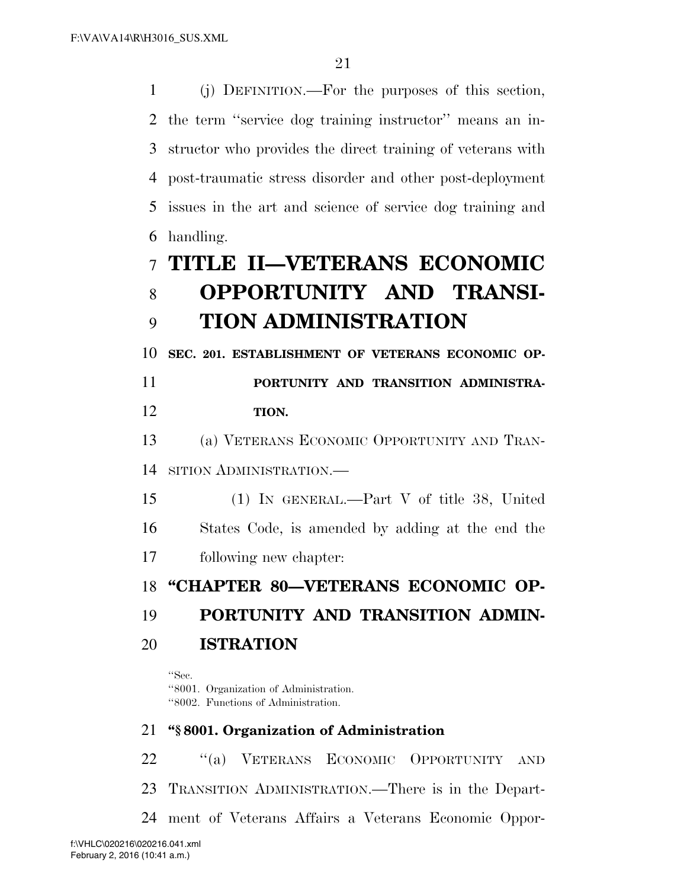(j) DEFINITION.—For the purposes of this section, the term ''service dog training instructor'' means an instructor who provides the direct training of veterans with post-traumatic stress disorder and other post-deployment issues in the art and science of service dog training and handling.

# TITLE II—VETERANS ECONOMIC OPPORTUNITY AND TRANSITION ADMINISTRATION

**SEC. 201. ESTABLISHMENT OF VETERANS ECONOMIC OPPORTUNITY AND TRANSITION ADMINISTRATION.**

(a) VETERANS ECONOMIC OPPORTUNITY AND TRANSITION ADMINISTRATION.—

(1) IN GENERAL.—Part V of title 38, United States Code, is amended by adding at the end the following new chapter:

## ''CHAPTER 80—VETERANS ECONOMIC OPPORTUNITY AND TRANSITION ADMINISTRATION

''Sec.
''8001. Organization of Administration.
''8002. Functions of Administration.

**''§ 8001. Organization of Administration**

''(a) VETERANS ECONOMIC OPPORTUNITY AND TRANSITION ADMINISTRATION.—There is in the Department of Veterans Affairs a Veterans Economic Oppor-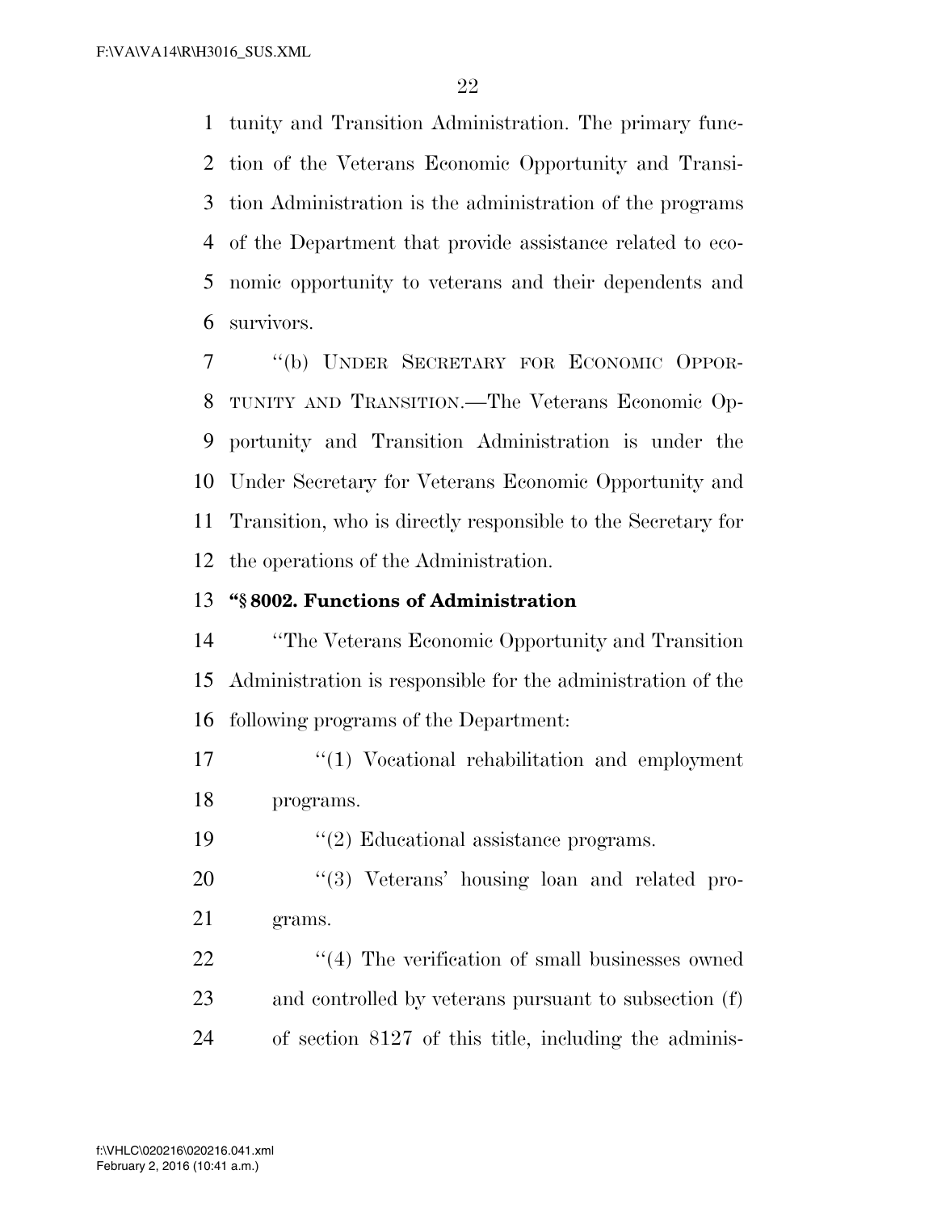tunity and Transition Administration. The primary function of the Veterans Economic Opportunity and Transition Administration is the administration of the programs of the Department that provide assistance related to economic opportunity to veterans and their dependents and survivors.

"(b) UNDER SECRETARY FOR ECONOMIC OPPORTUNITY AND TRANSITION.—The Veterans Economic Opportunity and Transition Administration is under the Under Secretary for Veterans Economic Opportunity and Transition, who is directly responsible to the Secretary for the operations of the Administration.

**"§ 8002. Functions of Administration**

"The Veterans Economic Opportunity and Transition Administration is responsible for the administration of the following programs of the Department:

"(1) Vocational rehabilitation and employment programs.

"(2) Educational assistance programs.

"(3) Veterans' housing loan and related programs.

"(4) The verification of small businesses owned and controlled by veterans pursuant to subsection (f) of section 8127 of this title, including the adminis-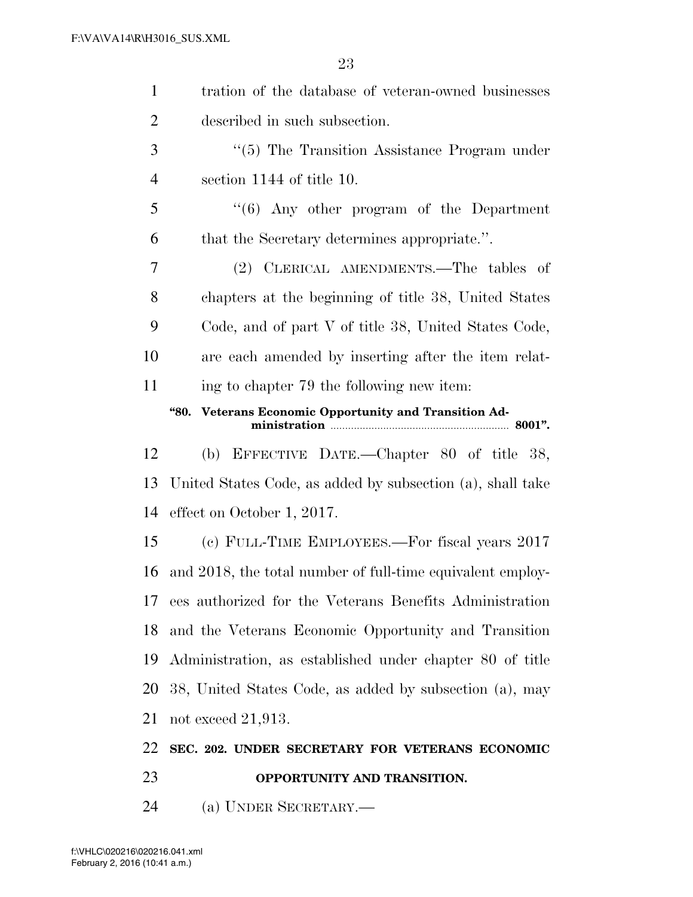tration of the database of veteran-owned businesses described in such subsection.

"(5) The Transition Assistance Program under section 1144 of title 10.

"(6) Any other program of the Department that the Secretary determines appropriate.".

(2) CLERICAL AMENDMENTS.—The tables of chapters at the beginning of title 38, United States Code, and of part V of title 38, United States Code, are each amended by inserting after the item relating to chapter 79 the following new item:

**"80. Veterans Economic Opportunity and Transition Administration ............ 8001".**

(b) EFFECTIVE DATE.—Chapter 80 of title 38, United States Code, as added by subsection (a), shall take effect on October 1, 2017.

(c) FULL-TIME EMPLOYEES.—For fiscal years 2017 and 2018, the total number of full-time equivalent employees authorized for the Veterans Benefits Administration and the Veterans Economic Opportunity and Transition Administration, as established under chapter 80 of title 38, United States Code, as added by subsection (a), may not exceed 21,913.

**SEC. 202. UNDER SECRETARY FOR VETERANS ECONOMIC OPPORTUNITY AND TRANSITION.**

(a) UNDER SECRETARY.—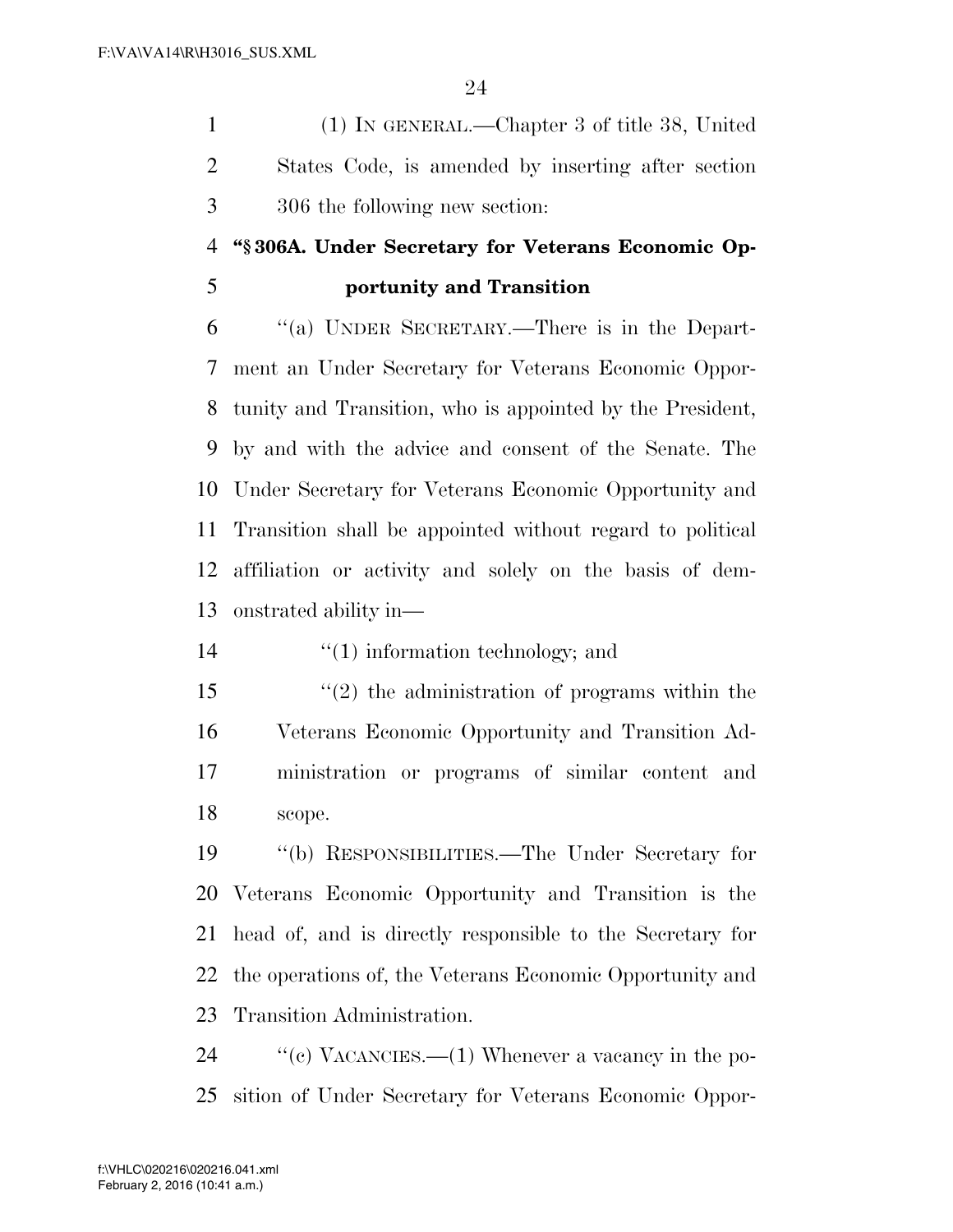(1) IN GENERAL.—Chapter 3 of title 38, United States Code, is amended by inserting after section 306 the following new section:

**"§ 306A. Under Secretary for Veterans Economic Opportunity and Transition**

"(a) UNDER SECRETARY.—There is in the Department an Under Secretary for Veterans Economic Opportunity and Transition, who is appointed by the President, by and with the advice and consent of the Senate. The Under Secretary for Veterans Economic Opportunity and Transition shall be appointed without regard to political affiliation or activity and solely on the basis of demonstrated ability in—

"(1) information technology; and

"(2) the administration of programs within the Veterans Economic Opportunity and Transition Administration or programs of similar content and scope.

"(b) RESPONSIBILITIES.—The Under Secretary for Veterans Economic Opportunity and Transition is the head of, and is directly responsible to the Secretary for the operations of, the Veterans Economic Opportunity and Transition Administration.

"(c) VACANCIES.—(1) Whenever a vacancy in the position of Under Secretary for Veterans Economic Oppor-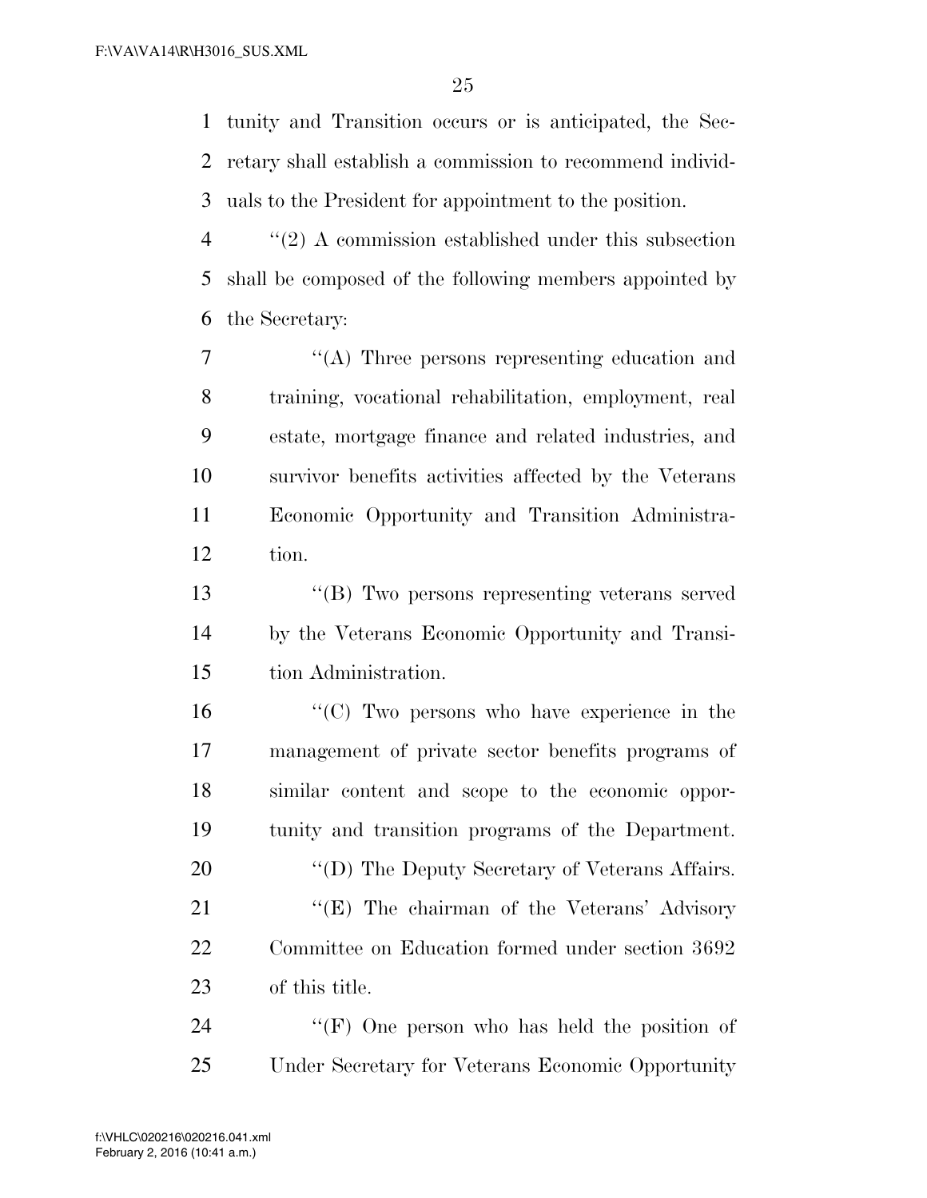tunity and Transition occurs or is anticipated, the Secretary shall establish a commission to recommend individuals to the President for appointment to the position.

"(2) A commission established under this subsection shall be composed of the following members appointed by the Secretary:

"(A) Three persons representing education and training, vocational rehabilitation, employment, real estate, mortgage finance and related industries, and survivor benefits activities affected by the Veterans Economic Opportunity and Transition Administration.

"(B) Two persons representing veterans served by the Veterans Economic Opportunity and Transition Administration.

"(C) Two persons who have experience in the management of private sector benefits programs of similar content and scope to the economic opportunity and transition programs of the Department.

"(D) The Deputy Secretary of Veterans Affairs.

"(E) The chairman of the Veterans' Advisory Committee on Education formed under section 3692 of this title.

"(F) One person who has held the position of Under Secretary for Veterans Economic Opportunity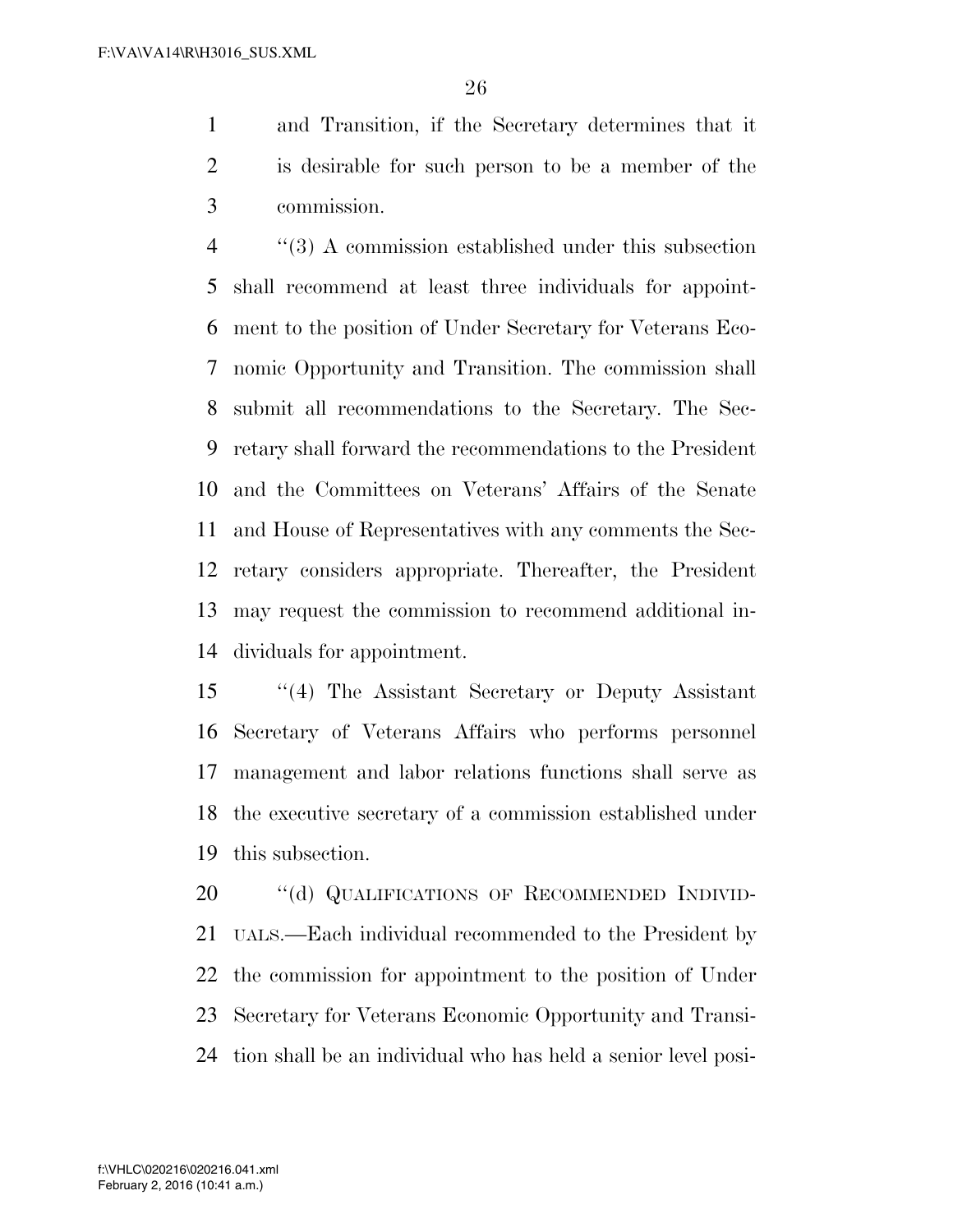and Transition, if the Secretary determines that it is desirable for such person to be a member of the commission.

''(3) A commission established under this subsection shall recommend at least three individuals for appointment to the position of Under Secretary for Veterans Economic Opportunity and Transition. The commission shall submit all recommendations to the Secretary. The Secretary shall forward the recommendations to the President and the Committees on Veterans' Affairs of the Senate and House of Representatives with any comments the Secretary considers appropriate. Thereafter, the President may request the commission to recommend additional individuals for appointment.

''(4) The Assistant Secretary or Deputy Assistant Secretary of Veterans Affairs who performs personnel management and labor relations functions shall serve as the executive secretary of a commission established under this subsection.

''(d) QUALIFICATIONS OF RECOMMENDED INDIVIDUALS.—Each individual recommended to the President by the commission for appointment to the position of Under Secretary for Veterans Economic Opportunity and Transition shall be an individual who has held a senior level posi-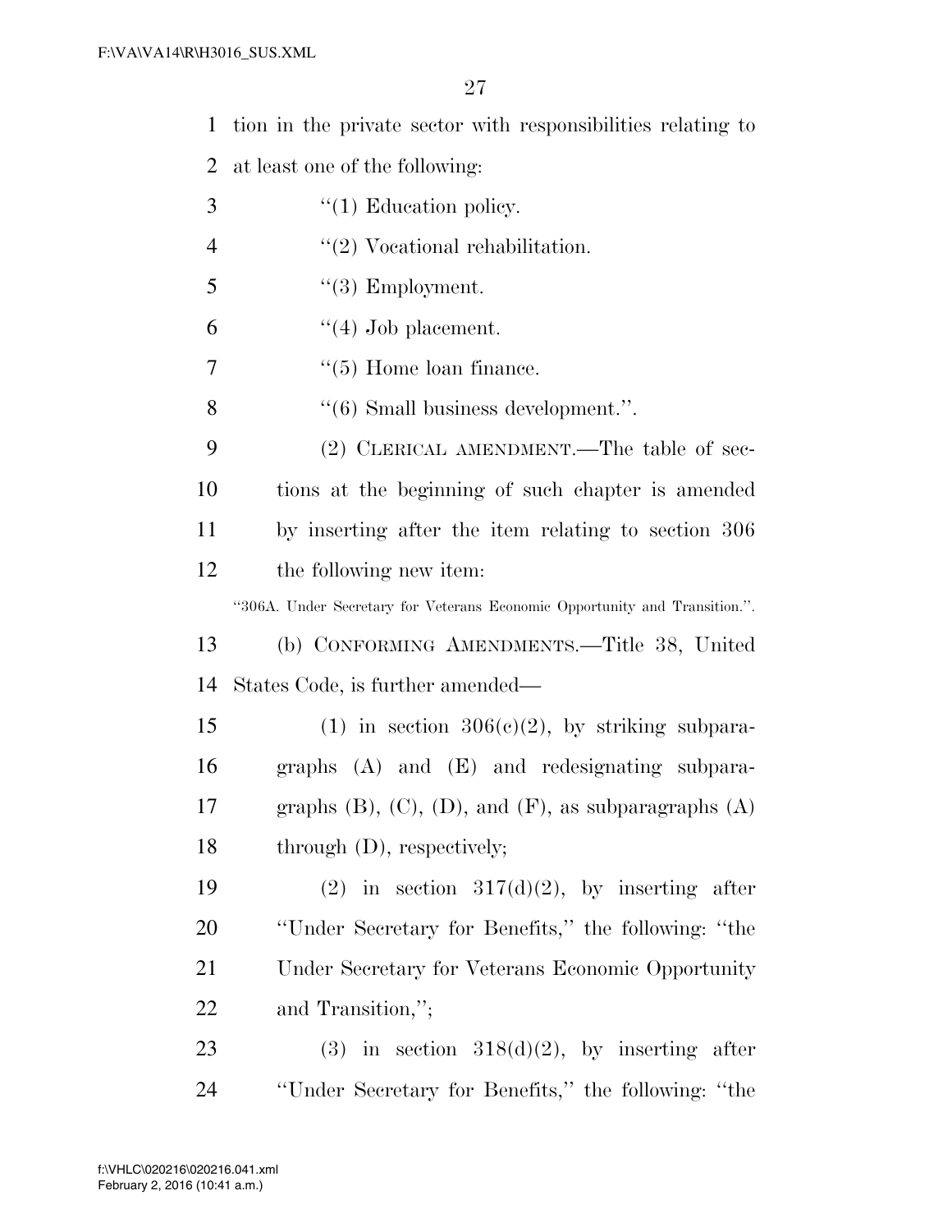tion in the private sector with responsibilities relating to at least one of the following:

"(1) Education policy.

"(2) Vocational rehabilitation.

"(3) Employment.

"(4) Job placement.

"(5) Home loan finance.

"(6) Small business development.".

(2) CLERICAL AMENDMENT.—The table of sections at the beginning of such chapter is amended by inserting after the item relating to section 306 the following new item:

"306A. Under Secretary for Veterans Economic Opportunity and Transition.".

(b) CONFORMING AMENDMENTS.—Title 38, United States Code, is further amended—

(1) in section 306(c)(2), by striking subparagraphs (A) and (E) and redesignating subparagraphs (B), (C), (D), and (F), as subparagraphs (A) through (D), respectively;

(2) in section 317(d)(2), by inserting after "Under Secretary for Benefits," the following: "the Under Secretary for Veterans Economic Opportunity and Transition,";

(3) in section 318(d)(2), by inserting after "Under Secretary for Benefits," the following: "the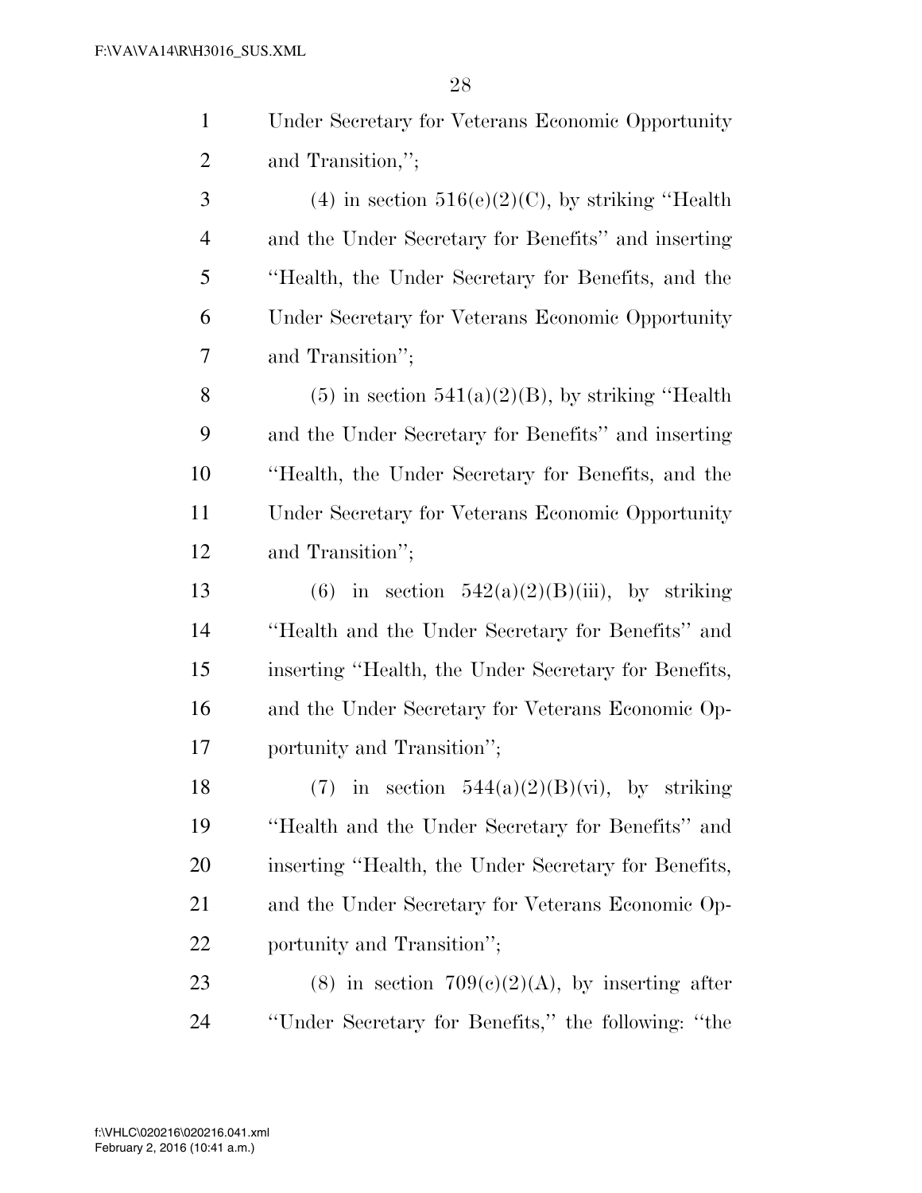Under Secretary for Veterans Economic Opportunity and Transition,'';

(4) in section 516(e)(2)(C), by striking ''Health and the Under Secretary for Benefits'' and inserting ''Health, the Under Secretary for Benefits, and the Under Secretary for Veterans Economic Opportunity and Transition'';

(5) in section 541(a)(2)(B), by striking ''Health and the Under Secretary for Benefits'' and inserting ''Health, the Under Secretary for Benefits, and the Under Secretary for Veterans Economic Opportunity and Transition'';

(6) in section 542(a)(2)(B)(iii), by striking ''Health and the Under Secretary for Benefits'' and inserting ''Health, the Under Secretary for Benefits, and the Under Secretary for Veterans Economic Opportunity and Transition'';

(7) in section 544(a)(2)(B)(vi), by striking ''Health and the Under Secretary for Benefits'' and inserting ''Health, the Under Secretary for Benefits, and the Under Secretary for Veterans Economic Opportunity and Transition'';

(8) in section 709(c)(2)(A), by inserting after ''Under Secretary for Benefits,'' the following: ''the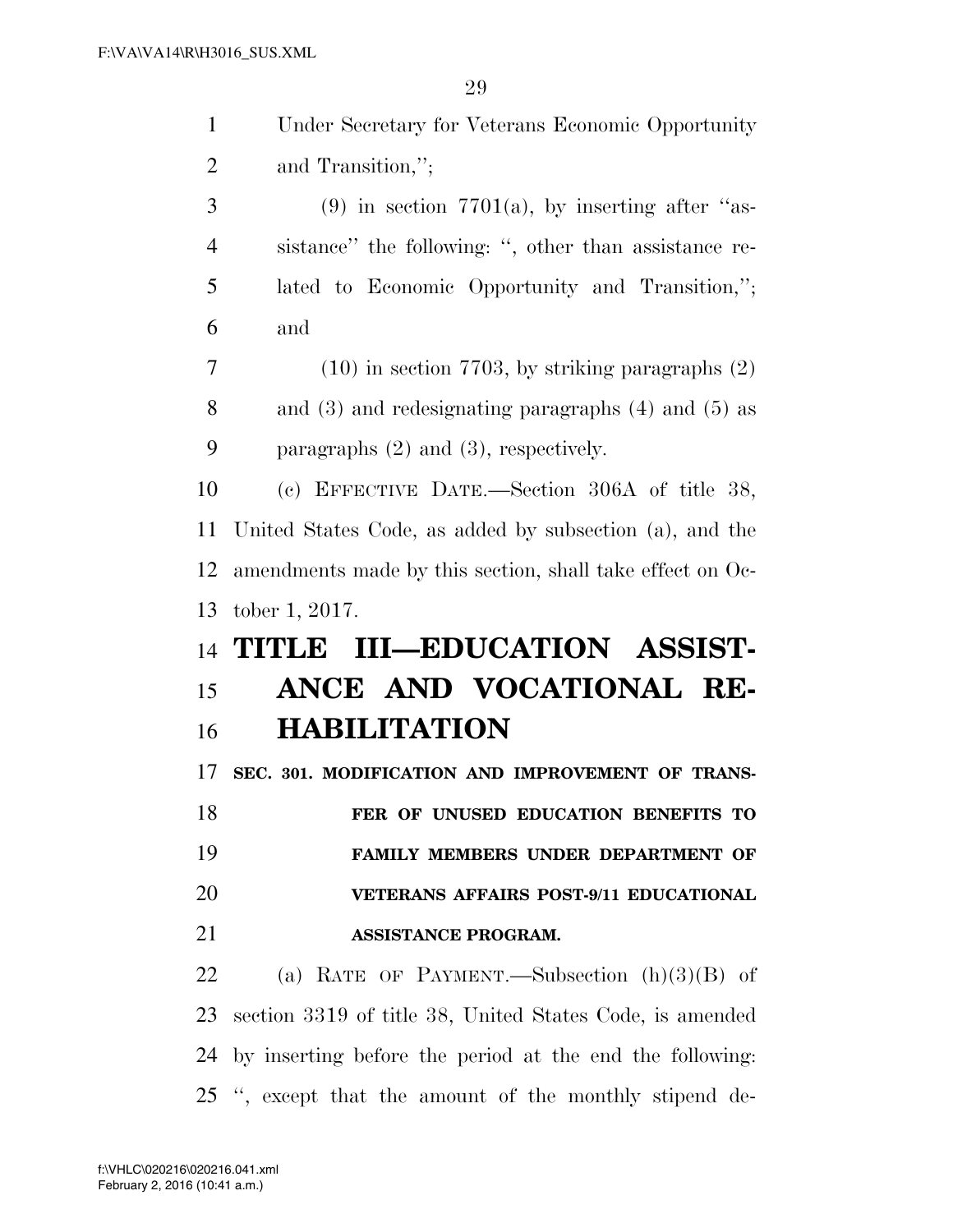Under Secretary for Veterans Economic Opportunity and Transition,'';

(9) in section 7701(a), by inserting after ''assistance'' the following: '', other than assistance related to Economic Opportunity and Transition,''; and

(10) in section 7703, by striking paragraphs (2) and (3) and redesignating paragraphs (4) and (5) as paragraphs (2) and (3), respectively.

(c) EFFECTIVE DATE.—Section 306A of title 38, United States Code, as added by subsection (a), and the amendments made by this section, shall take effect on October 1, 2017.

# TITLE III—EDUCATION ASSISTANCE AND VOCATIONAL REHABILITATION

**SEC. 301. MODIFICATION AND IMPROVEMENT OF TRANSFER OF UNUSED EDUCATION BENEFITS TO FAMILY MEMBERS UNDER DEPARTMENT OF VETERANS AFFAIRS POST-9/11 EDUCATIONAL ASSISTANCE PROGRAM.**

(a) RATE OF PAYMENT.—Subsection (h)(3)(B) of section 3319 of title 38, United States Code, is amended by inserting before the period at the end the following: '', except that the amount of the monthly stipend de-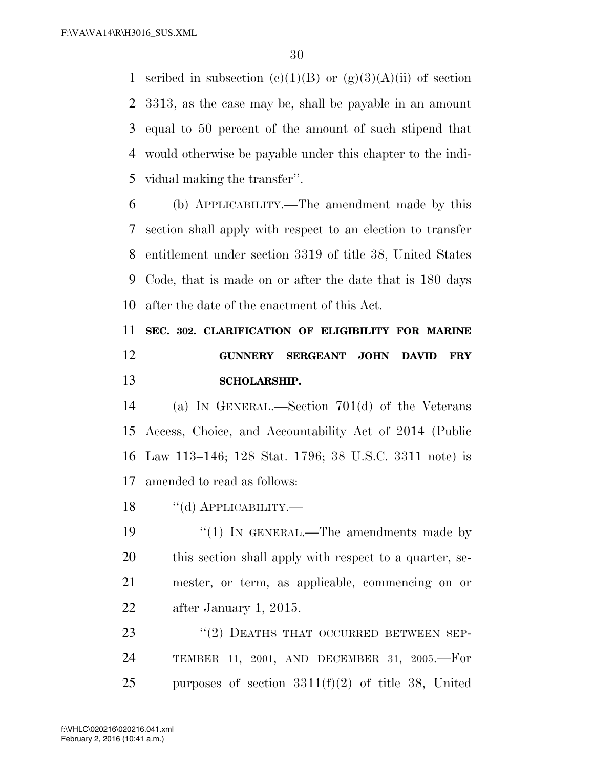scribed in subsection (c)(1)(B) or (g)(3)(A)(ii) of section 3313, as the case may be, shall be payable in an amount equal to 50 percent of the amount of such stipend that would otherwise be payable under this chapter to the individual making the transfer''.

(b) APPLICABILITY.—The amendment made by this section shall apply with respect to an election to transfer entitlement under section 3319 of title 38, United States Code, that is made on or after the date that is 180 days after the date of the enactment of this Act.

**SEC. 302. CLARIFICATION OF ELIGIBILITY FOR MARINE GUNNERY SERGEANT JOHN DAVID FRY SCHOLARSHIP.**

(a) IN GENERAL.—Section 701(d) of the Veterans Access, Choice, and Accountability Act of 2014 (Public Law 113–146; 128 Stat. 1796; 38 U.S.C. 3311 note) is amended to read as follows:

''(d) APPLICABILITY.—

''(1) IN GENERAL.—The amendments made by this section shall apply with respect to a quarter, semester, or term, as applicable, commencing on or after January 1, 2015.

''(2) DEATHS THAT OCCURRED BETWEEN SEPTEMBER 11, 2001, AND DECEMBER 31, 2005.—For purposes of section 3311(f)(2) of title 38, United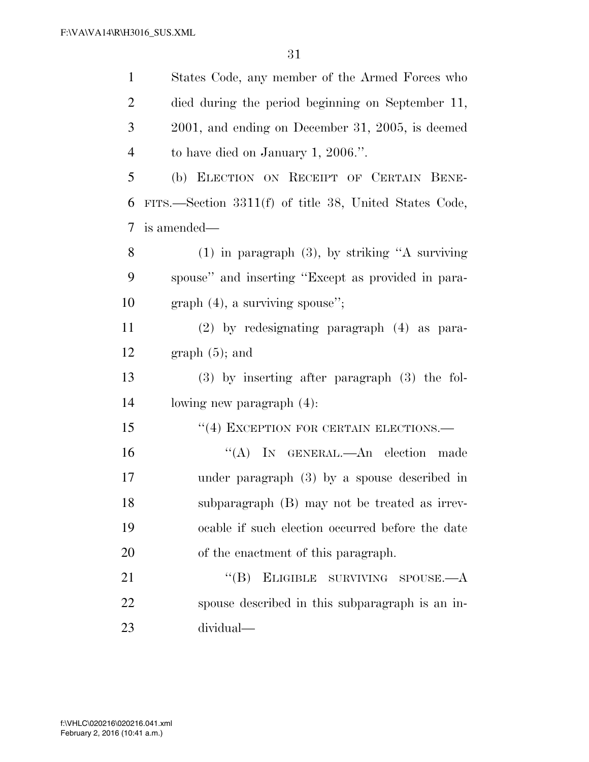States Code, any member of the Armed Forces who died during the period beginning on September 11, 2001, and ending on December 31, 2005, is deemed to have died on January 1, 2006.''.

(b) ELECTION ON RECEIPT OF CERTAIN BENEFITS.—Section 3311(f) of title 38, United States Code, is amended—

(1) in paragraph (3), by striking ''A surviving spouse'' and inserting ''Except as provided in paragraph (4), a surviving spouse'';

(2) by redesignating paragraph (4) as paragraph (5); and

(3) by inserting after paragraph (3) the following new paragraph (4):

''(4) EXCEPTION FOR CERTAIN ELECTIONS.—

''(A) IN GENERAL.—An election made under paragraph (3) by a spouse described in subparagraph (B) may not be treated as irrevocable if such election occurred before the date of the enactment of this paragraph.

''(B) ELIGIBLE SURVIVING SPOUSE.—A spouse described in this subparagraph is an individual—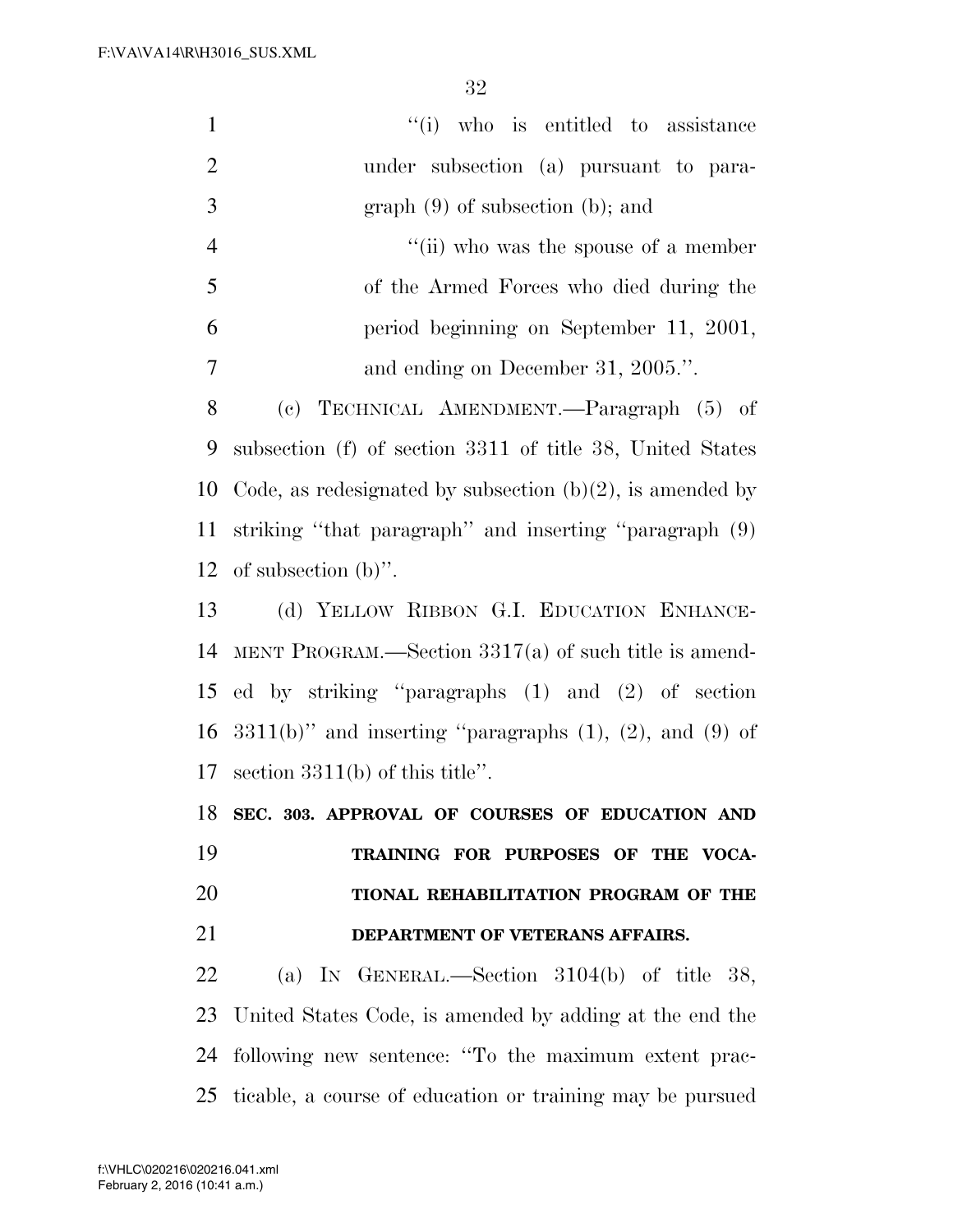"(i) who is entitled to assistance under subsection (a) pursuant to paragraph (9) of subsection (b); and

"(ii) who was the spouse of a member of the Armed Forces who died during the period beginning on September 11, 2001, and ending on December 31, 2005.".

(c) TECHNICAL AMENDMENT.—Paragraph (5) of subsection (f) of section 3311 of title 38, United States Code, as redesignated by subsection (b)(2), is amended by striking "that paragraph" and inserting "paragraph (9) of subsection (b)".

(d) YELLOW RIBBON G.I. EDUCATION ENHANCEMENT PROGRAM.—Section 3317(a) of such title is amended by striking "paragraphs (1) and (2) of section 3311(b)" and inserting "paragraphs (1), (2), and (9) of section 3311(b) of this title".

**SEC. 303. APPROVAL OF COURSES OF EDUCATION AND TRAINING FOR PURPOSES OF THE VOCATIONAL REHABILITATION PROGRAM OF THE DEPARTMENT OF VETERANS AFFAIRS.**

(a) IN GENERAL.—Section 3104(b) of title 38, United States Code, is amended by adding at the end the following new sentence: "To the maximum extent practicable, a course of education or training may be pursued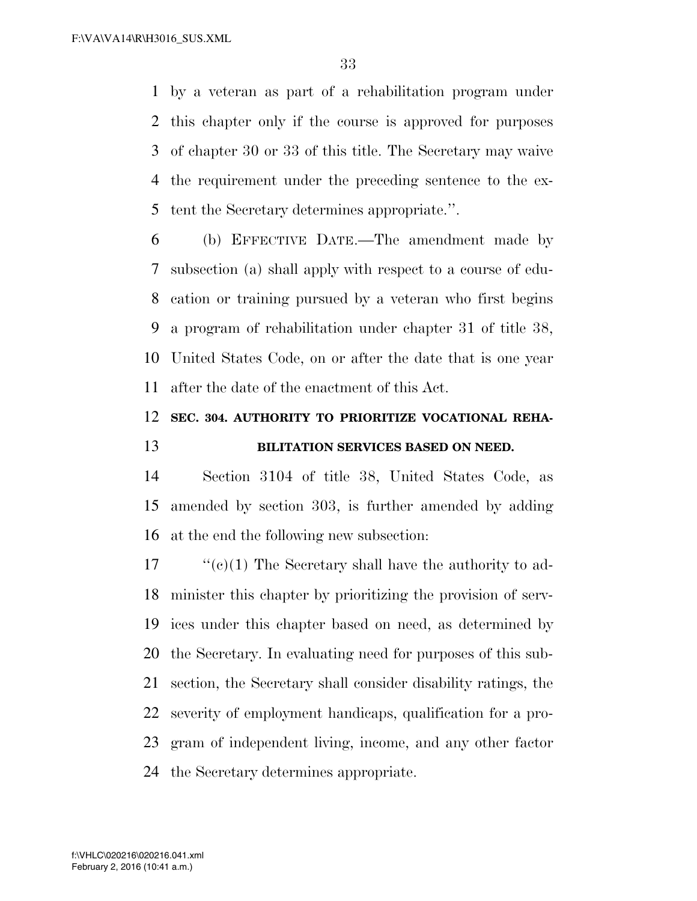by a veteran as part of a rehabilitation program under this chapter only if the course is approved for purposes of chapter 30 or 33 of this title. The Secretary may waive the requirement under the preceding sentence to the extent the Secretary determines appropriate.''.

(b) EFFECTIVE DATE.—The amendment made by subsection (a) shall apply with respect to a course of education or training pursued by a veteran who first begins a program of rehabilitation under chapter 31 of title 38, United States Code, on or after the date that is one year after the date of the enactment of this Act.

**SEC. 304. AUTHORITY TO PRIORITIZE VOCATIONAL REHABILITATION SERVICES BASED ON NEED.**

Section 3104 of title 38, United States Code, as amended by section 303, is further amended by adding at the end the following new subsection:

''(c)(1) The Secretary shall have the authority to administer this chapter by prioritizing the provision of services under this chapter based on need, as determined by the Secretary. In evaluating need for purposes of this subsection, the Secretary shall consider disability ratings, the severity of employment handicaps, qualification for a program of independent living, income, and any other factor the Secretary determines appropriate.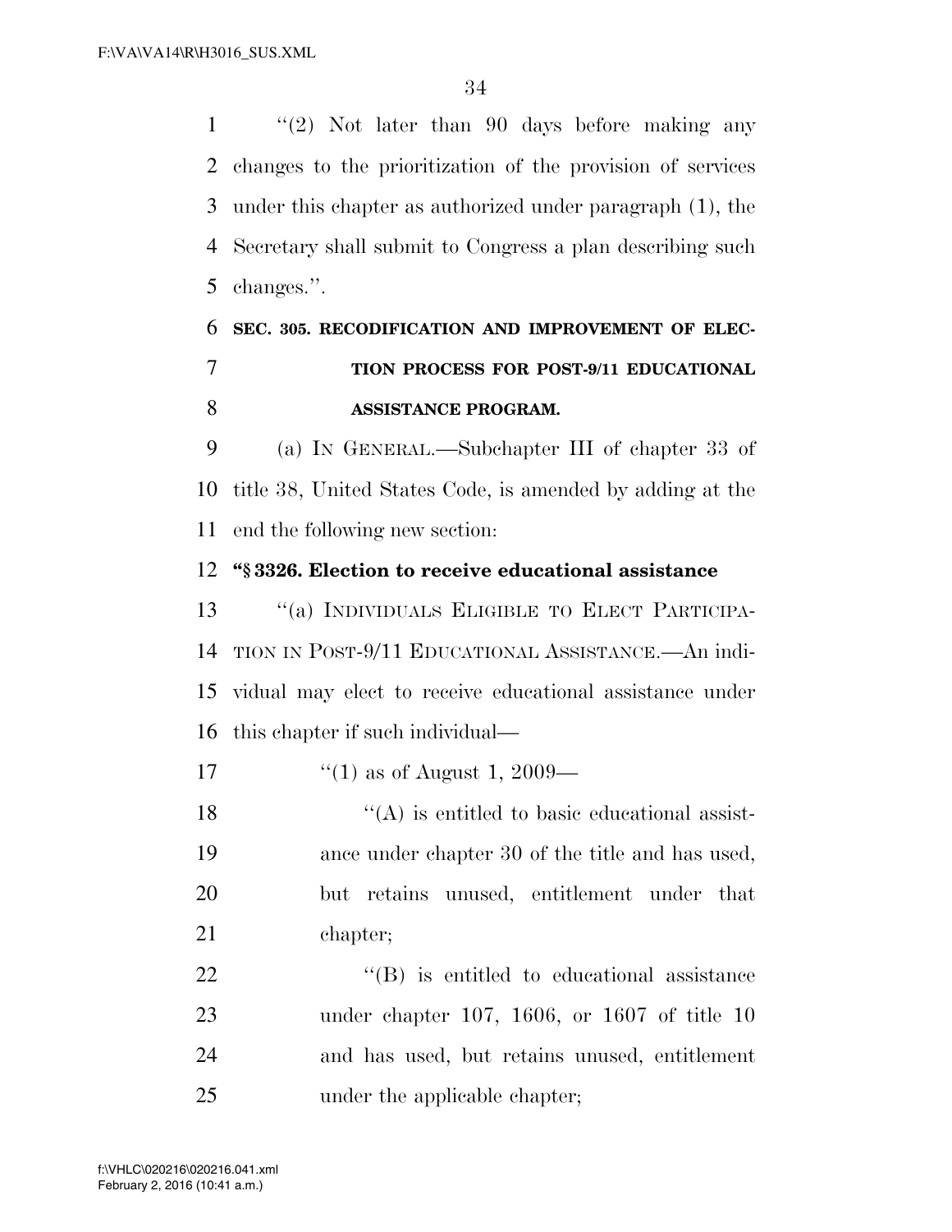"(2) Not later than 90 days before making any changes to the prioritization of the provision of services under this chapter as authorized under paragraph (1), the Secretary shall submit to Congress a plan describing such changes.".

**SEC. 305. RECODIFICATION AND IMPROVEMENT OF ELECTION PROCESS FOR POST-9/11 EDUCATIONAL ASSISTANCE PROGRAM.**

(a) IN GENERAL.—Subchapter III of chapter 33 of title 38, United States Code, is amended by adding at the end the following new section:

**"§ 3326. Election to receive educational assistance**

"(a) INDIVIDUALS ELIGIBLE TO ELECT PARTICIPATION IN POST-9/11 EDUCATIONAL ASSISTANCE.—An individual may elect to receive educational assistance under this chapter if such individual—

"(1) as of August 1, 2009—

"(A) is entitled to basic educational assistance under chapter 30 of the title and has used, but retains unused, entitlement under that chapter;

"(B) is entitled to educational assistance under chapter 107, 1606, or 1607 of title 10 and has used, but retains unused, entitlement under the applicable chapter;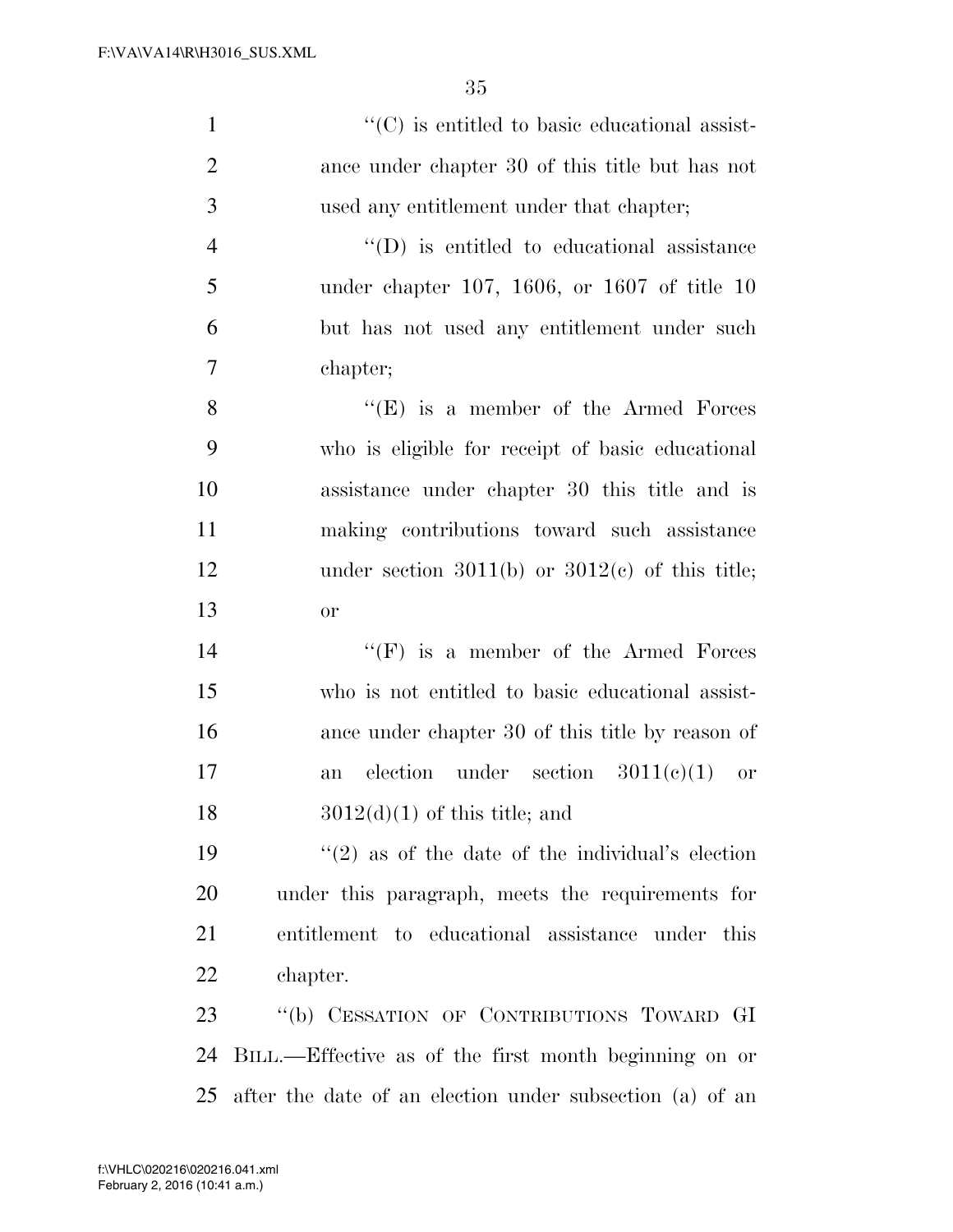"(C) is entitled to basic educational assistance under chapter 30 of this title but has not used any entitlement under that chapter;

"(D) is entitled to educational assistance under chapter 107, 1606, or 1607 of title 10 but has not used any entitlement under such chapter;

"(E) is a member of the Armed Forces who is eligible for receipt of basic educational assistance under chapter 30 this title and is making contributions toward such assistance under section 3011(b) or 3012(c) of this title; or

"(F) is a member of the Armed Forces who is not entitled to basic educational assistance under chapter 30 of this title by reason of an election under section 3011(c)(1) or 3012(d)(1) of this title; and

"(2) as of the date of the individual's election under this paragraph, meets the requirements for entitlement to educational assistance under this chapter.

"(b) CESSATION OF CONTRIBUTIONS TOWARD GI BILL.—Effective as of the first month beginning on or after the date of an election under subsection (a) of an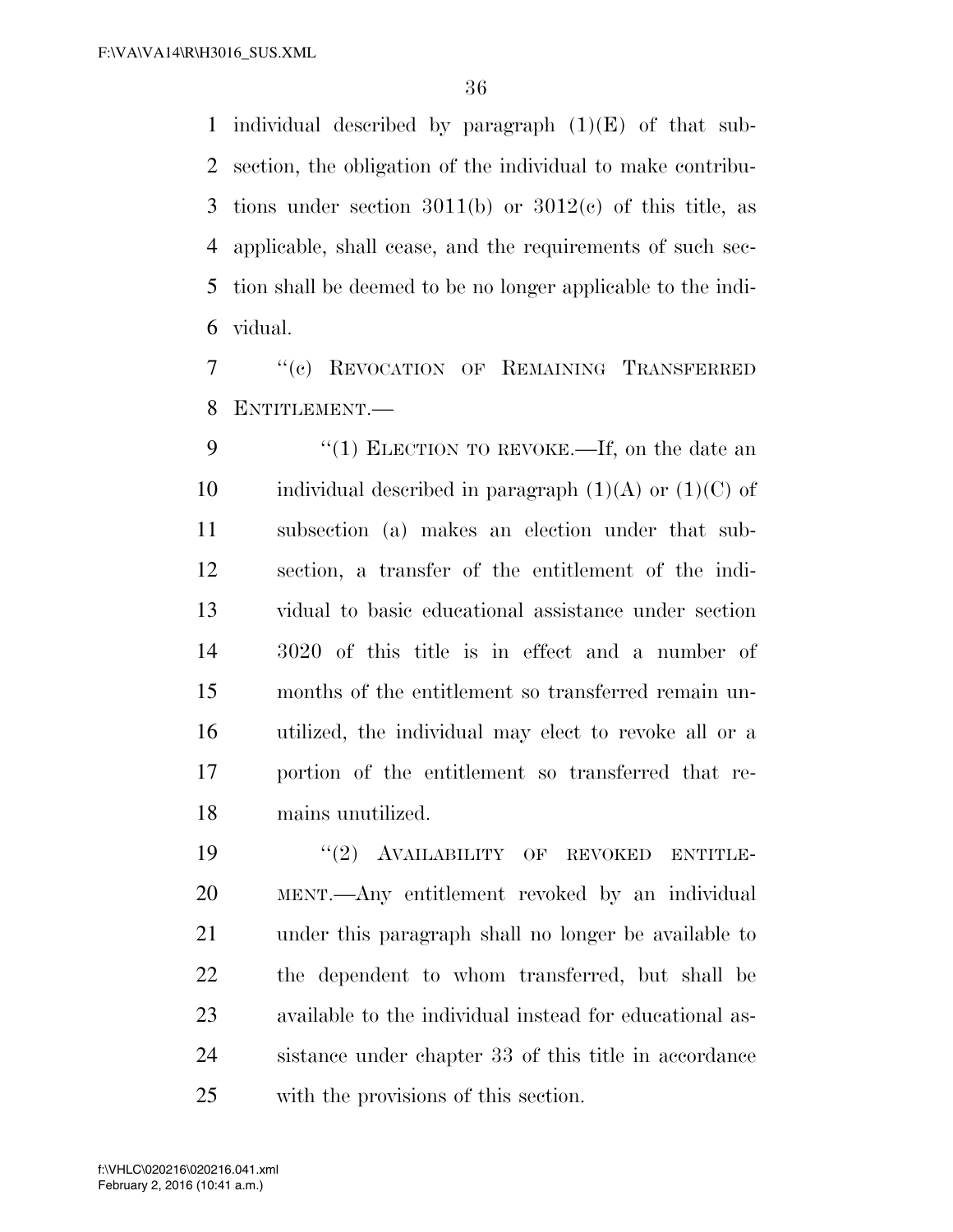individual described by paragraph (1)(E) of that subsection, the obligation of the individual to make contributions under section 3011(b) or 3012(c) of this title, as applicable, shall cease, and the requirements of such section shall be deemed to be no longer applicable to the individual.

''(c) REVOCATION OF REMAINING TRANSFERRED ENTITLEMENT.—

''(1) ELECTION TO REVOKE.—If, on the date an individual described in paragraph (1)(A) or (1)(C) of subsection (a) makes an election under that subsection, a transfer of the entitlement of the individual to basic educational assistance under section 3020 of this title is in effect and a number of months of the entitlement so transferred remain unutilized, the individual may elect to revoke all or a portion of the entitlement so transferred that remains unutilized.

''(2) AVAILABILITY OF REVOKED ENTITLEMENT.—Any entitlement revoked by an individual under this paragraph shall no longer be available to the dependent to whom transferred, but shall be available to the individual instead for educational assistance under chapter 33 of this title in accordance with the provisions of this section.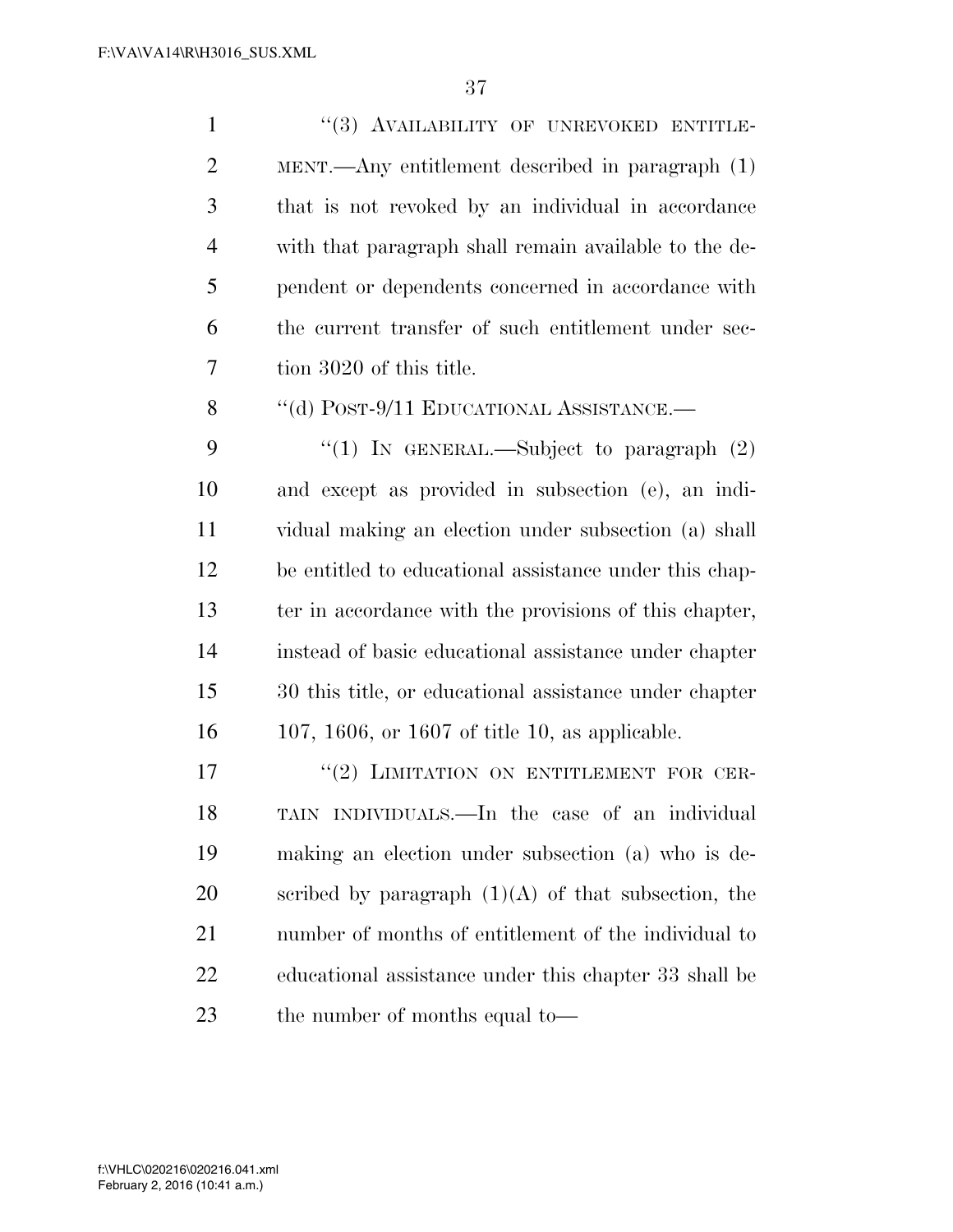''(3) Availability of unrevoked entitlement.—Any entitlement described in paragraph (1) that is not revoked by an individual in accordance with that paragraph shall remain available to the dependent or dependents concerned in accordance with the current transfer of such entitlement under section 3020 of this title.

''(d) Post-9/11 Educational Assistance.—

''(1) In general.—Subject to paragraph (2) and except as provided in subsection (e), an individual making an election under subsection (a) shall be entitled to educational assistance under this chapter in accordance with the provisions of this chapter, instead of basic educational assistance under chapter 30 this title, or educational assistance under chapter 107, 1606, or 1607 of title 10, as applicable.

''(2) Limitation on entitlement for certain individuals.—In the case of an individual making an election under subsection (a) who is described by paragraph (1)(A) of that subsection, the number of months of entitlement of the individual to educational assistance under this chapter 33 shall be the number of months equal to—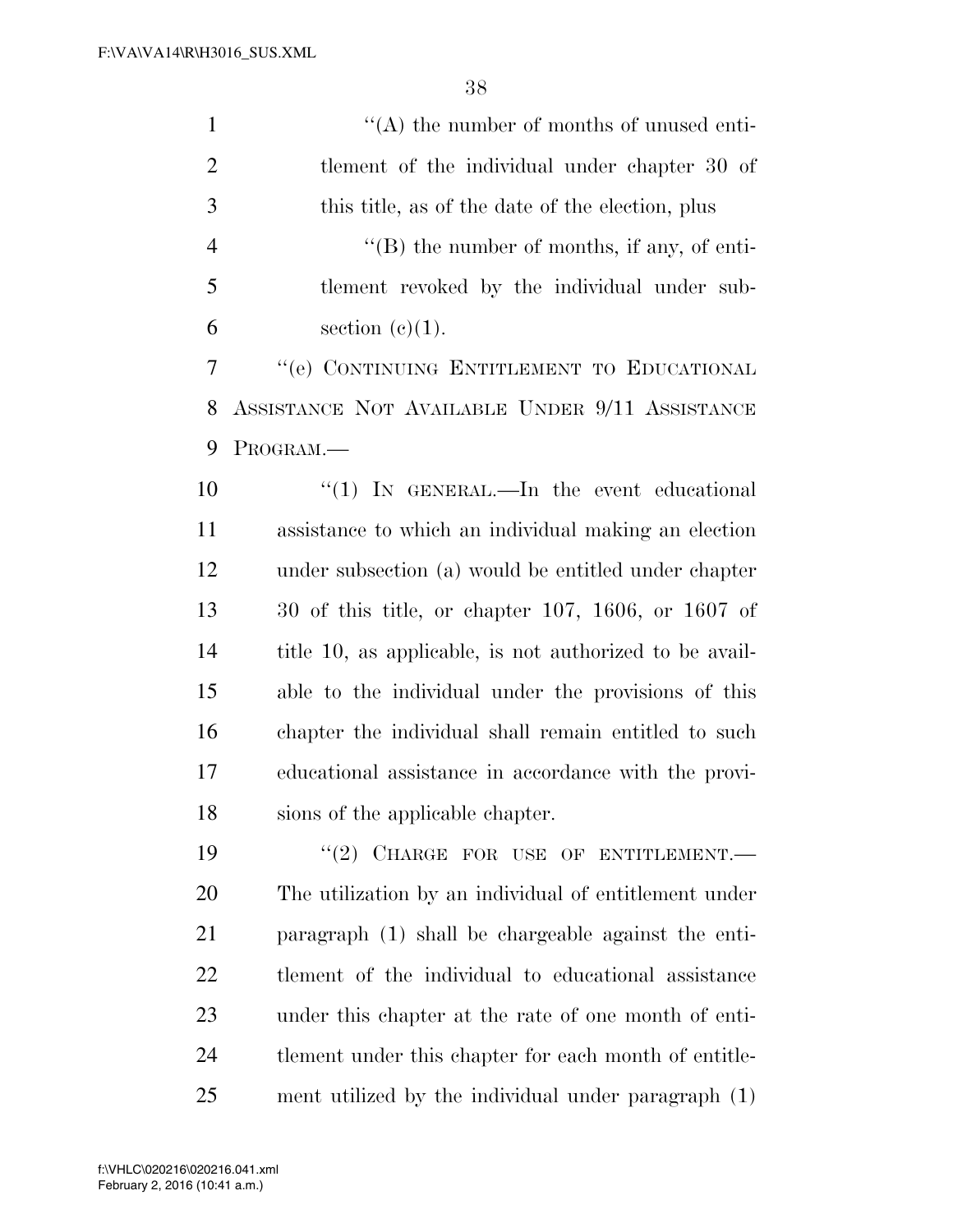''(A) the number of months of unused entitlement of the individual under chapter 30 of this title, as of the date of the election, plus

''(B) the number of months, if any, of entitlement revoked by the individual under subsection (c)(1).

''(e) CONTINUING ENTITLEMENT TO EDUCATIONAL ASSISTANCE NOT AVAILABLE UNDER 9/11 ASSISTANCE PROGRAM.—

''(1) IN GENERAL.—In the event educational assistance to which an individual making an election under subsection (a) would be entitled under chapter 30 of this title, or chapter 107, 1606, or 1607 of title 10, as applicable, is not authorized to be available to the individual under the provisions of this chapter the individual shall remain entitled to such educational assistance in accordance with the provisions of the applicable chapter.

''(2) CHARGE FOR USE OF ENTITLEMENT.— The utilization by an individual of entitlement under paragraph (1) shall be chargeable against the entitlement of the individual to educational assistance under this chapter at the rate of one month of entitlement under this chapter for each month of entitlement utilized by the individual under paragraph (1)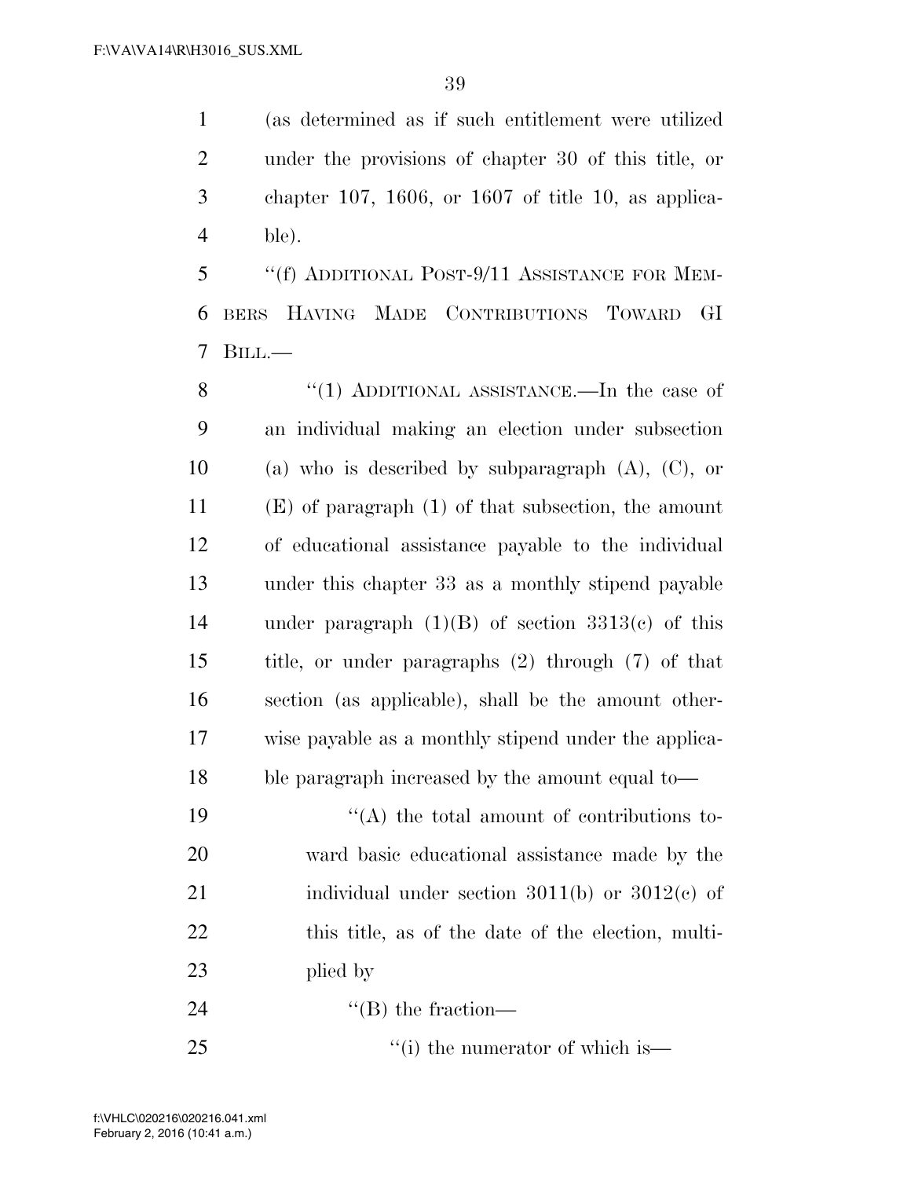(as determined as if such entitlement were utilized under the provisions of chapter 30 of this title, or chapter 107, 1606, or 1607 of title 10, as applicable).

''(f) ADDITIONAL POST-9/11 ASSISTANCE FOR MEMBERS HAVING MADE CONTRIBUTIONS TOWARD GI BILL.—

''(1) ADDITIONAL ASSISTANCE.—In the case of an individual making an election under subsection (a) who is described by subparagraph (A), (C), or (E) of paragraph (1) of that subsection, the amount of educational assistance payable to the individual under this chapter 33 as a monthly stipend payable under paragraph (1)(B) of section 3313(c) of this title, or under paragraphs (2) through (7) of that section (as applicable), shall be the amount otherwise payable as a monthly stipend under the applicable paragraph increased by the amount equal to—

''(A) the total amount of contributions toward basic educational assistance made by the individual under section 3011(b) or 3012(c) of this title, as of the date of the election, multiplied by

''(B) the fraction—

''(i) the numerator of which is—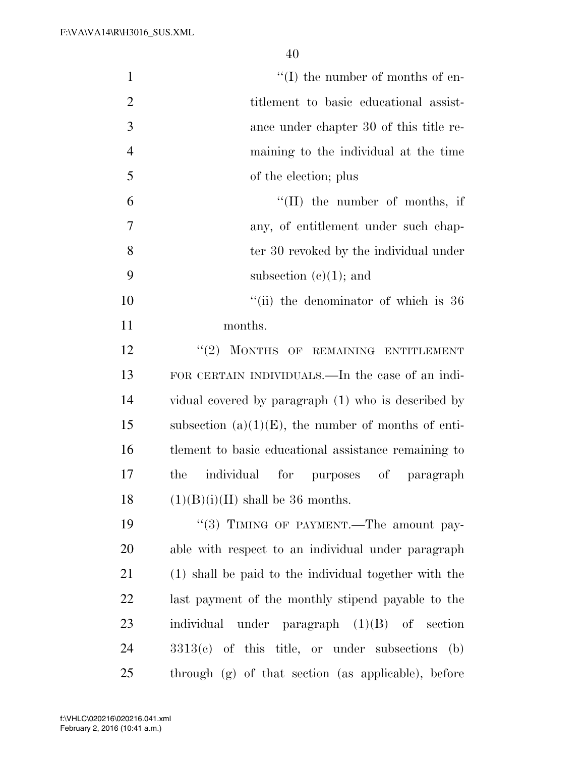"(I) the number of months of entitlement to basic educational assistance under chapter 30 of this title remaining to the individual at the time of the election; plus

"(II) the number of months, if any, of entitlement under such chapter 30 revoked by the individual under subsection (c)(1); and

"(ii) the denominator of which is 36 months.

"(2) MONTHS OF REMAINING ENTITLEMENT FOR CERTAIN INDIVIDUALS.—In the case of an individual covered by paragraph (1) who is described by subsection (a)(1)(E), the number of months of entitlement to basic educational assistance remaining to the individual for purposes of paragraph (1)(B)(i)(II) shall be 36 months.

"(3) TIMING OF PAYMENT.—The amount payable with respect to an individual under paragraph (1) shall be paid to the individual together with the last payment of the monthly stipend payable to the individual under paragraph (1)(B) of section 3313(c) of this title, or under subsections (b) through (g) of that section (as applicable), before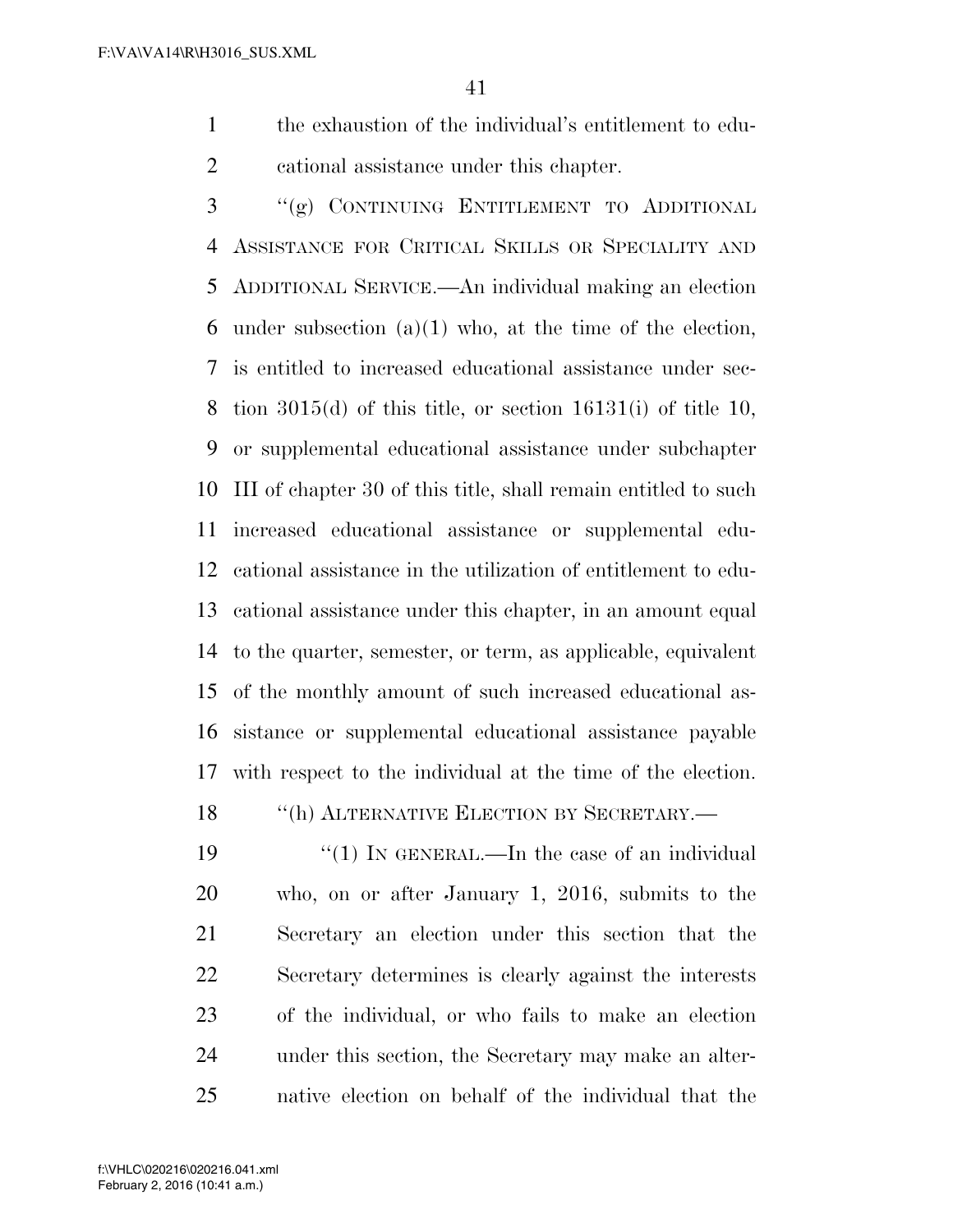the exhaustion of the individual's entitlement to educational assistance under this chapter.

"(g) CONTINUING ENTITLEMENT TO ADDITIONAL ASSISTANCE FOR CRITICAL SKILLS OR SPECIALITY AND ADDITIONAL SERVICE.—An individual making an election under subsection (a)(1) who, at the time of the election, is entitled to increased educational assistance under section 3015(d) of this title, or section 16131(i) of title 10, or supplemental educational assistance under subchapter III of chapter 30 of this title, shall remain entitled to such increased educational assistance or supplemental educational assistance in the utilization of entitlement to educational assistance under this chapter, in an amount equal to the quarter, semester, or term, as applicable, equivalent of the monthly amount of such increased educational assistance or supplemental educational assistance payable with respect to the individual at the time of the election.

"(h) ALTERNATIVE ELECTION BY SECRETARY.—

"(1) IN GENERAL.—In the case of an individual who, on or after January 1, 2016, submits to the Secretary an election under this section that the Secretary determines is clearly against the interests of the individual, or who fails to make an election under this section, the Secretary may make an alternative election on behalf of the individual that the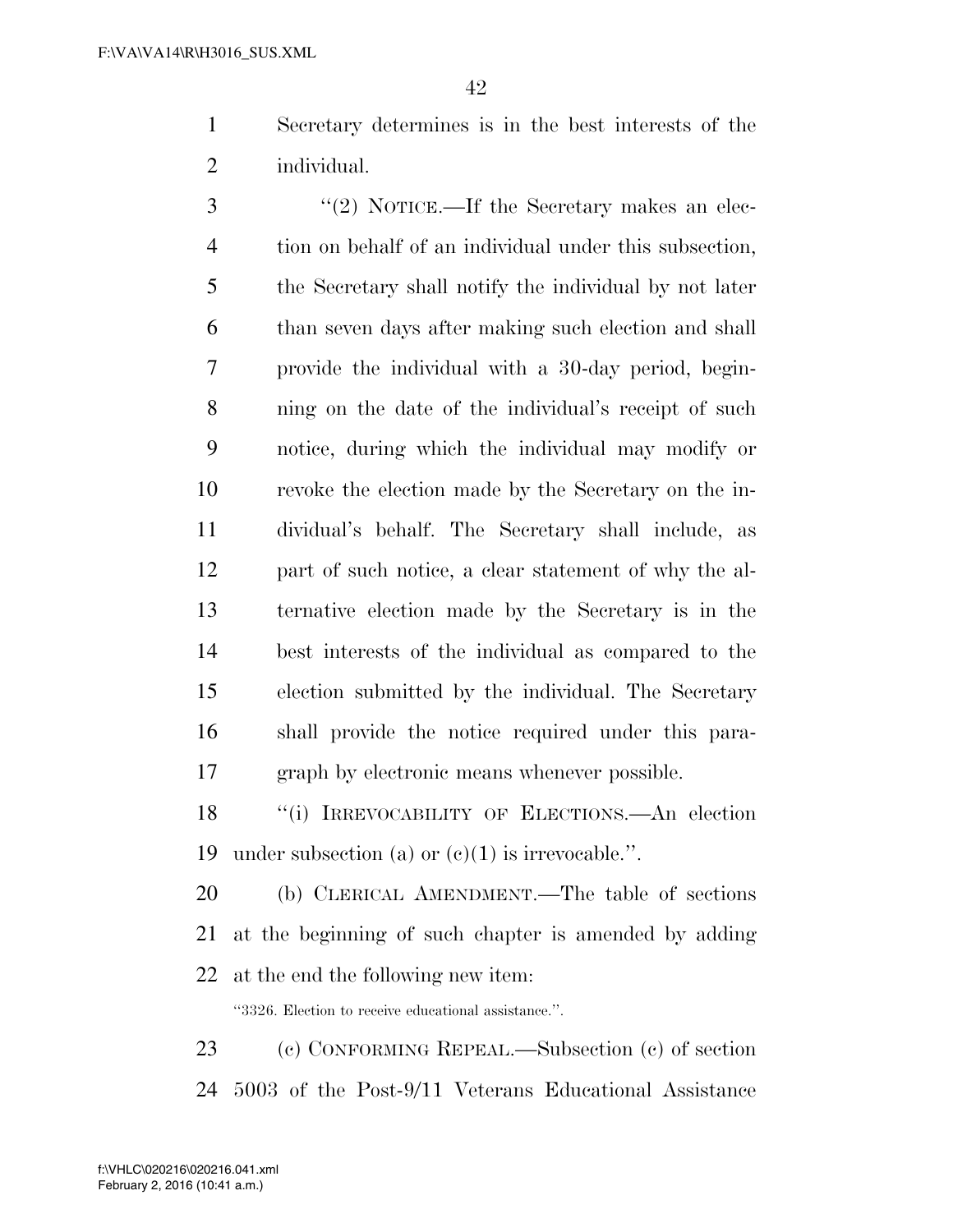Secretary determines is in the best interests of the individual.

"(2) NOTICE.—If the Secretary makes an election on behalf of an individual under this subsection, the Secretary shall notify the individual by not later than seven days after making such election and shall provide the individual with a 30-day period, beginning on the date of the individual's receipt of such notice, during which the individual may modify or revoke the election made by the Secretary on the individual's behalf. The Secretary shall include, as part of such notice, a clear statement of why the alternative election made by the Secretary is in the best interests of the individual as compared to the election submitted by the individual. The Secretary shall provide the notice required under this paragraph by electronic means whenever possible.

"(i) IRREVOCABILITY OF ELECTIONS.—An election under subsection (a) or (c)(1) is irrevocable.".

(b) CLERICAL AMENDMENT.—The table of sections at the beginning of such chapter is amended by adding at the end the following new item:

"3326. Election to receive educational assistance.".

(c) CONFORMING REPEAL.—Subsection (c) of section 5003 of the Post-9/11 Veterans Educational Assistance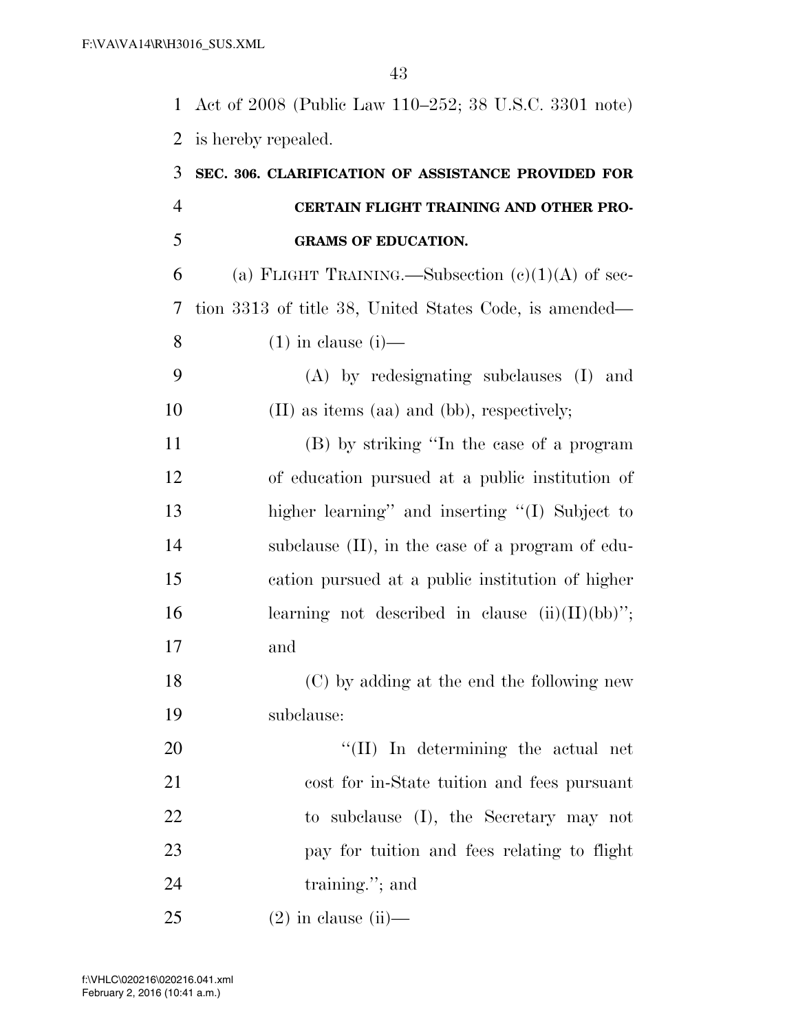Act of 2008 (Public Law 110–252; 38 U.S.C. 3301 note) is hereby repealed.

**SEC. 306. CLARIFICATION OF ASSISTANCE PROVIDED FOR CERTAIN FLIGHT TRAINING AND OTHER PROGRAMS OF EDUCATION.**

(a) FLIGHT TRAINING.—Subsection (c)(1)(A) of section 3313 of title 38, United States Code, is amended—

(1) in clause (i)—

(A) by redesignating subclauses (I) and (II) as items (aa) and (bb), respectively;

(B) by striking "In the case of a program of education pursued at a public institution of higher learning" and inserting "(I) Subject to subclause (II), in the case of a program of education pursued at a public institution of higher learning not described in clause (ii)(II)(bb)"; and

(C) by adding at the end the following new subclause:

"(II) In determining the actual net cost for in-State tuition and fees pursuant to subclause (I), the Secretary may not pay for tuition and fees relating to flight training."; and

(2) in clause (ii)—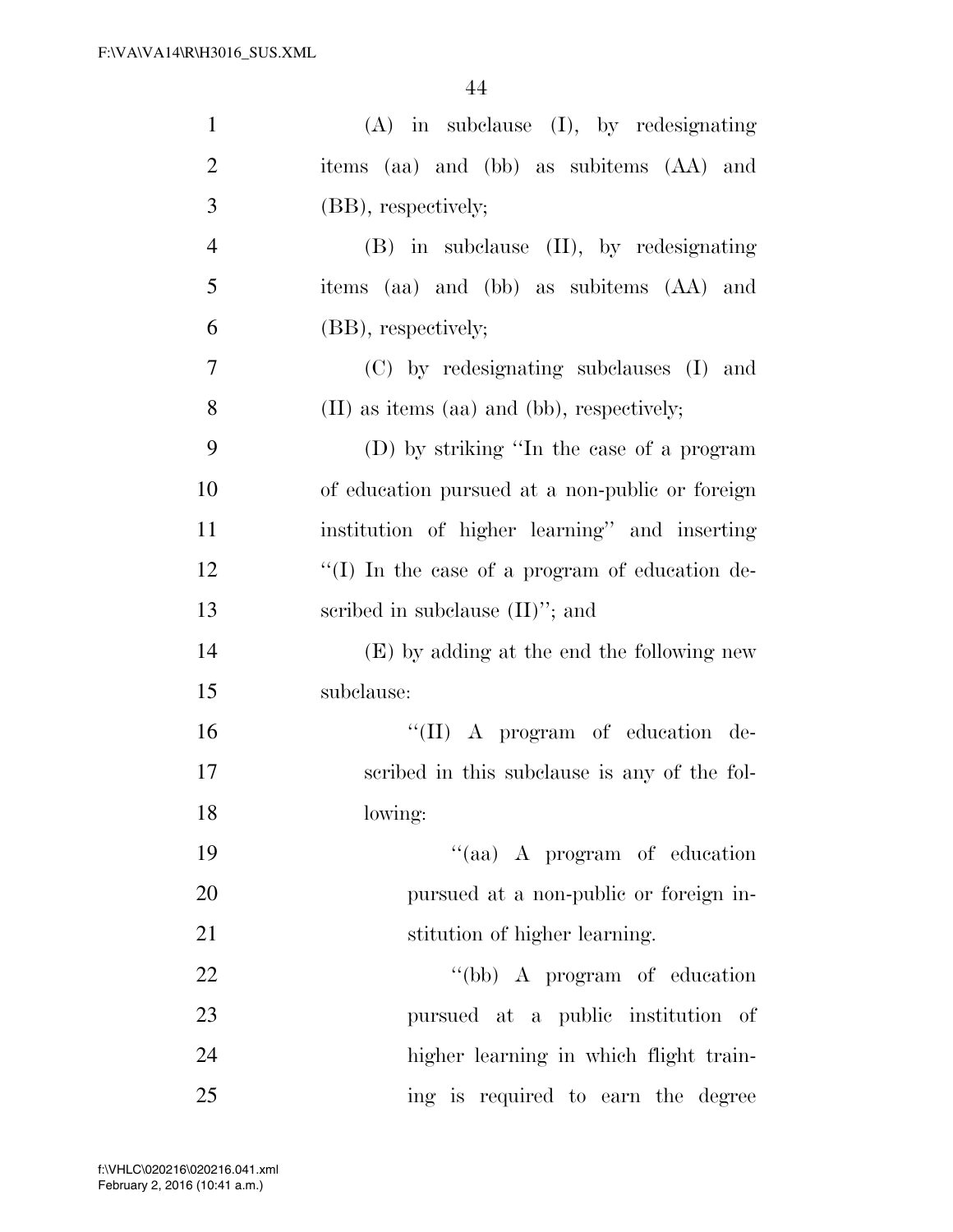(A) in subclause (I), by redesignating items (aa) and (bb) as subitems (AA) and (BB), respectively;

(B) in subclause (II), by redesignating items (aa) and (bb) as subitems (AA) and (BB), respectively;

(C) by redesignating subclauses (I) and (II) as items (aa) and (bb), respectively;

(D) by striking "In the case of a program of education pursued at a non-public or foreign institution of higher learning" and inserting "(I) In the case of a program of education described in subclause (II)"; and

(E) by adding at the end the following new subclause:

"(II) A program of education described in this subclause is any of the following:

"(aa) A program of education pursued at a non-public or foreign institution of higher learning.

"(bb) A program of education pursued at a public institution of higher learning in which flight training is required to earn the degree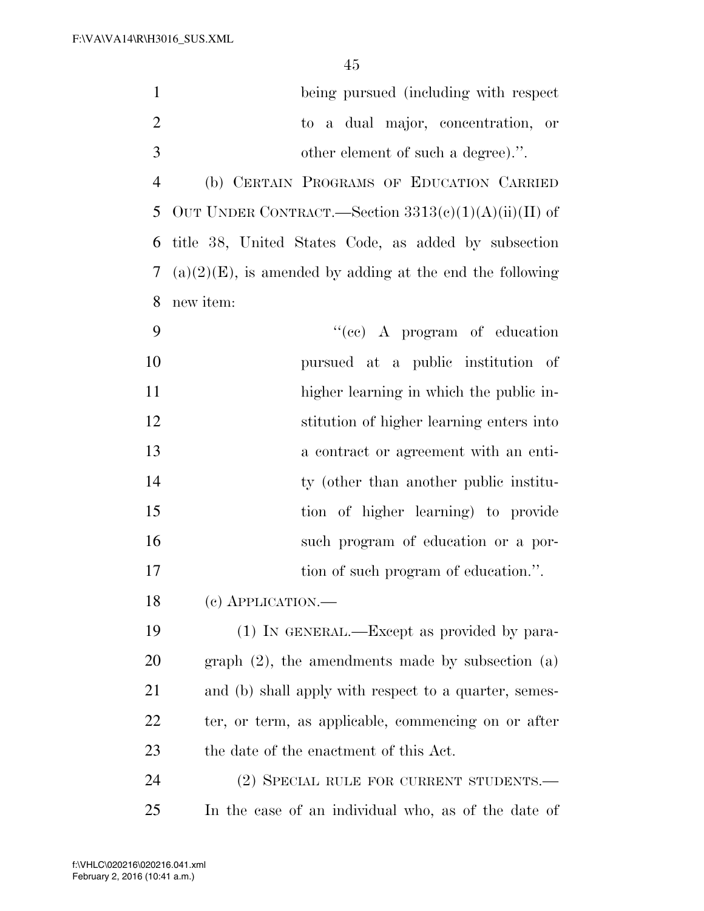being pursued (including with respect to a dual major, concentration, or other element of such a degree).''.

(b) CERTAIN PROGRAMS OF EDUCATION CARRIED OUT UNDER CONTRACT.—Section 3313(c)(1)(A)(ii)(II) of title 38, United States Code, as added by subsection (a)(2)(E), is amended by adding at the end the following new item:

''(cc) A program of education pursued at a public institution of higher learning in which the public institution of higher learning enters into a contract or agreement with an entity (other than another public institution of higher learning) to provide such program of education or a portion of such program of education.''.

(c) APPLICATION.—

(1) IN GENERAL.—Except as provided by paragraph (2), the amendments made by subsection (a) and (b) shall apply with respect to a quarter, semester, or term, as applicable, commencing on or after the date of the enactment of this Act.

(2) SPECIAL RULE FOR CURRENT STUDENTS.—In the case of an individual who, as of the date of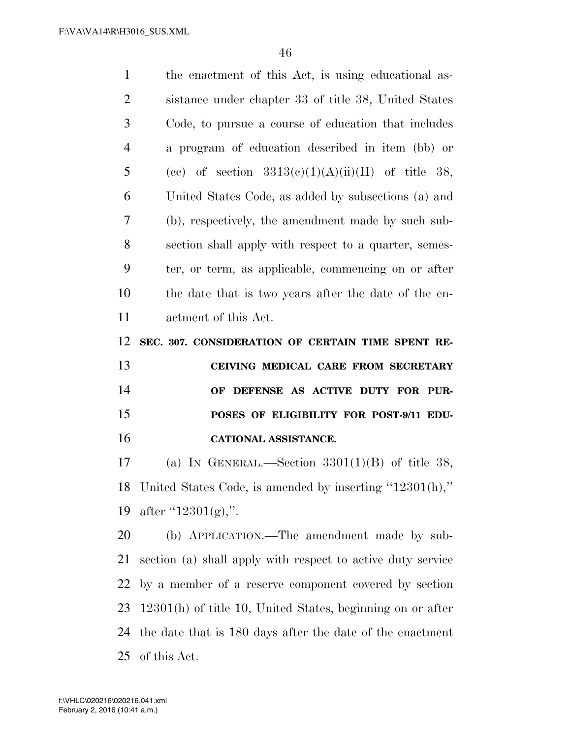the enactment of this Act, is using educational assistance under chapter 33 of title 38, United States Code, to pursue a course of education that includes a program of education described in item (bb) or (cc) of section 3313(c)(1)(A)(ii)(II) of title 38, United States Code, as added by subsections (a) and (b), respectively, the amendment made by such subsection shall apply with respect to a quarter, semester, or term, as applicable, commencing on or after the date that is two years after the date of the enactment of this Act.

**SEC. 307. CONSIDERATION OF CERTAIN TIME SPENT RECEIVING MEDICAL CARE FROM SECRETARY OF DEFENSE AS ACTIVE DUTY FOR PURPOSES OF ELIGIBILITY FOR POST-9/11 EDUCATIONAL ASSISTANCE.**

(a) IN GENERAL.—Section 3301(1)(B) of title 38, United States Code, is amended by inserting "12301(h)," after "12301(g),".

(b) APPLICATION.—The amendment made by subsection (a) shall apply with respect to active duty service by a member of a reserve component covered by section 12301(h) of title 10, United States, beginning on or after the date that is 180 days after the date of the enactment of this Act.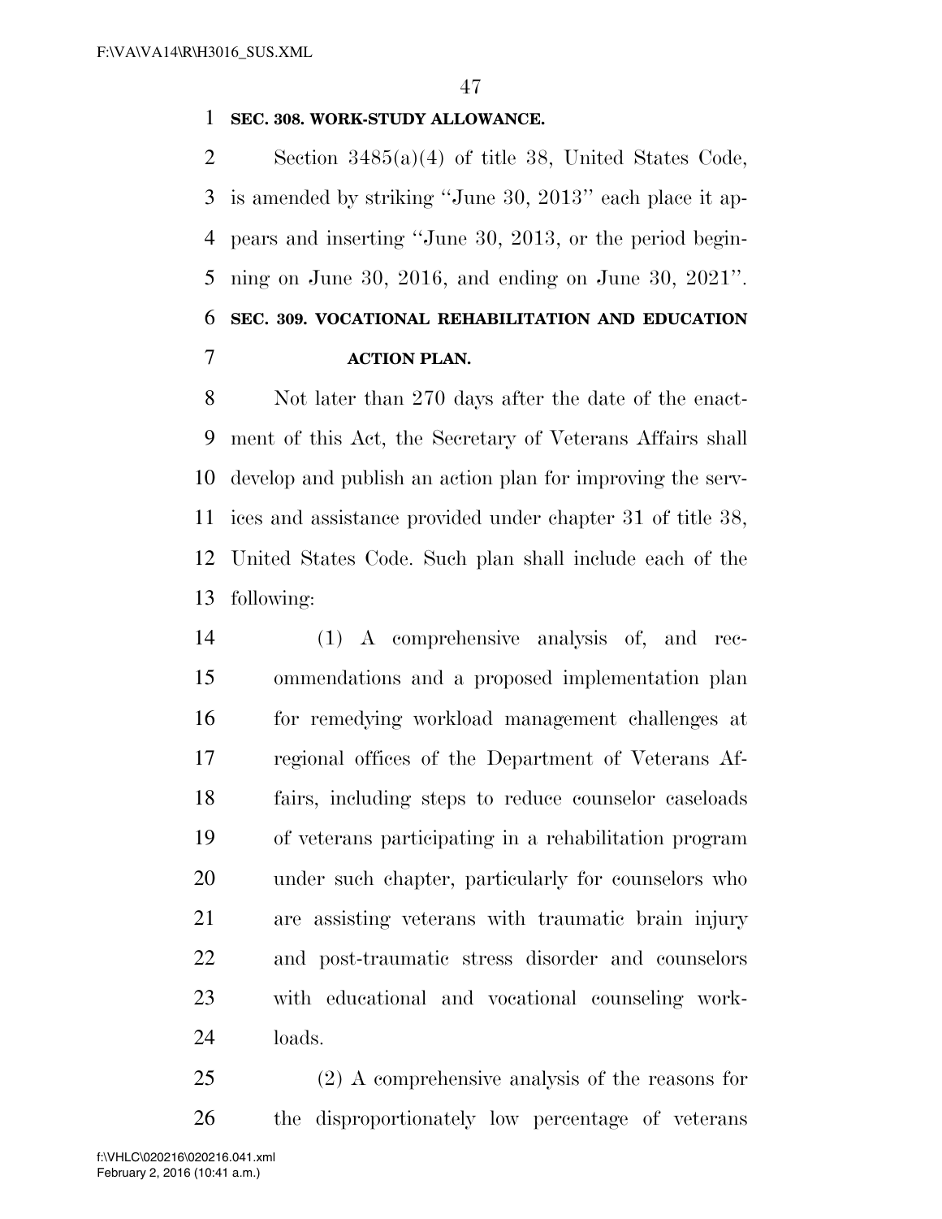**SEC. 308. WORK-STUDY ALLOWANCE.**

Section 3485(a)(4) of title 38, United States Code, is amended by striking ''June 30, 2013'' each place it appears and inserting ''June 30, 2013, or the period beginning on June 30, 2016, and ending on June 30, 2021''.

**SEC. 309. VOCATIONAL REHABILITATION AND EDUCATION ACTION PLAN.**

Not later than 270 days after the date of the enactment of this Act, the Secretary of Veterans Affairs shall develop and publish an action plan for improving the services and assistance provided under chapter 31 of title 38, United States Code. Such plan shall include each of the following:

(1) A comprehensive analysis of, and recommendations and a proposed implementation plan for remedying workload management challenges at regional offices of the Department of Veterans Affairs, including steps to reduce counselor caseloads of veterans participating in a rehabilitation program under such chapter, particularly for counselors who are assisting veterans with traumatic brain injury and post-traumatic stress disorder and counselors with educational and vocational counseling workloads.

(2) A comprehensive analysis of the reasons for the disproportionately low percentage of veterans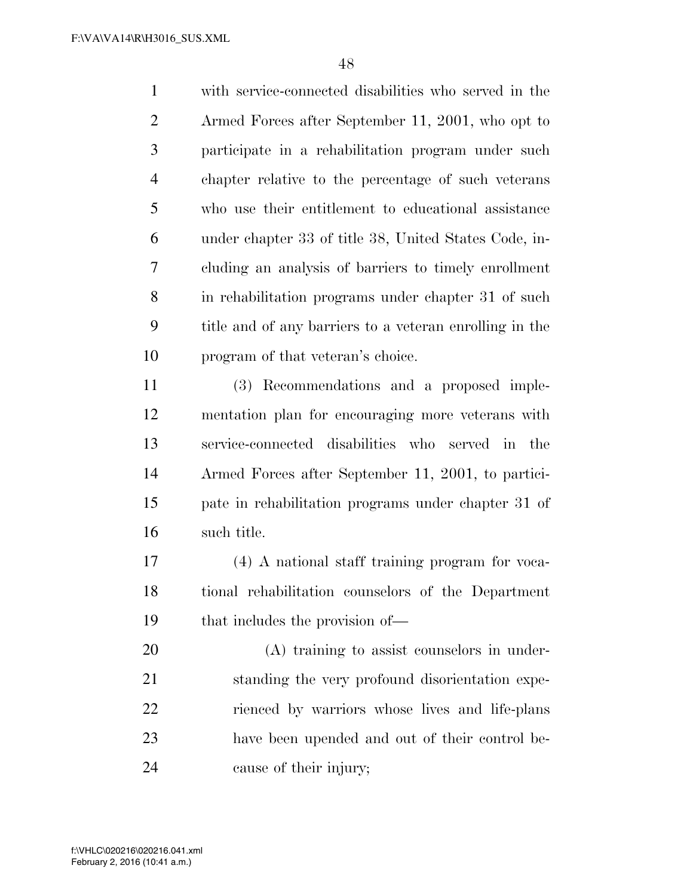with service-connected disabilities who served in the Armed Forces after September 11, 2001, who opt to participate in a rehabilitation program under such chapter relative to the percentage of such veterans who use their entitlement to educational assistance under chapter 33 of title 38, United States Code, including an analysis of barriers to timely enrollment in rehabilitation programs under chapter 31 of such title and of any barriers to a veteran enrolling in the program of that veteran's choice.

(3) Recommendations and a proposed implementation plan for encouraging more veterans with service-connected disabilities who served in the Armed Forces after September 11, 2001, to participate in rehabilitation programs under chapter 31 of such title.

(4) A national staff training program for vocational rehabilitation counselors of the Department that includes the provision of—

(A) training to assist counselors in understanding the very profound disorientation experienced by warriors whose lives and life-plans have been upended and out of their control because of their injury;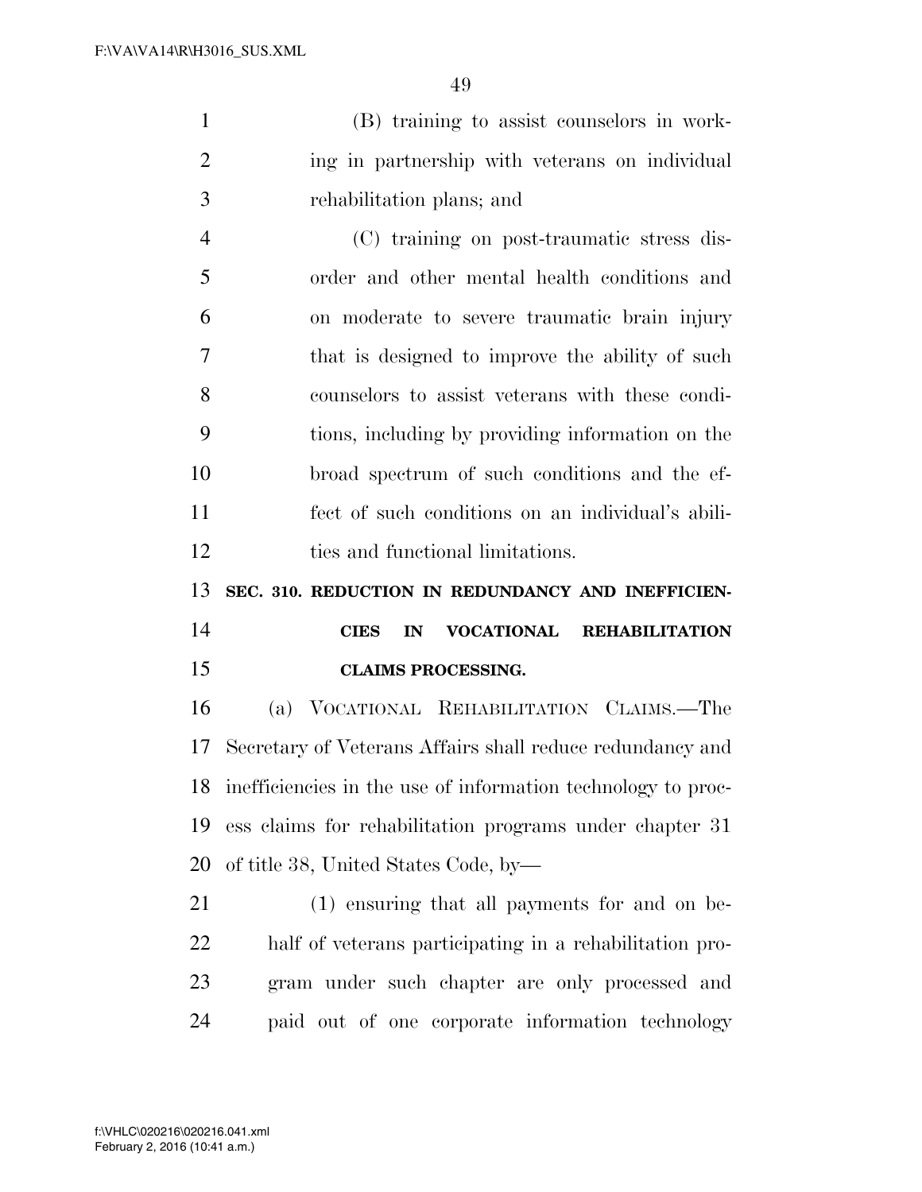(B) training to assist counselors in working in partnership with veterans on individual rehabilitation plans; and

(C) training on post-traumatic stress disorder and other mental health conditions and on moderate to severe traumatic brain injury that is designed to improve the ability of such counselors to assist veterans with these conditions, including by providing information on the broad spectrum of such conditions and the effect of such conditions on an individual's abilities and functional limitations.

**SEC. 310. REDUCTION IN REDUNDANCY AND INEFFICIENCIES IN VOCATIONAL REHABILITATION CLAIMS PROCESSING.**

(a) VOCATIONAL REHABILITATION CLAIMS.—The Secretary of Veterans Affairs shall reduce redundancy and inefficiencies in the use of information technology to process claims for rehabilitation programs under chapter 31 of title 38, United States Code, by—

(1) ensuring that all payments for and on behalf of veterans participating in a rehabilitation program under such chapter are only processed and paid out of one corporate information technology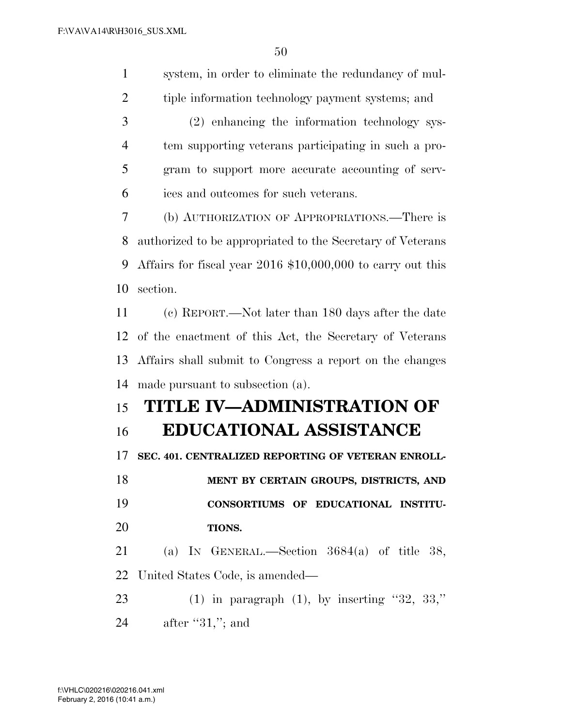system, in order to eliminate the redundancy of multiple information technology payment systems; and

(2) enhancing the information technology system supporting veterans participating in such a program to support more accurate accounting of services and outcomes for such veterans.

(b) AUTHORIZATION OF APPROPRIATIONS.—There is authorized to be appropriated to the Secretary of Veterans Affairs for fiscal year 2016 $10,000,000 to carry out this section.

(c) REPORT.—Not later than 180 days after the date of the enactment of this Act, the Secretary of Veterans Affairs shall submit to Congress a report on the changes made pursuant to subsection (a).

# TITLE IV—ADMINISTRATION OF EDUCATIONAL ASSISTANCE

**SEC. 401. CENTRALIZED REPORTING OF VETERAN ENROLLMENT BY CERTAIN GROUPS, DISTRICTS, AND CONSORTIUMS OF EDUCATIONAL INSTITUTIONS.**

(a) IN GENERAL.—Section 3684(a) of title 38, United States Code, is amended—

(1) in paragraph (1), by inserting "32, 33," after "31,"; and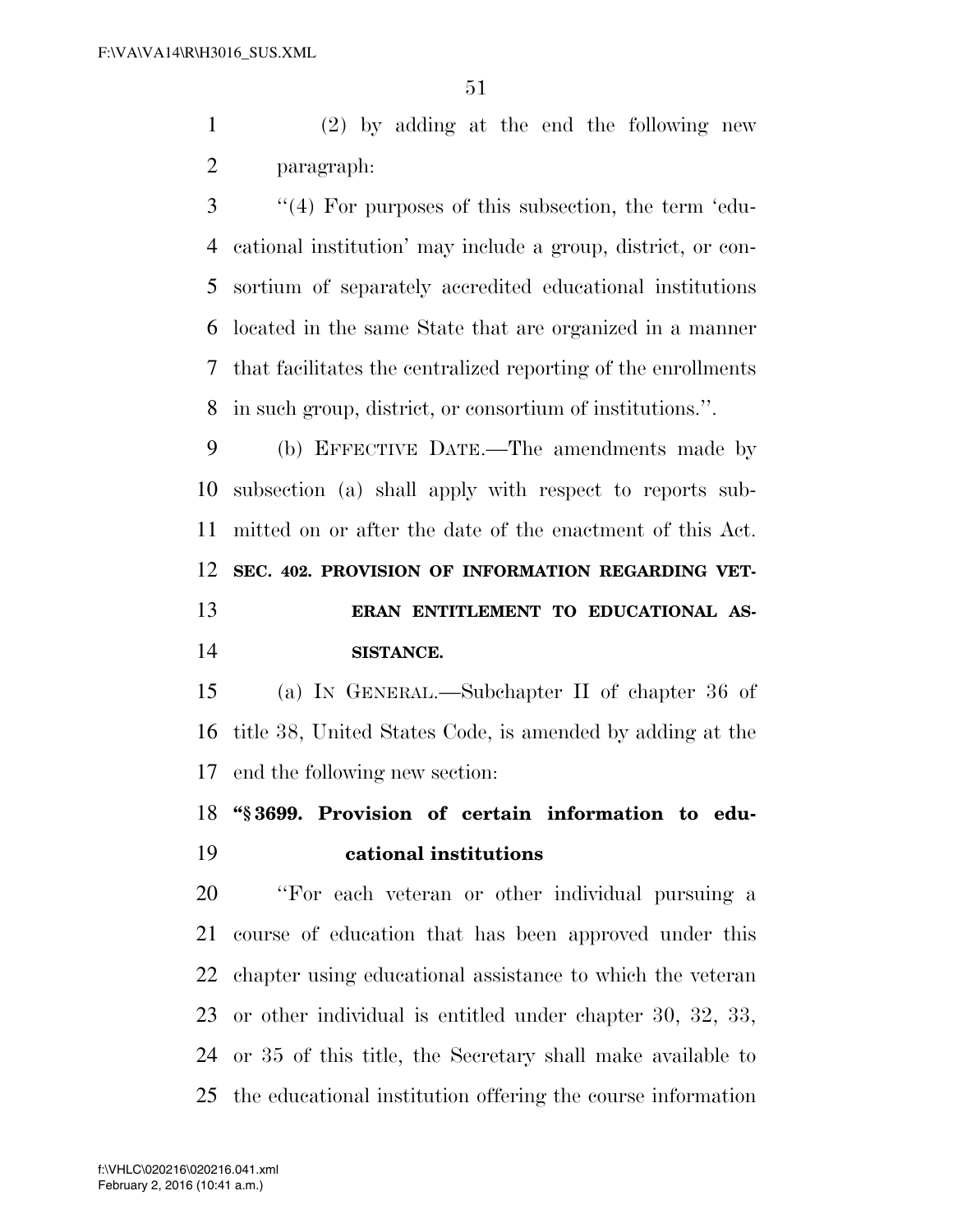(2) by adding at the end the following new paragraph:

''(4) For purposes of this subsection, the term 'educational institution' may include a group, district, or consortium of separately accredited educational institutions located in the same State that are organized in a manner that facilitates the centralized reporting of the enrollments in such group, district, or consortium of institutions.''.

(b) EFFECTIVE DATE.—The amendments made by subsection (a) shall apply with respect to reports submitted on or after the date of the enactment of this Act.

**SEC. 402. PROVISION OF INFORMATION REGARDING VETERAN ENTITLEMENT TO EDUCATIONAL ASSISTANCE.**

(a) IN GENERAL.—Subchapter II of chapter 36 of title 38, United States Code, is amended by adding at the end the following new section:

**''§ 3699. Provision of certain information to educational institutions**

''For each veteran or other individual pursuing a course of education that has been approved under this chapter using educational assistance to which the veteran or other individual is entitled under chapter 30, 32, 33, or 35 of this title, the Secretary shall make available to the educational institution offering the course information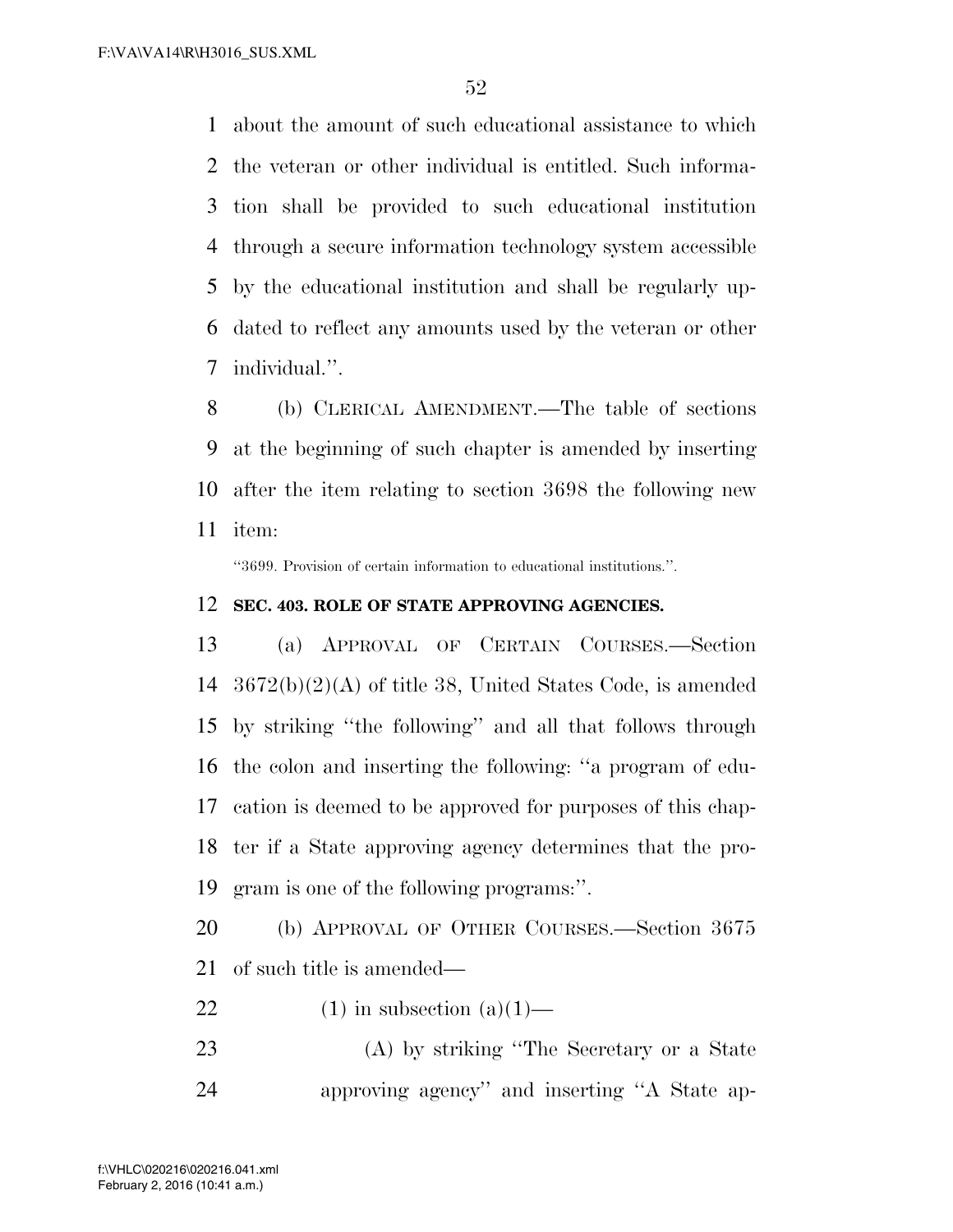about the amount of such educational assistance to which the veteran or other individual is entitled. Such information shall be provided to such educational institution through a secure information technology system accessible by the educational institution and shall be regularly updated to reflect any amounts used by the veteran or other individual.''.

(b) CLERICAL AMENDMENT.—The table of sections at the beginning of such chapter is amended by inserting after the item relating to section 3698 the following new item:

''3699. Provision of certain information to educational institutions.''.

**SEC. 403. ROLE OF STATE APPROVING AGENCIES.**

(a) APPROVAL OF CERTAIN COURSES.—Section 3672(b)(2)(A) of title 38, United States Code, is amended by striking ''the following'' and all that follows through the colon and inserting the following: ''a program of education is deemed to be approved for purposes of this chapter if a State approving agency determines that the program is one of the following programs:''.

(b) APPROVAL OF OTHER COURSES.—Section 3675 of such title is amended—

(1) in subsection (a)(1)—

(A) by striking ''The Secretary or a State approving agency'' and inserting ''A State ap-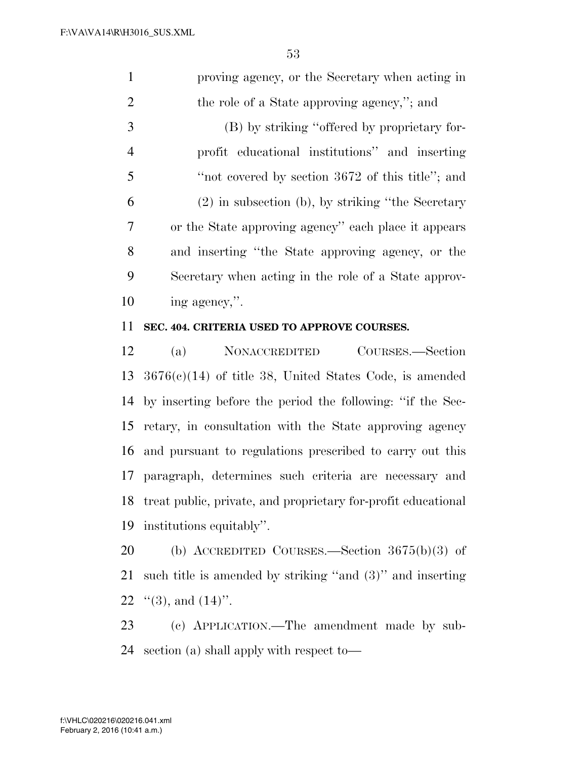proving agency, or the Secretary when acting in the role of a State approving agency,''; and

(B) by striking ''offered by proprietary for-profit educational institutions'' and inserting ''not covered by section 3672 of this title''; and

(2) in subsection (b), by striking ''the Secretary or the State approving agency'' each place it appears and inserting ''the State approving agency, or the Secretary when acting in the role of a State approving agency,''.

**SEC. 404. CRITERIA USED TO APPROVE COURSES.**

(a) NONACCREDITED COURSES.—Section 3676(c)(14) of title 38, United States Code, is amended by inserting before the period the following: ''if the Secretary, in consultation with the State approving agency and pursuant to regulations prescribed to carry out this paragraph, determines such criteria are necessary and treat public, private, and proprietary for-profit educational institutions equitably''.

(b) ACCREDITED COURSES.—Section 3675(b)(3) of such title is amended by striking ''and (3)'' and inserting ''(3), and (14)''.

(c) APPLICATION.—The amendment made by subsection (a) shall apply with respect to—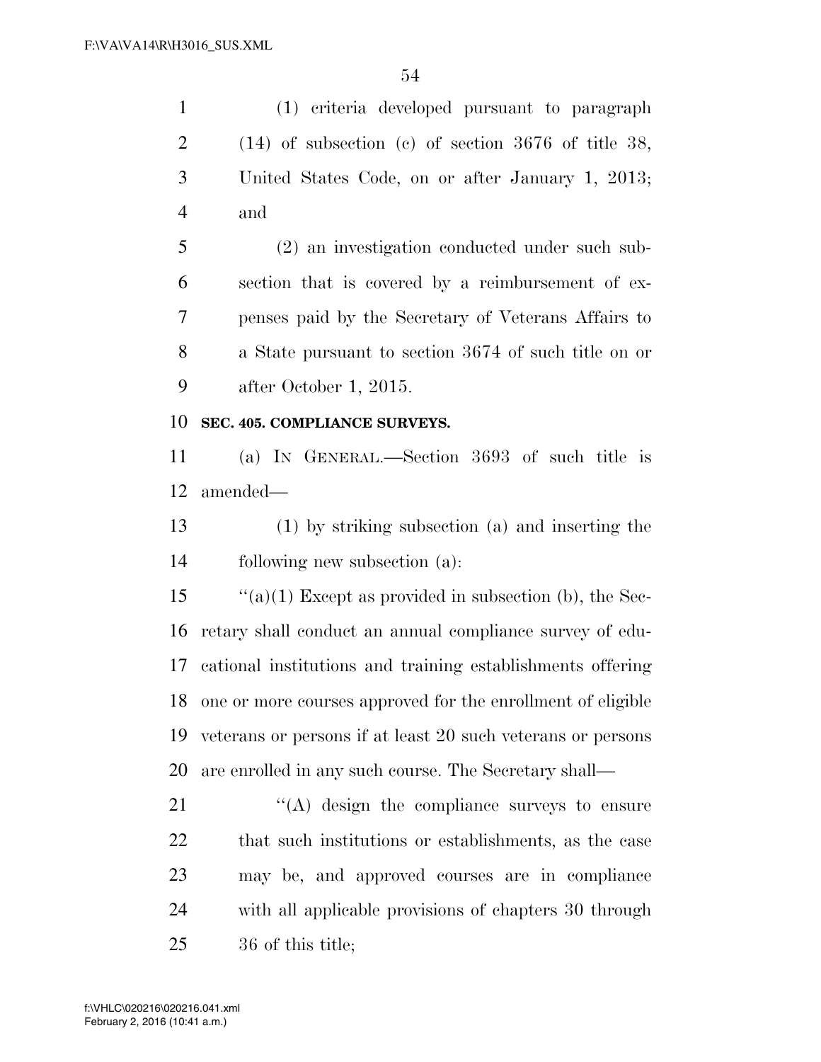(1) criteria developed pursuant to paragraph (14) of subsection (c) of section 3676 of title 38, United States Code, on or after January 1, 2013; and

(2) an investigation conducted under such subsection that is covered by a reimbursement of expenses paid by the Secretary of Veterans Affairs to a State pursuant to section 3674 of such title on or after October 1, 2015.

**SEC. 405. COMPLIANCE SURVEYS.**

(a) IN GENERAL.—Section 3693 of such title is amended—

(1) by striking subsection (a) and inserting the following new subsection (a):

"(a)(1) Except as provided in subsection (b), the Secretary shall conduct an annual compliance survey of educational institutions and training establishments offering one or more courses approved for the enrollment of eligible veterans or persons if at least 20 such veterans or persons are enrolled in any such course. The Secretary shall—

"(A) design the compliance surveys to ensure that such institutions or establishments, as the case may be, and approved courses are in compliance with all applicable provisions of chapters 30 through 36 of this title;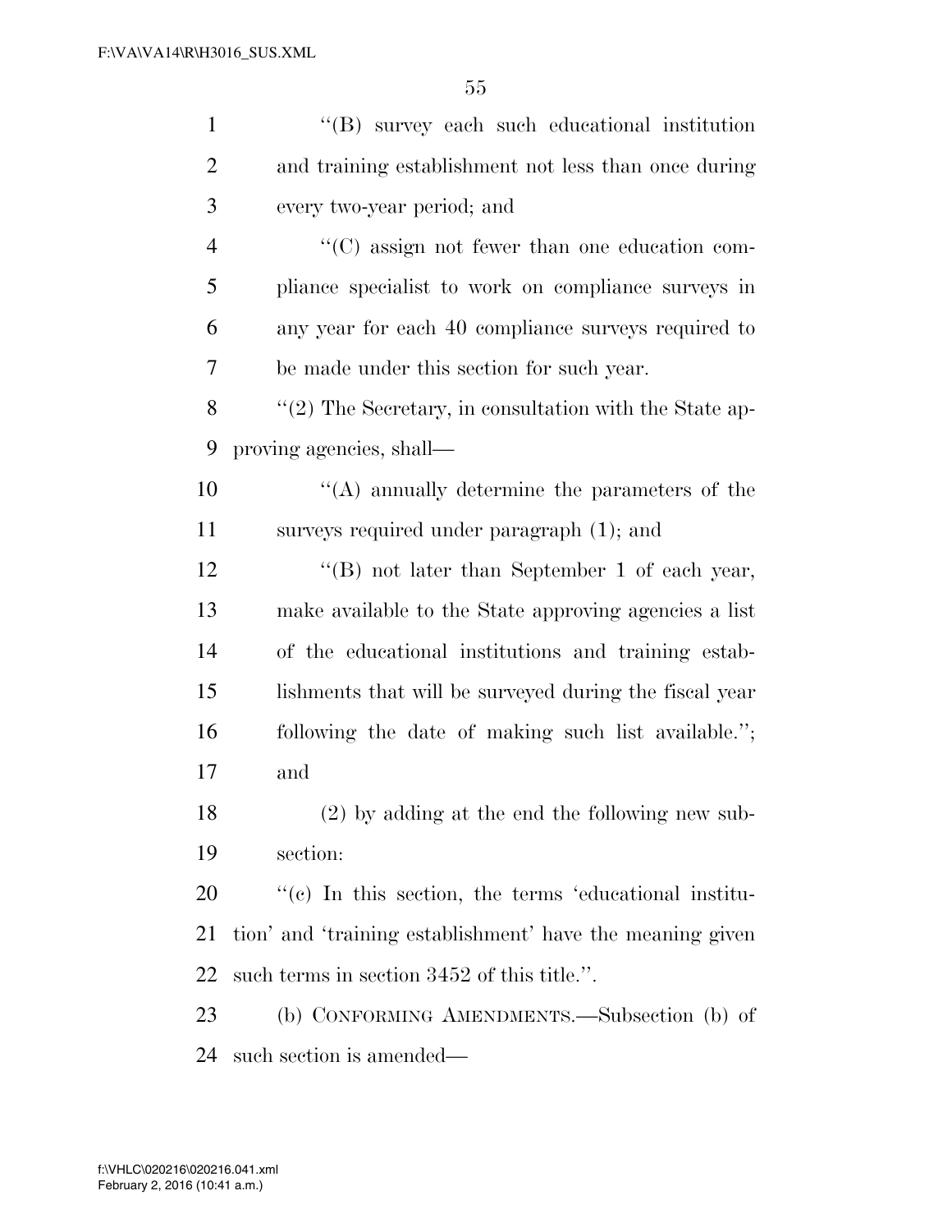''(B) survey each such educational institution and training establishment not less than once during every two-year period; and

''(C) assign not fewer than one education compliance specialist to work on compliance surveys in any year for each 40 compliance surveys required to be made under this section for such year.

''(2) The Secretary, in consultation with the State approving agencies, shall—

''(A) annually determine the parameters of the surveys required under paragraph (1); and

''(B) not later than September 1 of each year, make available to the State approving agencies a list of the educational institutions and training establishments that will be surveyed during the fiscal year following the date of making such list available.''; and

(2) by adding at the end the following new subsection:

''(c) In this section, the terms 'educational institution' and 'training establishment' have the meaning given such terms in section 3452 of this title.''.

(b) CONFORMING AMENDMENTS.—Subsection (b) of such section is amended—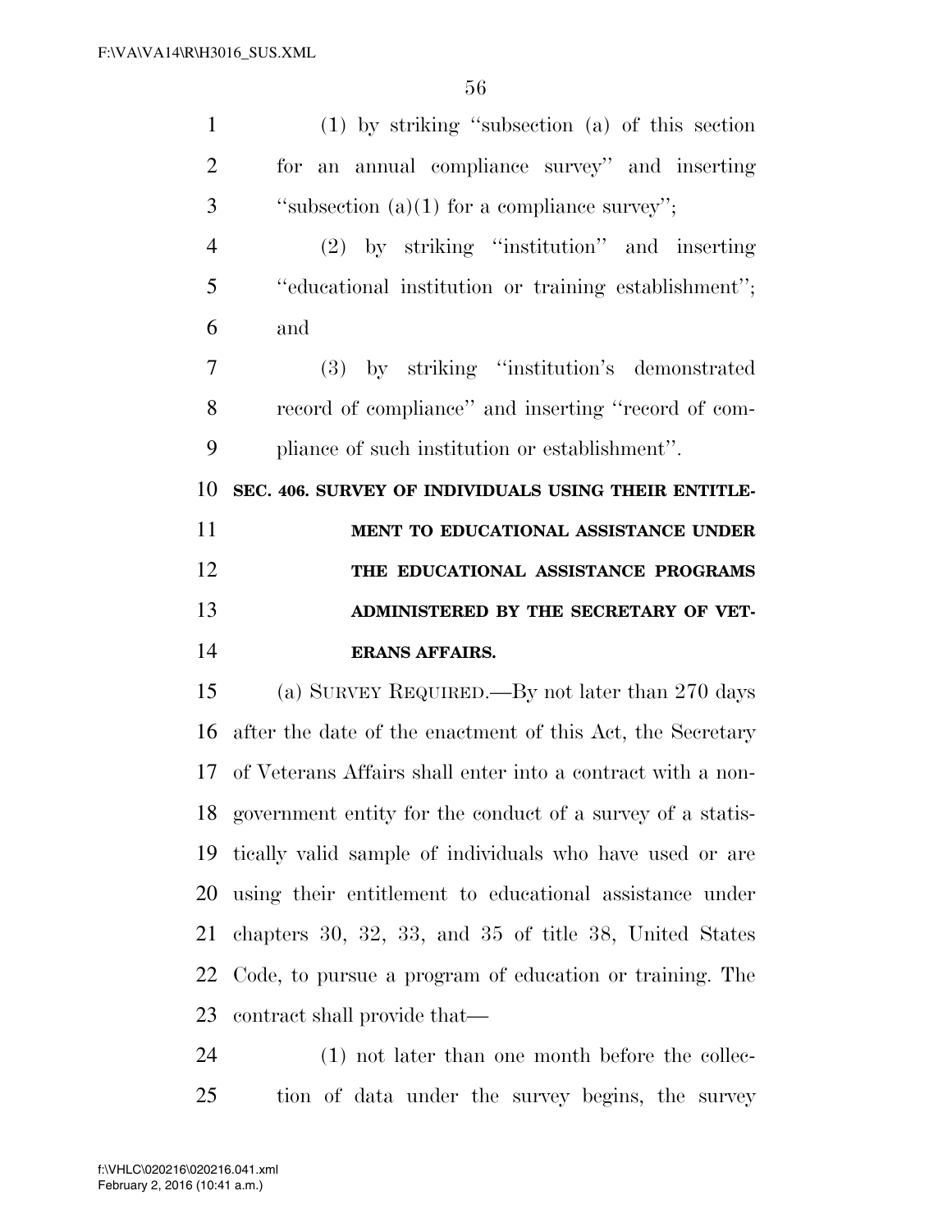(1) by striking "subsection (a) of this section for an annual compliance survey" and inserting "subsection (a)(1) for a compliance survey";

(2) by striking "institution" and inserting "educational institution or training establishment"; and

(3) by striking "institution's demonstrated record of compliance" and inserting "record of compliance of such institution or establishment".

**SEC. 406. SURVEY OF INDIVIDUALS USING THEIR ENTITLEMENT TO EDUCATIONAL ASSISTANCE UNDER THE EDUCATIONAL ASSISTANCE PROGRAMS ADMINISTERED BY THE SECRETARY OF VETERANS AFFAIRS.**

(a) SURVEY REQUIRED.—By not later than 270 days after the date of the enactment of this Act, the Secretary of Veterans Affairs shall enter into a contract with a non-government entity for the conduct of a survey of a statistically valid sample of individuals who have used or are using their entitlement to educational assistance under chapters 30, 32, 33, and 35 of title 38, United States Code, to pursue a program of education or training. The contract shall provide that—

(1) not later than one month before the collection of data under the survey begins, the survey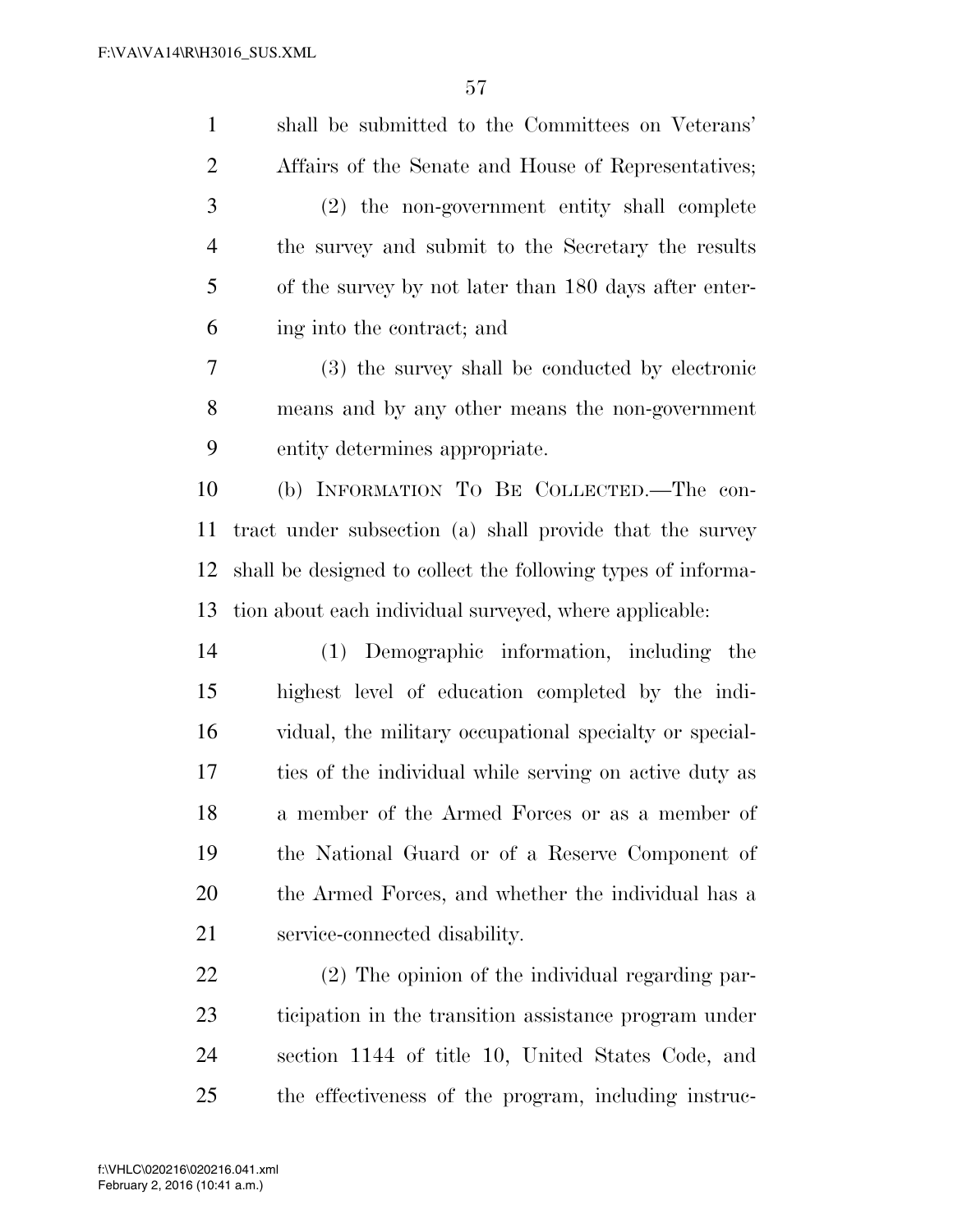shall be submitted to the Committees on Veterans' Affairs of the Senate and House of Representatives;

(2) the non-government entity shall complete the survey and submit to the Secretary the results of the survey by not later than 180 days after entering into the contract; and

(3) the survey shall be conducted by electronic means and by any other means the non-government entity determines appropriate.

(b) INFORMATION TO BE COLLECTED.—The contract under subsection (a) shall provide that the survey shall be designed to collect the following types of information about each individual surveyed, where applicable:

(1) Demographic information, including the highest level of education completed by the individual, the military occupational specialty or specialties of the individual while serving on active duty as a member of the Armed Forces or as a member of the National Guard or of a Reserve Component of the Armed Forces, and whether the individual has a service-connected disability.

(2) The opinion of the individual regarding participation in the transition assistance program under section 1144 of title 10, United States Code, and the effectiveness of the program, including instruc-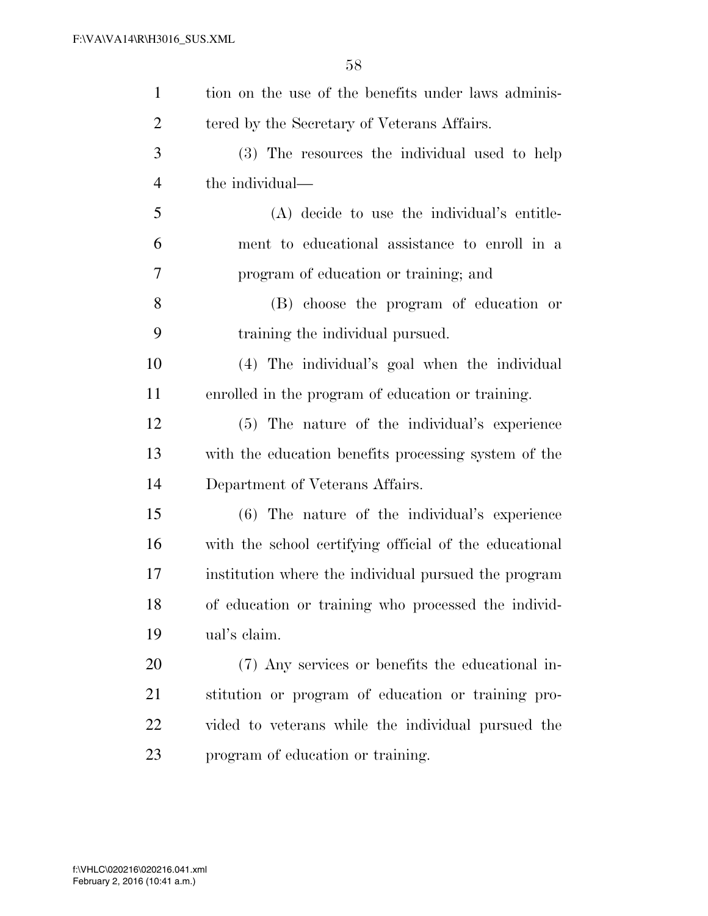tion on the use of the benefits under laws administered by the Secretary of Veterans Affairs.

(3) The resources the individual used to help the individual—

(A) decide to use the individual's entitlement to educational assistance to enroll in a program of education or training; and

(B) choose the program of education or training the individual pursued.

(4) The individual's goal when the individual enrolled in the program of education or training.

(5) The nature of the individual's experience with the education benefits processing system of the Department of Veterans Affairs.

(6) The nature of the individual's experience with the school certifying official of the educational institution where the individual pursued the program of education or training who processed the individual's claim.

(7) Any services or benefits the educational institution or program of education or training provided to veterans while the individual pursued the program of education or training.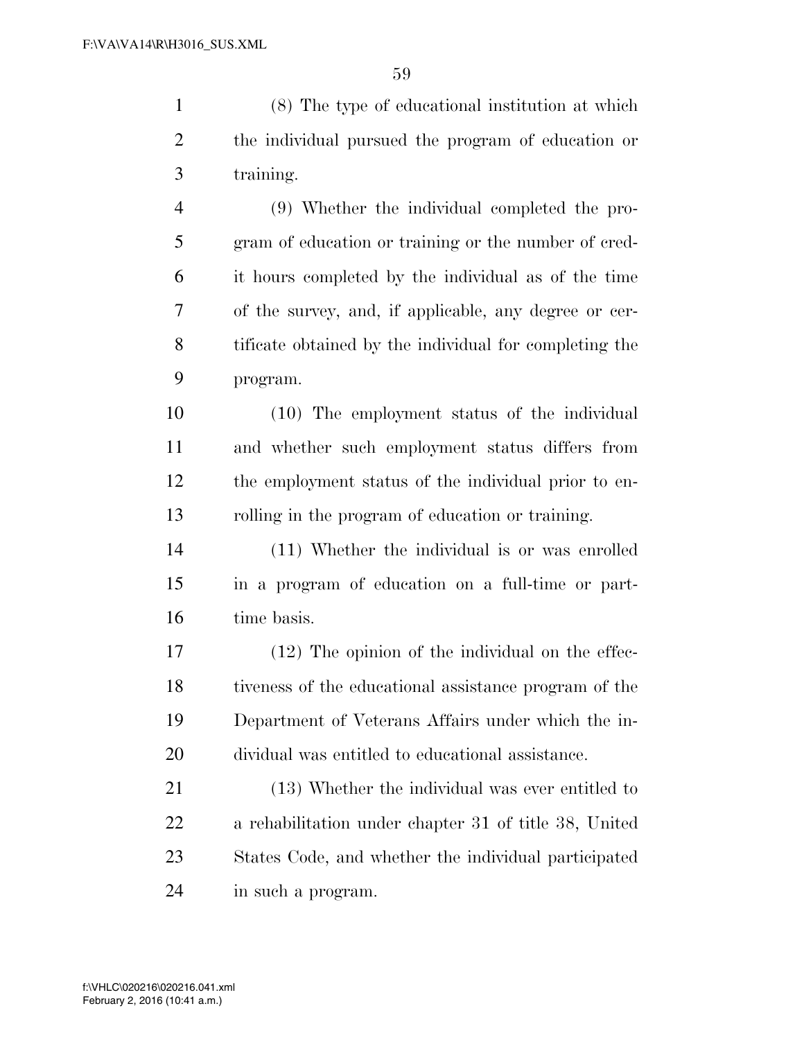(8) The type of educational institution at which the individual pursued the program of education or training.

(9) Whether the individual completed the program of education or training or the number of credit hours completed by the individual as of the time of the survey, and, if applicable, any degree or certificate obtained by the individual for completing the program.

(10) The employment status of the individual and whether such employment status differs from the employment status of the individual prior to enrolling in the program of education or training.

(11) Whether the individual is or was enrolled in a program of education on a full-time or part-time basis.

(12) The opinion of the individual on the effectiveness of the educational assistance program of the Department of Veterans Affairs under which the individual was entitled to educational assistance.

(13) Whether the individual was ever entitled to a rehabilitation under chapter 31 of title 38, United States Code, and whether the individual participated in such a program.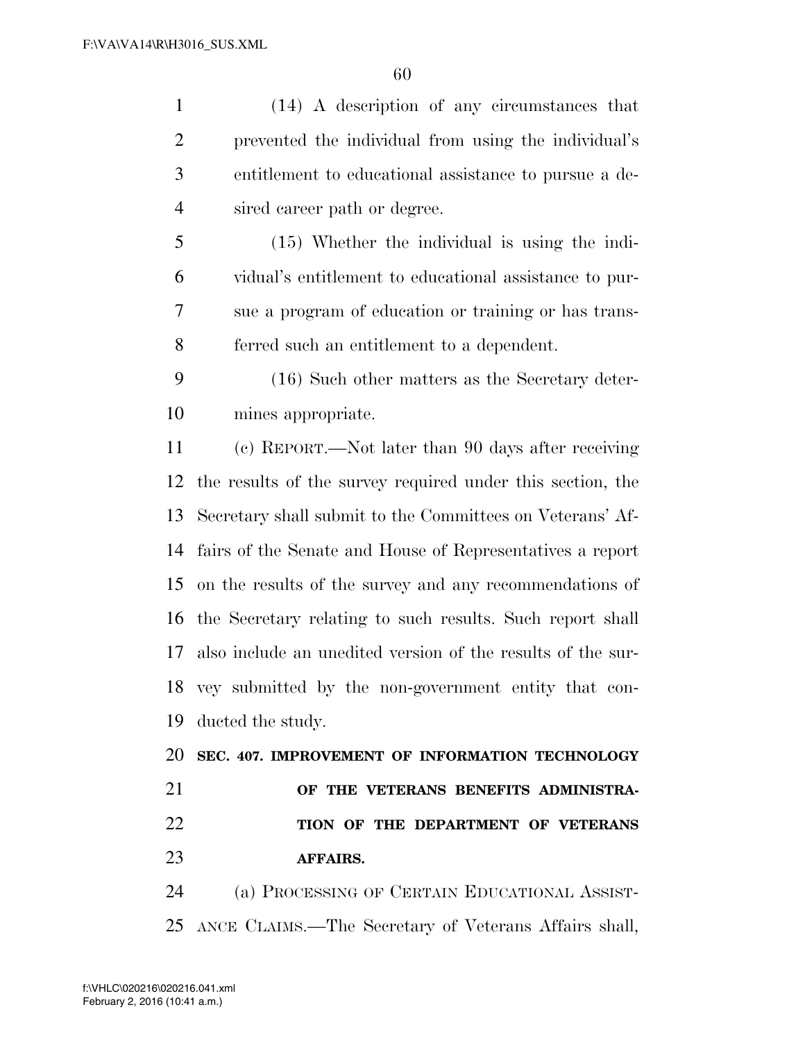(14) A description of any circumstances that prevented the individual from using the individual's entitlement to educational assistance to pursue a desired career path or degree.

(15) Whether the individual is using the individual's entitlement to educational assistance to pursue a program of education or training or has transferred such an entitlement to a dependent.

(16) Such other matters as the Secretary determines appropriate.

(c) REPORT.—Not later than 90 days after receiving the results of the survey required under this section, the Secretary shall submit to the Committees on Veterans' Affairs of the Senate and House of Representatives a report on the results of the survey and any recommendations of the Secretary relating to such results. Such report shall also include an unedited version of the results of the survey submitted by the non-government entity that conducted the study.

**SEC. 407. IMPROVEMENT OF INFORMATION TECHNOLOGY OF THE VETERANS BENEFITS ADMINISTRATION OF THE DEPARTMENT OF VETERANS AFFAIRS.**

(a) PROCESSING OF CERTAIN EDUCATIONAL ASSISTANCE CLAIMS.—The Secretary of Veterans Affairs shall,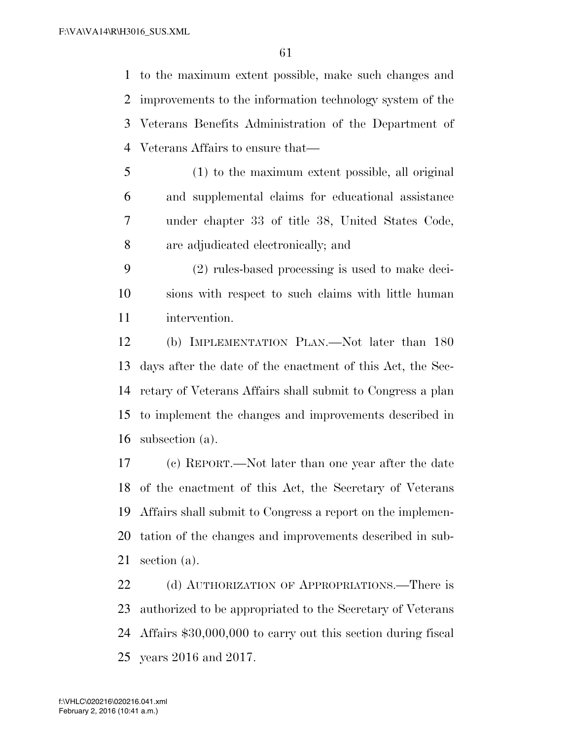to the maximum extent possible, make such changes and improvements to the information technology system of the Veterans Benefits Administration of the Department of Veterans Affairs to ensure that—

(1) to the maximum extent possible, all original and supplemental claims for educational assistance under chapter 33 of title 38, United States Code, are adjudicated electronically; and

(2) rules-based processing is used to make decisions with respect to such claims with little human intervention.

(b) IMPLEMENTATION PLAN.—Not later than 180 days after the date of the enactment of this Act, the Secretary of Veterans Affairs shall submit to Congress a plan to implement the changes and improvements described in subsection (a).

(c) REPORT.—Not later than one year after the date of the enactment of this Act, the Secretary of Veterans Affairs shall submit to Congress a report on the implementation of the changes and improvements described in subsection (a).

(d) AUTHORIZATION OF APPROPRIATIONS.—There is authorized to be appropriated to the Secretary of Veterans Affairs $30,000,000 to carry out this section during fiscal years 2016 and 2017.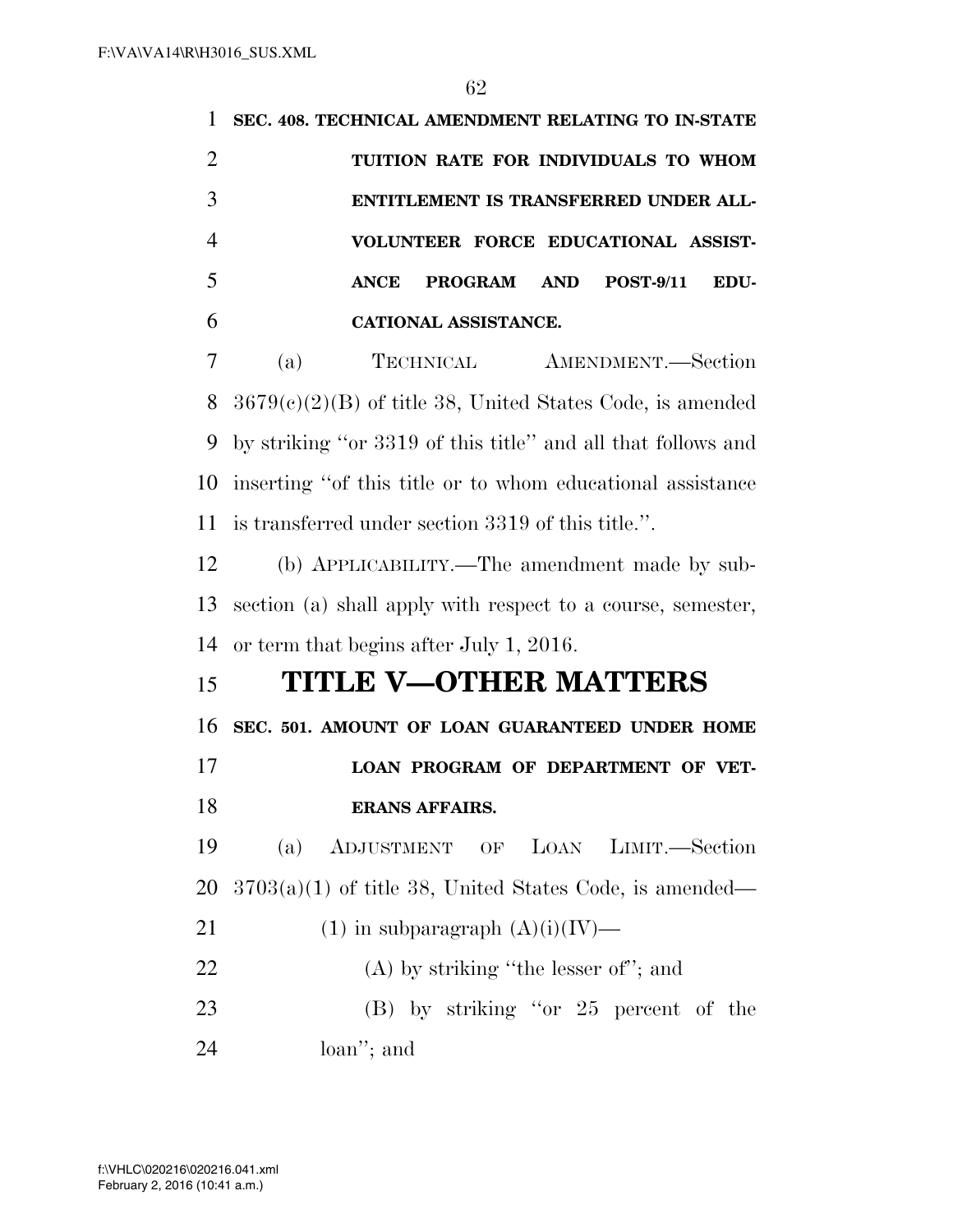**SEC. 408. TECHNICAL AMENDMENT RELATING TO IN-STATE TUITION RATE FOR INDIVIDUALS TO WHOM ENTITLEMENT IS TRANSFERRED UNDER ALL-VOLUNTEER FORCE EDUCATIONAL ASSISTANCE PROGRAM AND POST-9/11 EDUCATIONAL ASSISTANCE.**

(a) TECHNICAL AMENDMENT.—Section 3679(c)(2)(B) of title 38, United States Code, is amended by striking "or 3319 of this title" and all that follows and inserting "of this title or to whom educational assistance is transferred under section 3319 of this title.".

(b) APPLICABILITY.—The amendment made by subsection (a) shall apply with respect to a course, semester, or term that begins after July 1, 2016.

# TITLE V—OTHER MATTERS

**SEC. 501. AMOUNT OF LOAN GUARANTEED UNDER HOME LOAN PROGRAM OF DEPARTMENT OF VETERANS AFFAIRS.**

(a) ADJUSTMENT OF LOAN LIMIT.—Section 3703(a)(1) of title 38, United States Code, is amended—

(1) in subparagraph (A)(i)(IV)—

(A) by striking "the lesser of"; and

(B) by striking "or 25 percent of the loan"; and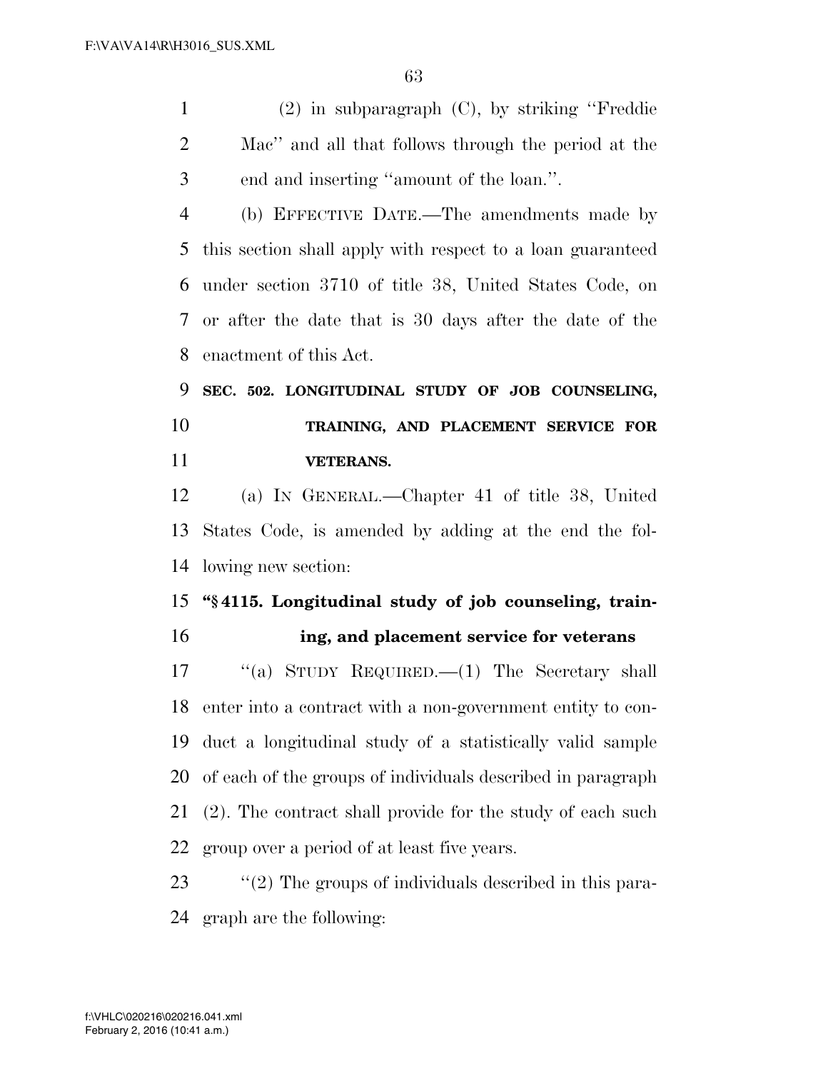(2) in subparagraph (C), by striking ''Freddie Mac'' and all that follows through the period at the end and inserting ''amount of the loan.''.

(b) EFFECTIVE DATE.—The amendments made by this section shall apply with respect to a loan guaranteed under section 3710 of title 38, United States Code, on or after the date that is 30 days after the date of the enactment of this Act.

**SEC. 502. LONGITUDINAL STUDY OF JOB COUNSELING, TRAINING, AND PLACEMENT SERVICE FOR VETERANS.**

(a) IN GENERAL.—Chapter 41 of title 38, United States Code, is amended by adding at the end the following new section:

**''§ 4115. Longitudinal study of job counseling, training, and placement service for veterans**

''(a) STUDY REQUIRED.—(1) The Secretary shall enter into a contract with a non-government entity to conduct a longitudinal study of a statistically valid sample of each of the groups of individuals described in paragraph (2). The contract shall provide for the study of each such group over a period of at least five years.

''(2) The groups of individuals described in this paragraph are the following: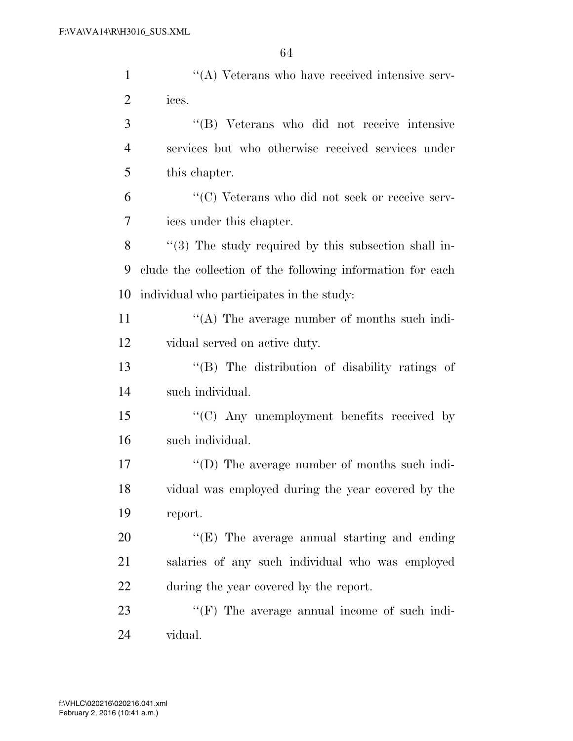''(A) Veterans who have received intensive services.

''(B) Veterans who did not receive intensive services but who otherwise received services under this chapter.

''(C) Veterans who did not seek or receive services under this chapter.

''(3) The study required by this subsection shall include the collection of the following information for each individual who participates in the study:

''(A) The average number of months such individual served on active duty.

''(B) The distribution of disability ratings of such individual.

''(C) Any unemployment benefits received by such individual.

''(D) The average number of months such individual was employed during the year covered by the report.

''(E) The average annual starting and ending salaries of any such individual who was employed during the year covered by the report.

''(F) The average annual income of such individual.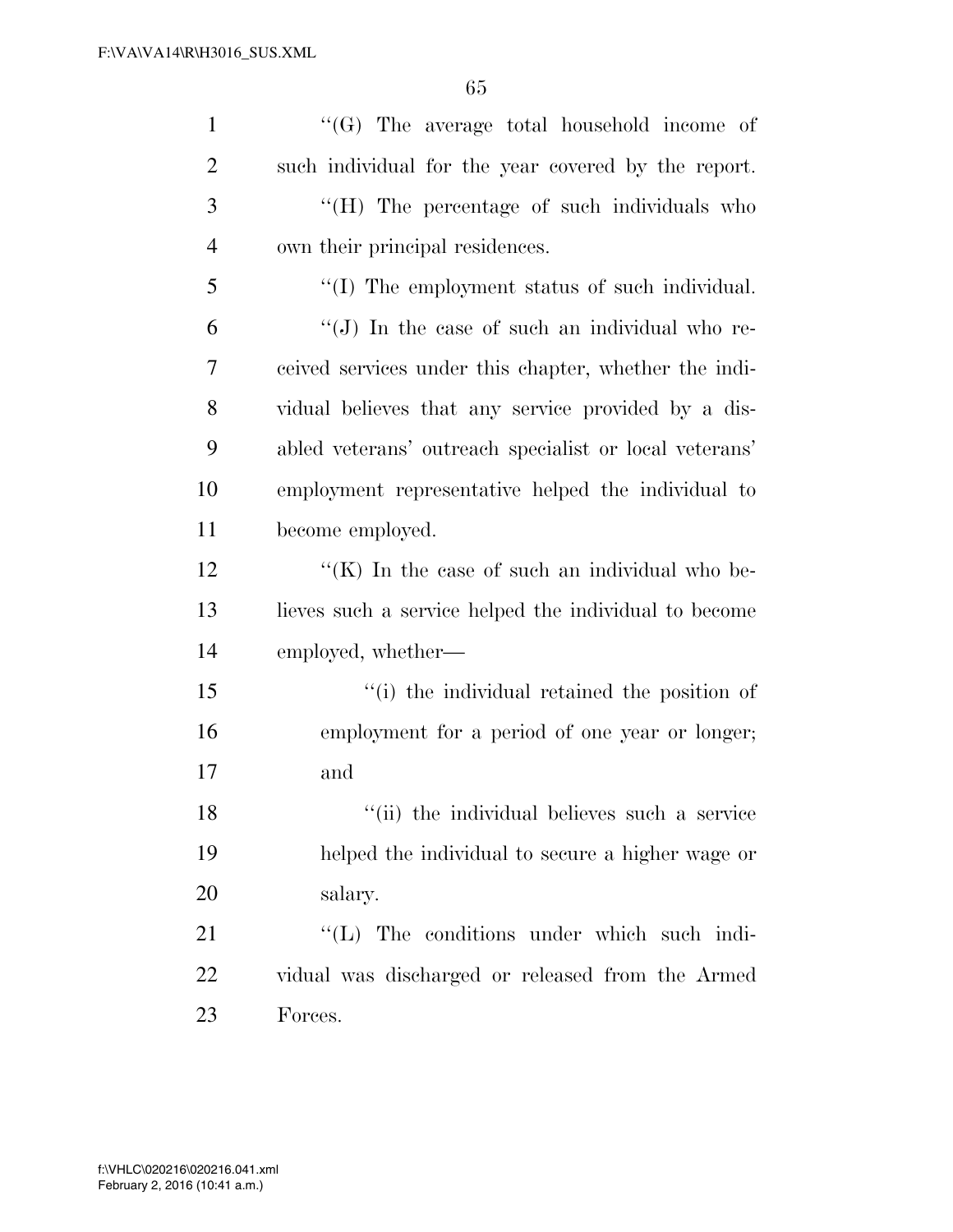''(G) The average total household income of such individual for the year covered by the report.

''(H) The percentage of such individuals who own their principal residences.

''(I) The employment status of such individual.

''(J) In the case of such an individual who received services under this chapter, whether the individual believes that any service provided by a disabled veterans' outreach specialist or local veterans' employment representative helped the individual to become employed.

''(K) In the case of such an individual who believes such a service helped the individual to become employed, whether—

''(i) the individual retained the position of employment for a period of one year or longer; and

''(ii) the individual believes such a service helped the individual to secure a higher wage or salary.

''(L) The conditions under which such individual was discharged or released from the Armed Forces.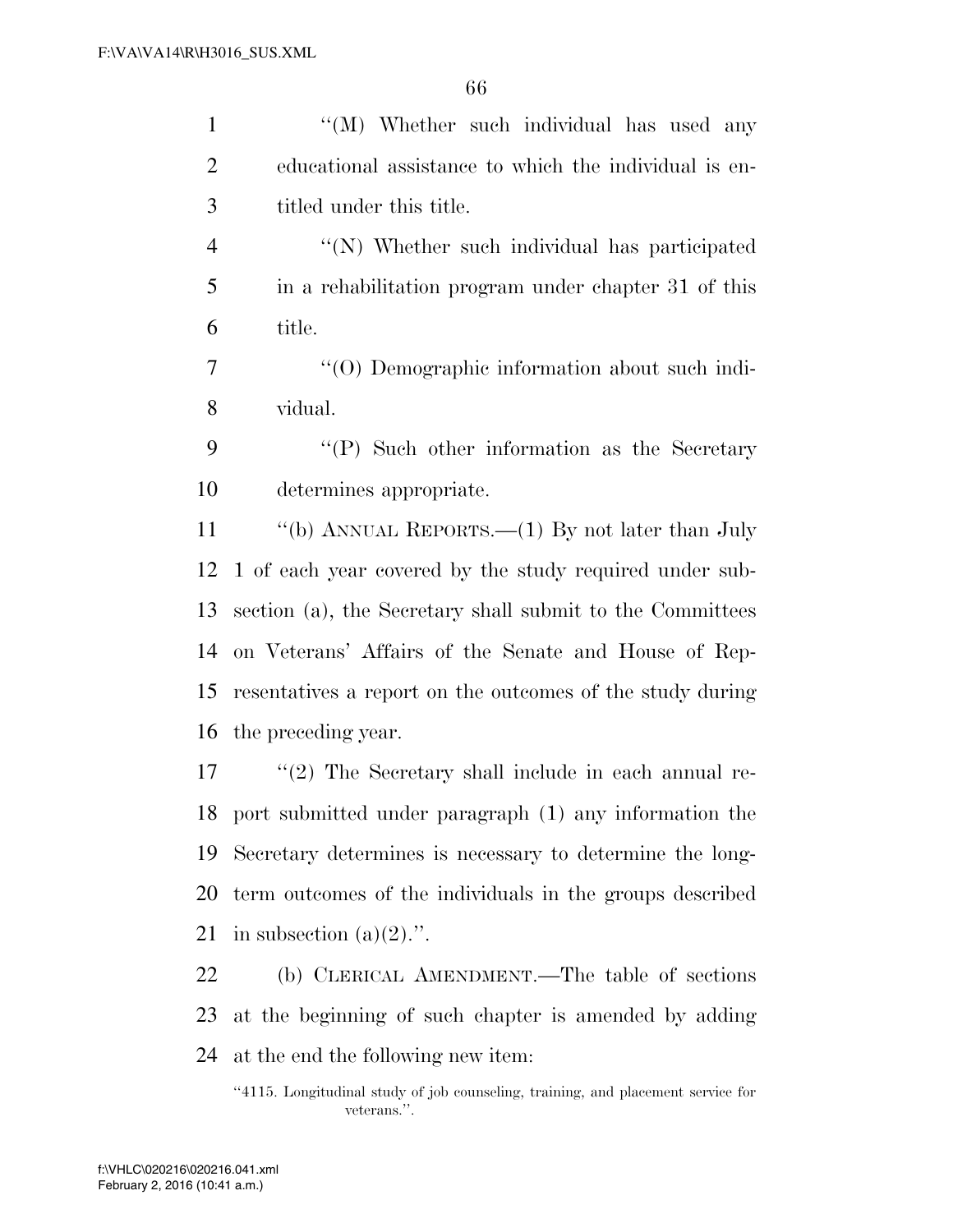''(M) Whether such individual has used any educational assistance to which the individual is entitled under this title.

''(N) Whether such individual has participated in a rehabilitation program under chapter 31 of this title.

''(O) Demographic information about such individual.

''(P) Such other information as the Secretary determines appropriate.

''(b) ANNUAL REPORTS.—(1) By not later than July 1 of each year covered by the study required under subsection (a), the Secretary shall submit to the Committees on Veterans' Affairs of the Senate and House of Representatives a report on the outcomes of the study during the preceding year.

''(2) The Secretary shall include in each annual report submitted under paragraph (1) any information the Secretary determines is necessary to determine the long-term outcomes of the individuals in the groups described in subsection (a)(2).''.

(b) CLERICAL AMENDMENT.—The table of sections at the beginning of such chapter is amended by adding at the end the following new item:

''4115. Longitudinal study of job counseling, training, and placement service for veterans.''.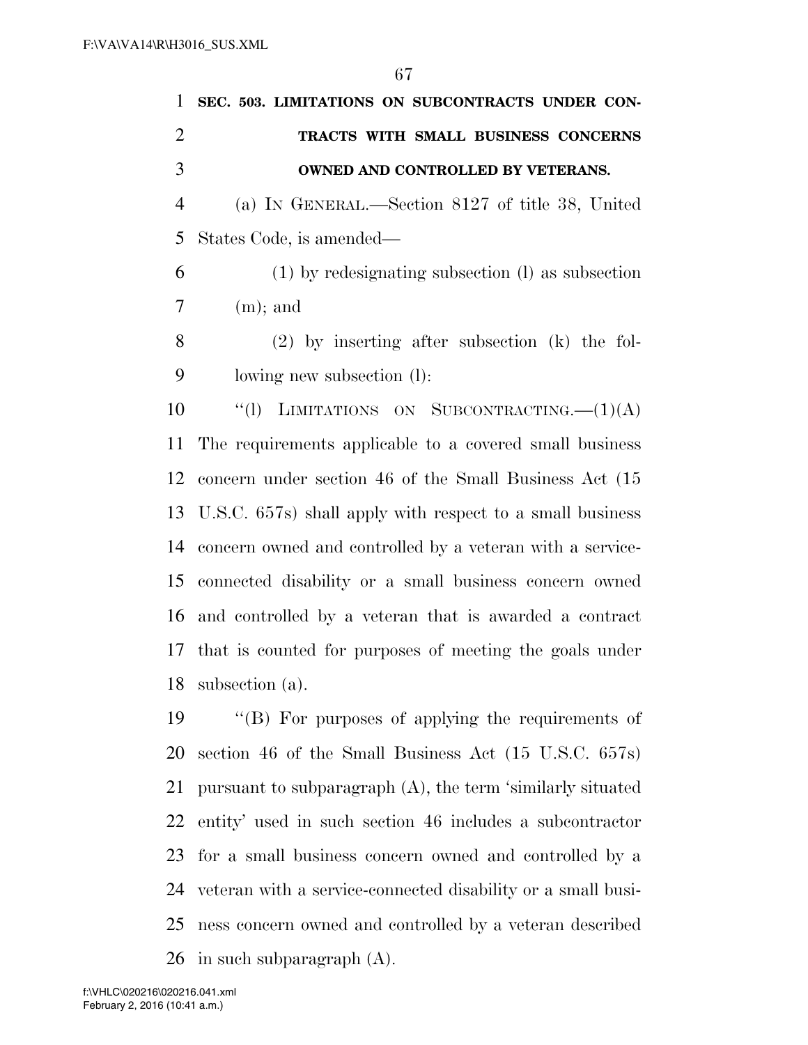**SEC. 503. LIMITATIONS ON SUBCONTRACTS UNDER CONTRACTS WITH SMALL BUSINESS CONCERNS OWNED AND CONTROLLED BY VETERANS.**

(a) IN GENERAL.—Section 8127 of title 38, United States Code, is amended—

(1) by redesignating subsection (l) as subsection (m); and

(2) by inserting after subsection (k) the following new subsection (l):

"(l) LIMITATIONS ON SUBCONTRACTING.—(1)(A) The requirements applicable to a covered small business concern under section 46 of the Small Business Act (15 U.S.C. 657s) shall apply with respect to a small business concern owned and controlled by a veteran with a service-connected disability or a small business concern owned and controlled by a veteran that is awarded a contract that is counted for purposes of meeting the goals under subsection (a).

"(B) For purposes of applying the requirements of section 46 of the Small Business Act (15 U.S.C. 657s) pursuant to subparagraph (A), the term 'similarly situated entity' used in such section 46 includes a subcontractor for a small business concern owned and controlled by a veteran with a service-connected disability or a small business concern owned and controlled by a veteran described in such subparagraph (A).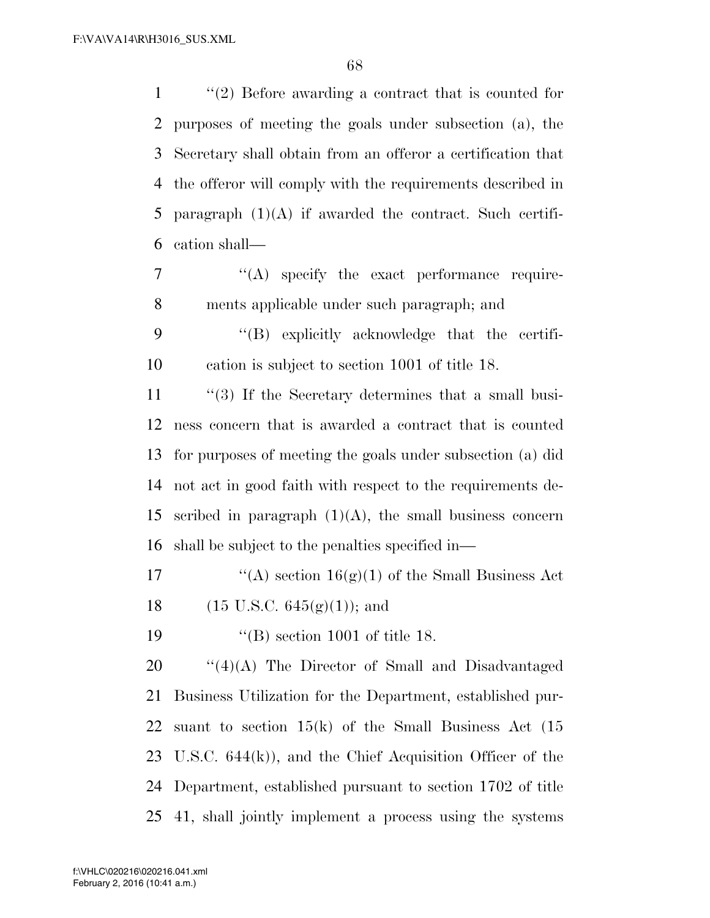"(2) Before awarding a contract that is counted for purposes of meeting the goals under subsection (a), the Secretary shall obtain from an offeror a certification that the offeror will comply with the requirements described in paragraph (1)(A) if awarded the contract. Such certification shall—

"(A) specify the exact performance requirements applicable under such paragraph; and

"(B) explicitly acknowledge that the certification is subject to section 1001 of title 18.

"(3) If the Secretary determines that a small business concern that is awarded a contract that is counted for purposes of meeting the goals under subsection (a) did not act in good faith with respect to the requirements described in paragraph (1)(A), the small business concern shall be subject to the penalties specified in—

"(A) section 16(g)(1) of the Small Business Act (15 U.S.C. 645(g)(1)); and

"(B) section 1001 of title 18.

"(4)(A) The Director of Small and Disadvantaged Business Utilization for the Department, established pursuant to section 15(k) of the Small Business Act (15 U.S.C. 644(k)), and the Chief Acquisition Officer of the Department, established pursuant to section 1702 of title 41, shall jointly implement a process using the systems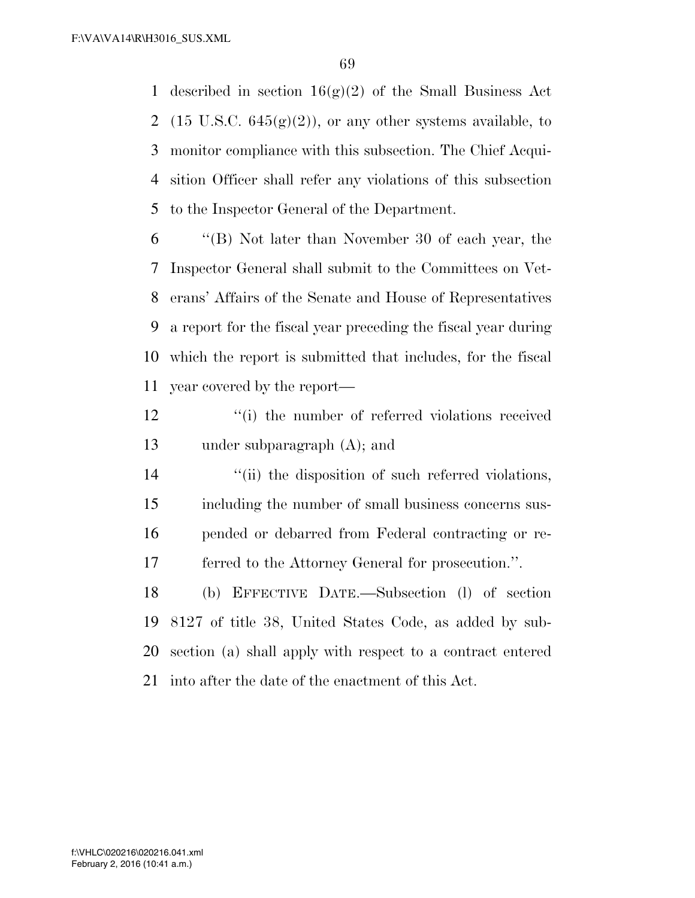described in section 16(g)(2) of the Small Business Act (15 U.S.C. 645(g)(2)), or any other systems available, to monitor compliance with this subsection. The Chief Acquisition Officer shall refer any violations of this subsection to the Inspector General of the Department.

''(B) Not later than November 30 of each year, the Inspector General shall submit to the Committees on Veterans' Affairs of the Senate and House of Representatives a report for the fiscal year preceding the fiscal year during which the report is submitted that includes, for the fiscal year covered by the report—

''(i) the number of referred violations received under subparagraph (A); and

''(ii) the disposition of such referred violations, including the number of small business concerns suspended or debarred from Federal contracting or referred to the Attorney General for prosecution.''.

(b) EFFECTIVE DATE.—Subsection (l) of section 8127 of title 38, United States Code, as added by subsection (a) shall apply with respect to a contract entered into after the date of the enactment of this Act.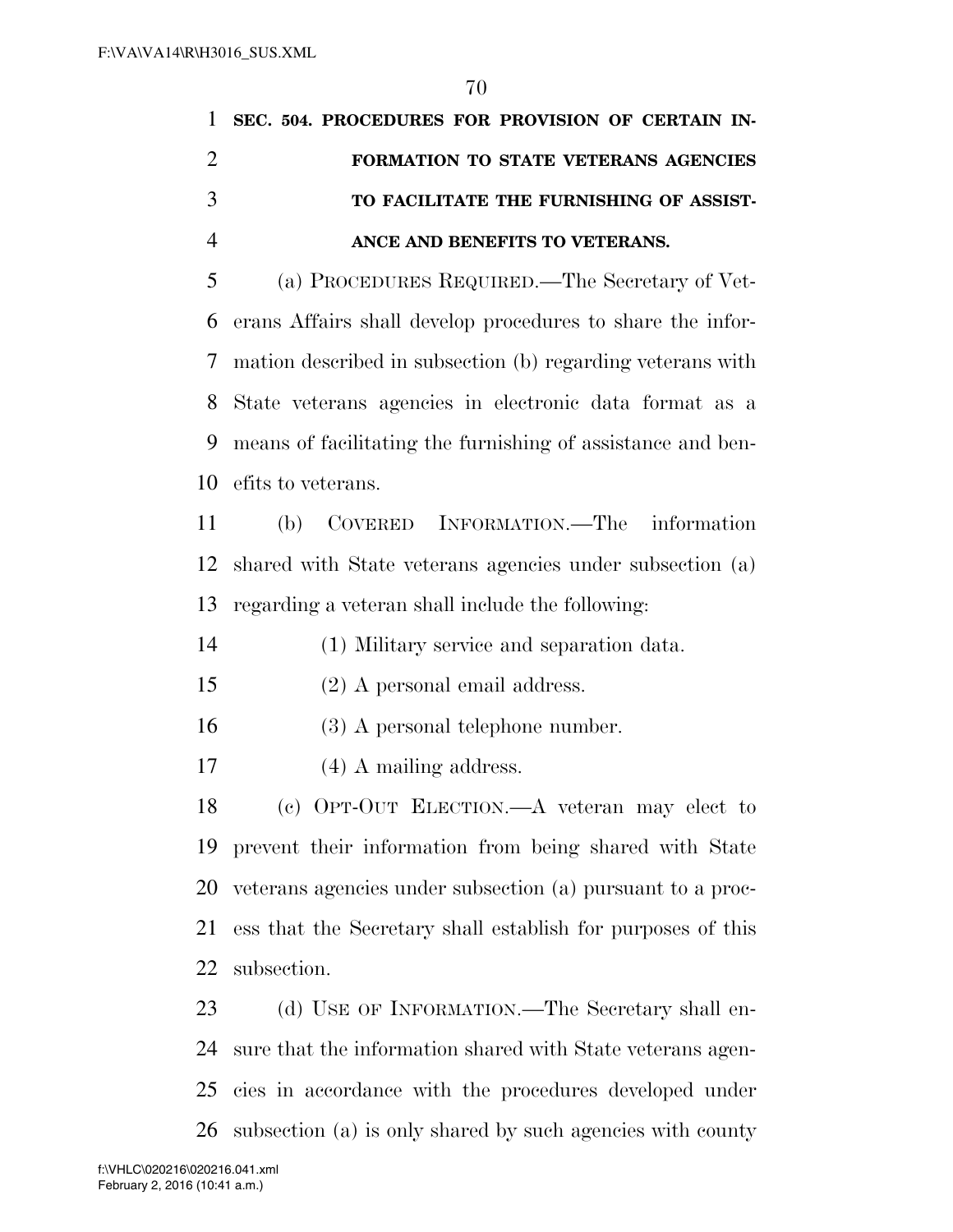**SEC. 504. PROCEDURES FOR PROVISION OF CERTAIN INFORMATION TO STATE VETERANS AGENCIES TO FACILITATE THE FURNISHING OF ASSISTANCE AND BENEFITS TO VETERANS.**

(a) PROCEDURES REQUIRED.—The Secretary of Veterans Affairs shall develop procedures to share the information described in subsection (b) regarding veterans with State veterans agencies in electronic data format as a means of facilitating the furnishing of assistance and benefits to veterans.

(b) COVERED INFORMATION.—The information shared with State veterans agencies under subsection (a) regarding a veteran shall include the following:

(1) Military service and separation data.

(2) A personal email address.

(3) A personal telephone number.

(4) A mailing address.

(c) OPT-OUT ELECTION.—A veteran may elect to prevent their information from being shared with State veterans agencies under subsection (a) pursuant to a process that the Secretary shall establish for purposes of this subsection.

(d) USE OF INFORMATION.—The Secretary shall ensure that the information shared with State veterans agencies in accordance with the procedures developed under subsection (a) is only shared by such agencies with county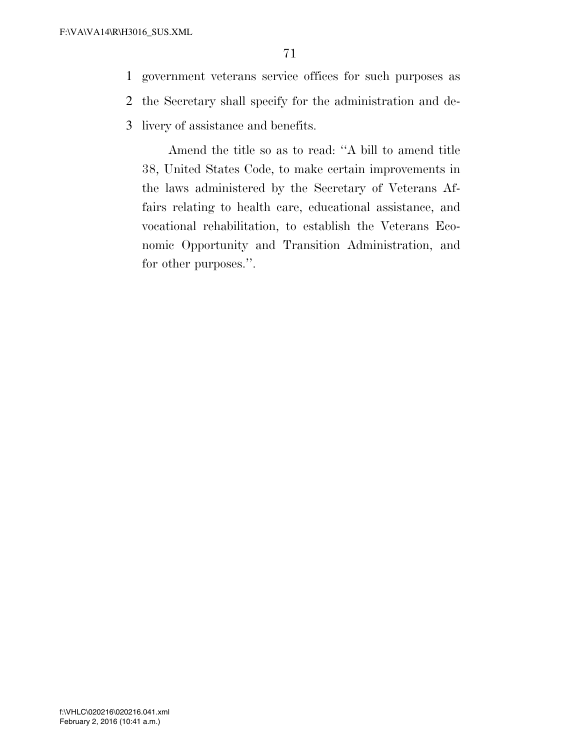government veterans service offices for such purposes as the Secretary shall specify for the administration and delivery of assistance and benefits.

Amend the title so as to read: ''A bill to amend title 38, United States Code, to make certain improvements in the laws administered by the Secretary of Veterans Affairs relating to health care, educational assistance, and vocational rehabilitation, to establish the Veterans Economic Opportunity and Transition Administration, and for other purposes.''.